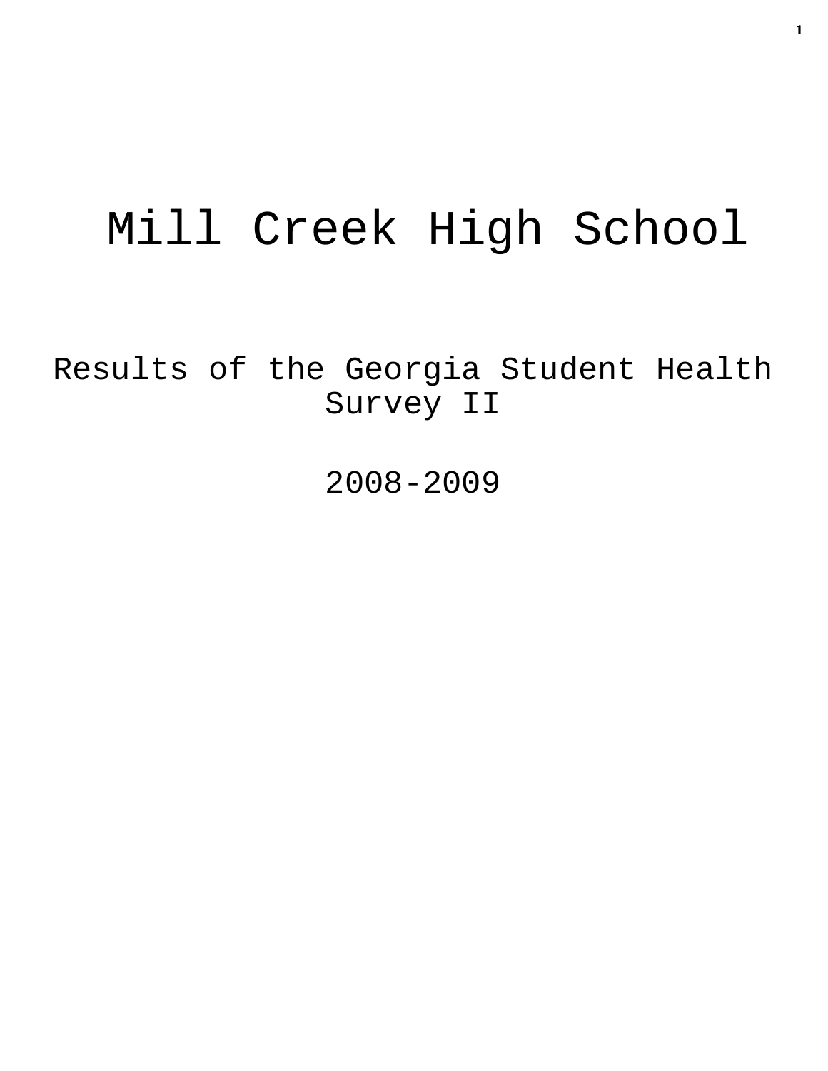# Mill Creek High School

## Results of the Georgia Student Health Survey II

## 2008-2009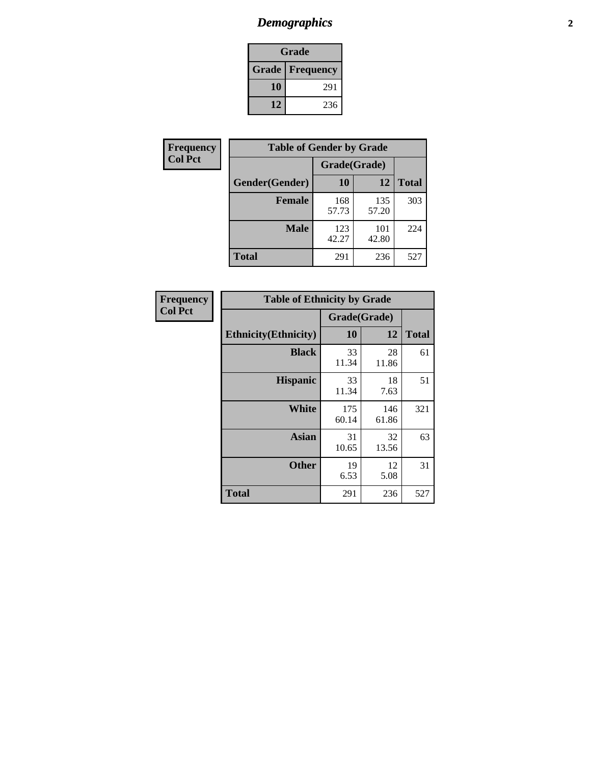# *Demographics*

| Grade | |
|---|---|
| **Grade** | **Frequency** |
| **10** | 291 |
| **12** | 236 |

**Frequency**
**Col Pct**

| Table of Gender by Grade | | | |
|---|---|---|---|
| | Grade(Grade) | | |
| **Gender(Gender)** | **10** | **12** | **Total** |
| **Female** | 168<br>57.73 | 135<br>57.20 | 303 |
| **Male** | 123<br>42.27 | 101<br>42.80 | 224 |
| **Total** | 291 | 236 | 527 |

**Frequency**
**Col Pct**

| Table of Ethnicity by Grade | | | |
|---|---|---|---|
| | Grade(Grade) | | |
| **Ethnicity(Ethnicity)** | **10** | **12** | **Total** |
| **Black** | 33<br>11.34 | 28<br>11.86 | 61 |
| **Hispanic** | 33<br>11.34 | 18<br>7.63 | 51 |
| **White** | 175<br>60.14 | 146<br>61.86 | 321 |
| **Asian** | 31<br>10.65 | 32<br>13.56 | 63 |
| **Other** | 19<br>6.53 | 12<br>5.08 | 31 |
| **Total** | 291 | 236 | 527 |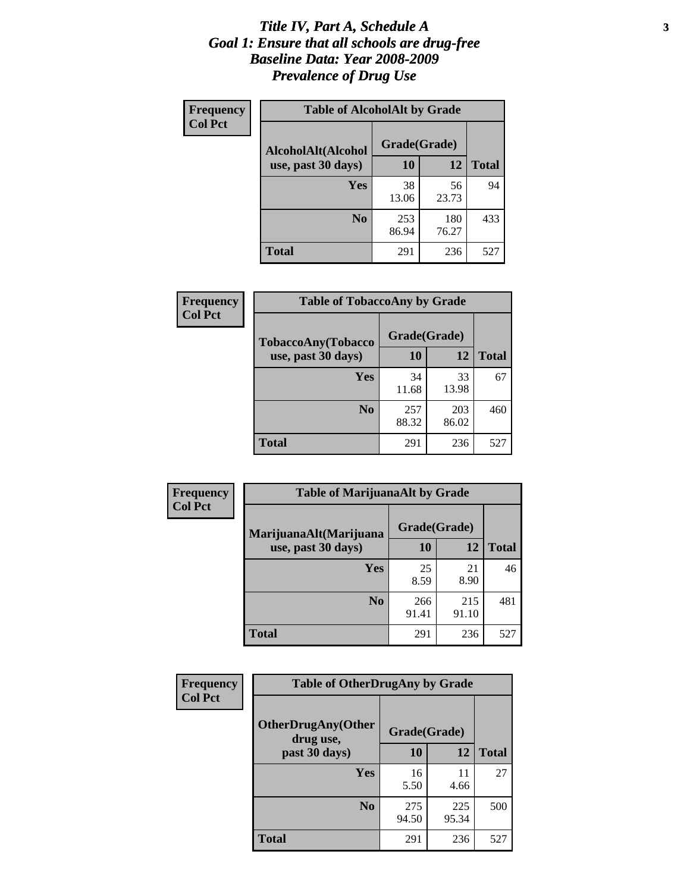# *Title IV, Part A, Schedule A*
# *Goal 1: Ensure that all schools are drug-free*
# *Baseline Data: Year 2008-2009*
# *Prevalence of Drug Use*

**Frequency**
**Col Pct**

**Table of AlcoholAlt by Grade**

| AlcoholAlt(Alcohol use, past 30 days) | Grade(Grade) | | |
|---|---|---|---|
| | **10** | **12** | **Total** |
| **Yes** | 38<br>13.06 | 56<br>23.73 | 94 |
| **No** | 253<br>86.94 | 180<br>76.27 | 433 |
| **Total** | 291 | 236 | 527 |

**Frequency**
**Col Pct**

**Table of TobaccoAny by Grade**

| TobaccoAny(Tobacco use, past 30 days) | Grade(Grade) | | |
|---|---|---|---|
| | **10** | **12** | **Total** |
| **Yes** | 34<br>11.68 | 33<br>13.98 | 67 |
| **No** | 257<br>88.32 | 203<br>86.02 | 460 |
| **Total** | 291 | 236 | 527 |

**Frequency**
**Col Pct**

**Table of MarijuanaAlt by Grade**

| MarijuanaAlt(Marijuana use, past 30 days) | Grade(Grade) | | |
|---|---|---|---|
| | **10** | **12** | **Total** |
| **Yes** | 25<br>8.59 | 21<br>8.90 | 46 |
| **No** | 266<br>91.41 | 215<br>91.10 | 481 |
| **Total** | 291 | 236 | 527 |

**Frequency**
**Col Pct**

**Table of OtherDrugAny by Grade**

| OtherDrugAny(Other drug use, past 30 days) | Grade(Grade) | | |
|---|---|---|---|
| | **10** | **12** | **Total** |
| **Yes** | 16<br>5.50 | 11<br>4.66 | 27 |
| **No** | 275<br>94.50 | 225<br>95.34 | 500 |
| **Total** | 291 | 236 | 527 |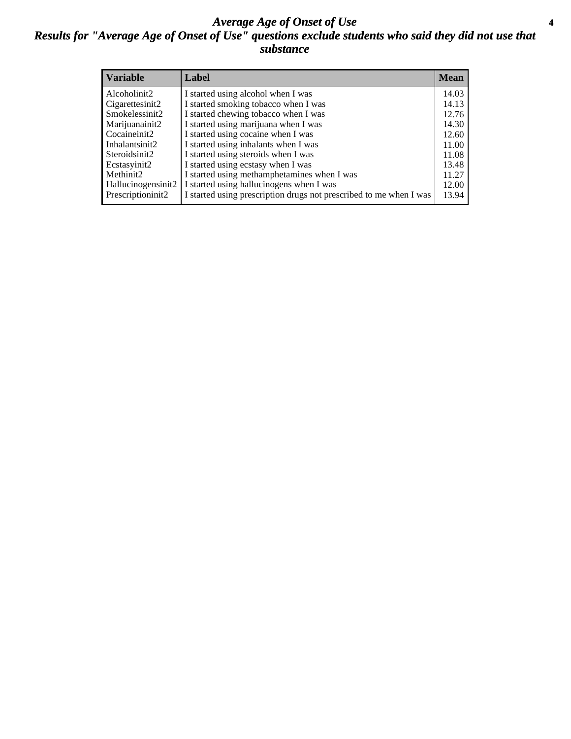# *Average Age of Onset of Use*

## *Results for "Average Age of Onset of Use" questions exclude students who said they did not use that substance*

| Variable | Label | Mean |
|---|---|---|
| Alcoholinit2 | I started using alcohol when I was | 14.03 |
| Cigarettesinit2 | I started smoking tobacco when I was | 14.13 |
| Smokelessinit2 | I started chewing tobacco when I was | 12.76 |
| Marijuanainit2 | I started using marijuana when I was | 14.30 |
| Cocaineinit2 | I started using cocaine when I was | 12.60 |
| Inhalantsinit2 | I started using inhalants when I was | 11.00 |
| Steroidsinit2 | I started using steroids when I was | 11.08 |
| Ecstasyinit2 | I started using ecstasy when I was | 13.48 |
| Methinit2 | I started using methamphetamines when I was | 11.27 |
| Hallucinogensinit2 | I started using hallucinogens when I was | 12.00 |
| Prescriptioninit2 | I started using prescription drugs not prescribed to me when I was | 13.94 |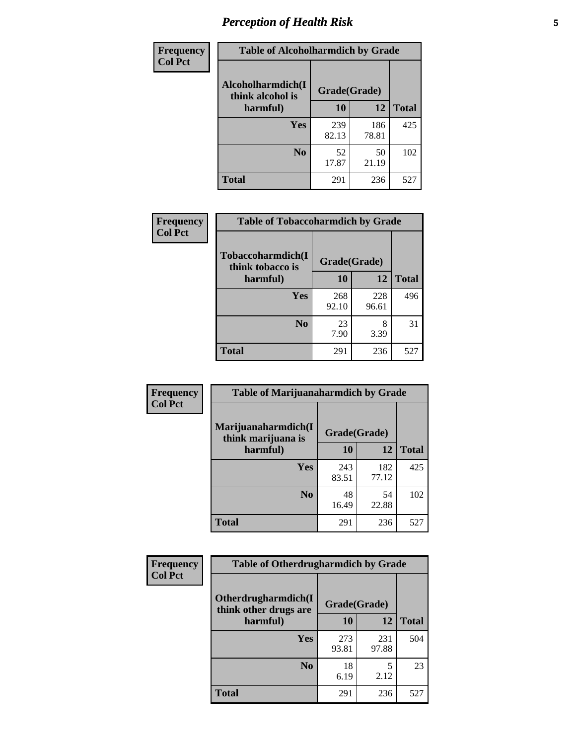## Perception of Health Risk

| Frequency<br>Col Pct | Table of Alcoholharmdich by Grade | | |
|---|---|---|---|
| Alcoholharmdich(I think alcohol is harmful) | Grade(Grade) | | |
| | 10 | 12 | Total |
| Yes | 239<br>82.13 | 186<br>78.81 | 425 |
| No | 52<br>17.87 | 50<br>21.19 | 102 |
| Total | 291 | 236 | 527 |

| Frequency<br>Col Pct | Table of Tobaccoharmdich by Grade | | |
|---|---|---|---|
| Tobaccoharmdich(I think tobacco is harmful) | Grade(Grade) | | |
| | 10 | 12 | Total |
| Yes | 268<br>92.10 | 228<br>96.61 | 496 |
| No | 23<br>7.90 | 8<br>3.39 | 31 |
| Total | 291 | 236 | 527 |

| Frequency<br>Col Pct | Table of Marijuanaharmdich by Grade | | |
|---|---|---|---|
| Marijuanaharmdich(I think marijuana is harmful) | Grade(Grade) | | |
| | 10 | 12 | Total |
| Yes | 243<br>83.51 | 182<br>77.12 | 425 |
| No | 48<br>16.49 | 54<br>22.88 | 102 |
| Total | 291 | 236 | 527 |

| Frequency<br>Col Pct | Table of Otherdrugharmdich by Grade | | |
|---|---|---|---|
| Otherdrugharmdich(I think other drugs are harmful) | Grade(Grade) | | |
| | 10 | 12 | Total |
| Yes | 273<br>93.81 | 231<br>97.88 | 504 |
| No | 18<br>6.19 | 5<br>2.12 | 23 |
| Total | 291 | 236 | 527 |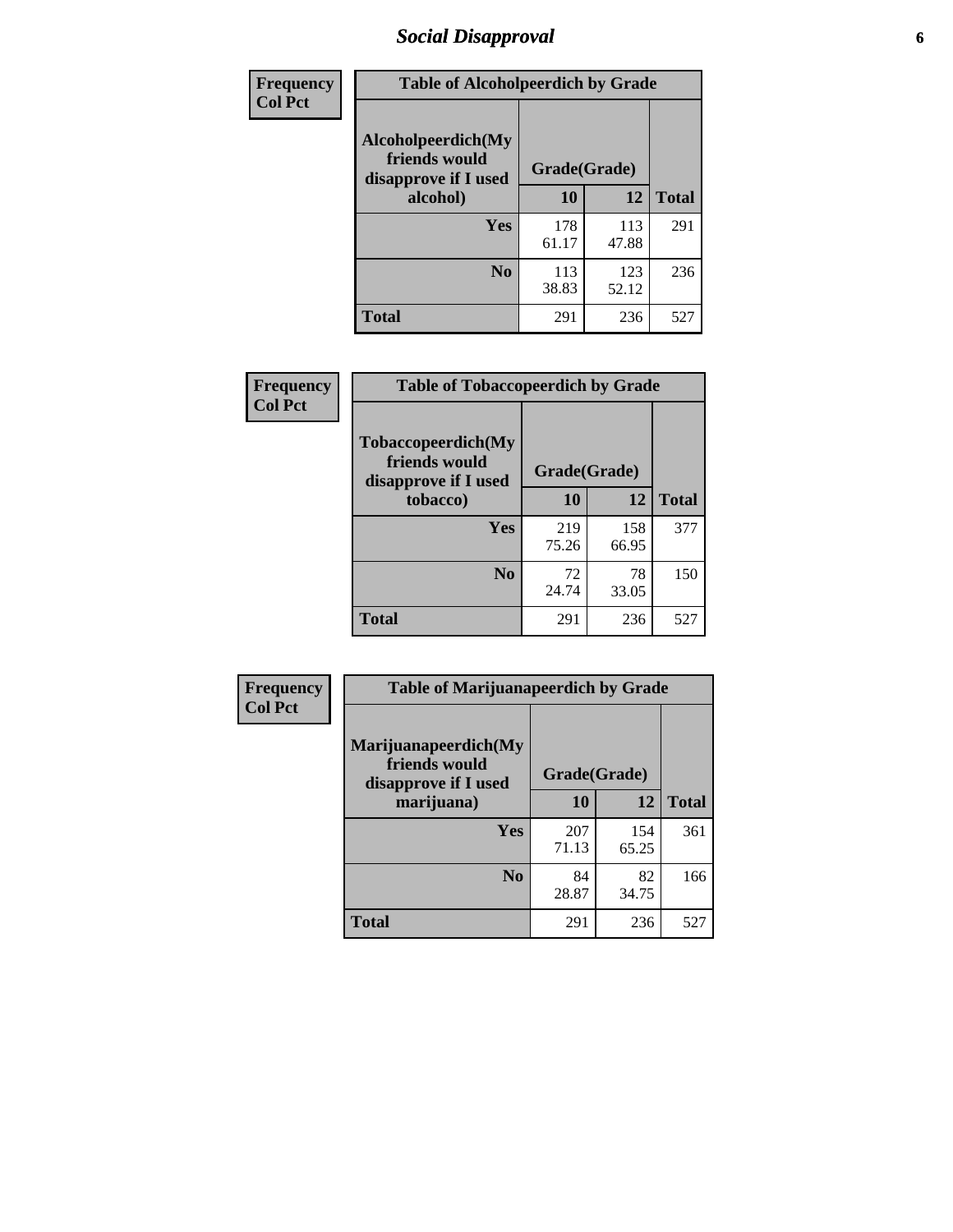## Social Disapproval

| Frequency<br>Col Pct | Table of Alcoholpeerdich by Grade | | |
|---|---|---|---|
| Alcoholpeerdich(My friends would disapprove if I used alcohol) | Grade(Grade) | | |
| | 10 | 12 | Total |
| Yes | 178<br>61.17 | 113<br>47.88 | 291 |
| No | 113<br>38.83 | 123<br>52.12 | 236 |
| Total | 291 | 236 | 527 |

| Frequency<br>Col Pct | Table of Tobaccopeerdich by Grade | | |
|---|---|---|---|
| Tobaccopeerdich(My friends would disapprove if I used tobacco) | Grade(Grade) | | |
| | 10 | 12 | Total |
| Yes | 219<br>75.26 | 158<br>66.95 | 377 |
| No | 72<br>24.74 | 78<br>33.05 | 150 |
| Total | 291 | 236 | 527 |

| Frequency<br>Col Pct | Table of Marijuanapeerdich by Grade | | |
|---|---|---|---|
| Marijuanapeerdich(My friends would disapprove if I used marijuana) | Grade(Grade) | | |
| | 10 | 12 | Total |
| Yes | 207<br>71.13 | 154<br>65.25 | 361 |
| No | 84<br>28.87 | 82<br>34.75 | 166 |
| Total | 291 | 236 | 527 |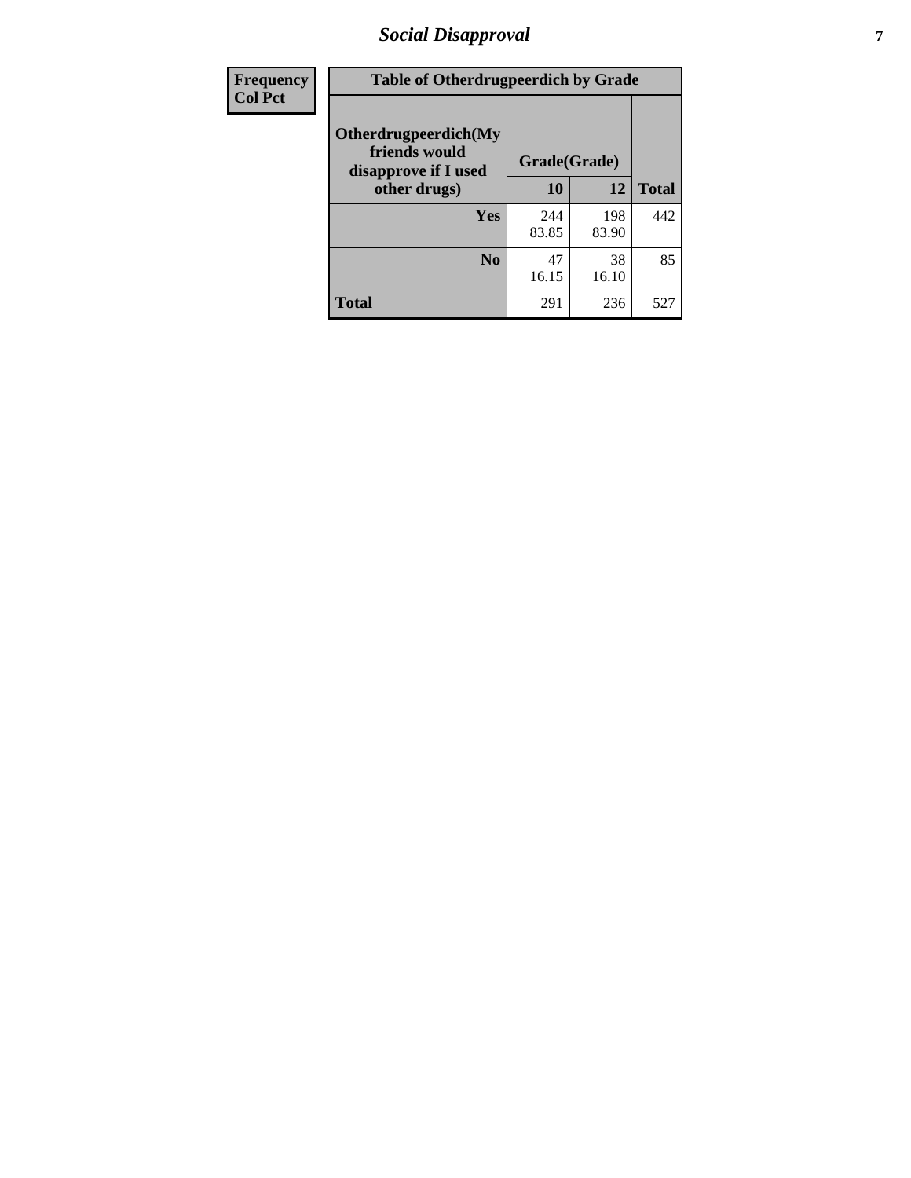| Frequency<br>Col Pct |
| --- |

**Table of Otherdrugpeerdich by Grade**

| Otherdrugpeerdich(My friends would disapprove if I used other drugs) | Grade(Grade) | | |
| --- | --- | --- | --- |
| | 10 | 12 | Total |
| Yes | 244<br>83.85 | 198<br>83.90 | 442 |
| No | 47<br>16.15 | 38<br>16.10 | 85 |
| Total | 291 | 236 | 527 |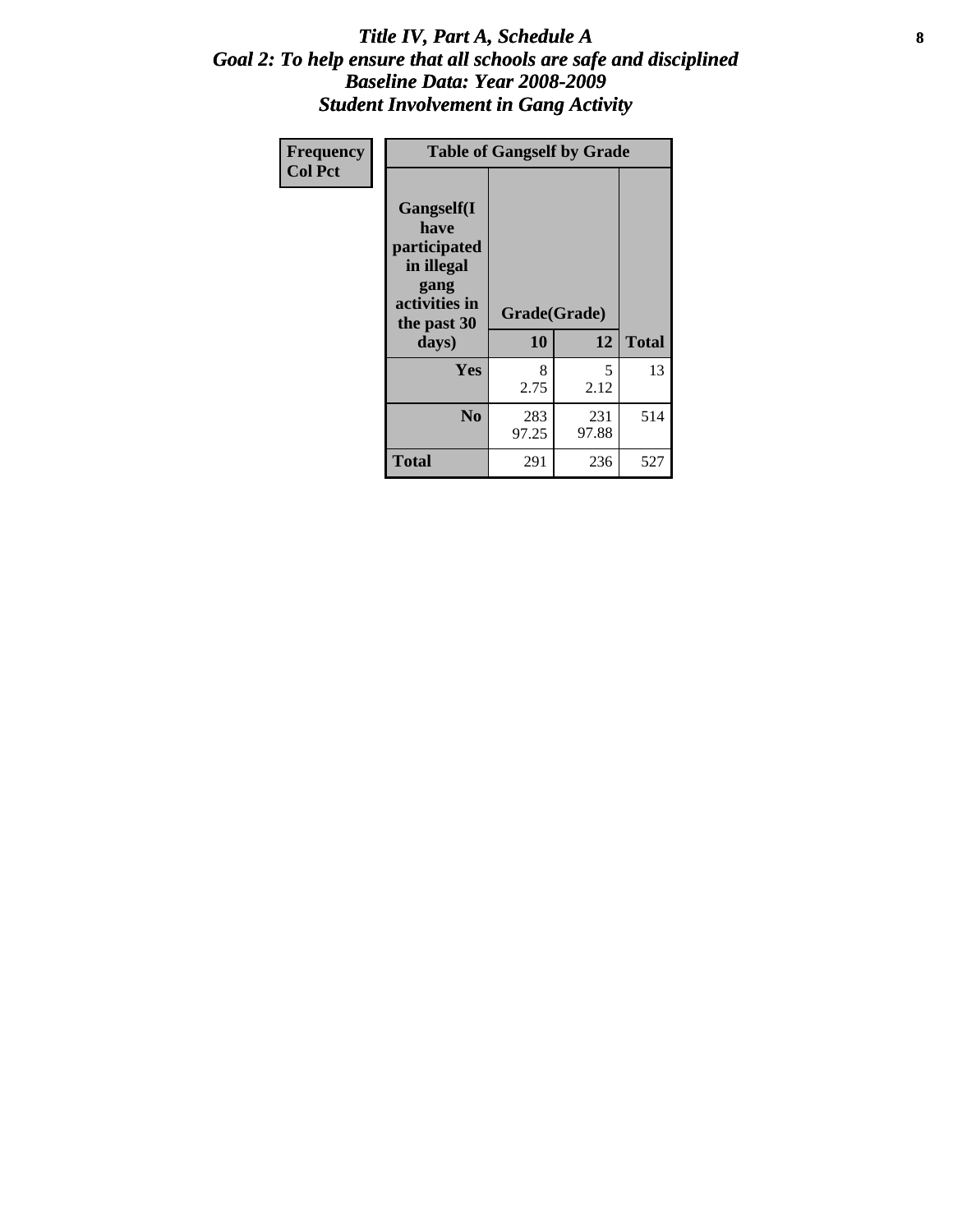# *Title IV, Part A, Schedule A*
## *Goal 2: To help ensure that all schools are safe and disciplined*
## *Baseline Data: Year 2008-2009*
## *Student Involvement in Gang Activity*

| Frequency<br>Col Pct | Table of Gangself by Grade | | |
|---|---|---|---|
| **Gangself(I have participated in illegal gang activities in the past 30 days)** | **Grade(Grade)** | | |
| | **10** | **12** | **Total** |
| **Yes** | 8<br>2.75 | 5<br>2.12 | 13 |
| **No** | 283<br>97.25 | 231<br>97.88 | 514 |
| **Total** | 291 | 236 | 527 |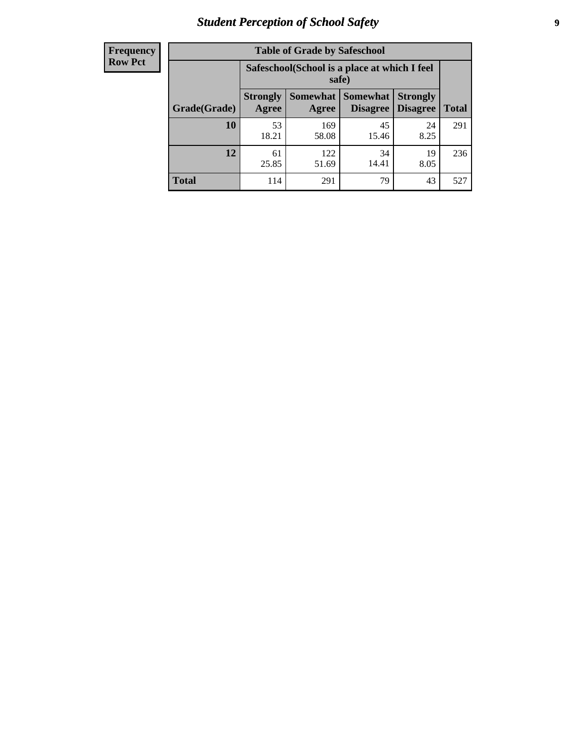# Student Perception of School Safety

| Frequency<br>Row Pct |
|---|

**Table of Grade by Safeschool**

| Grade(Grade) | Safeschool(School is a place at which I feel safe) | | | | Total |
|---|---|---|---|---|---|
| | Strongly Agree | Somewhat Agree | Somewhat Disagree | Strongly Disagree | |
| 10 | 53<br>18.21 | 169<br>58.08 | 45<br>15.46 | 24<br>8.25 | 291 |
| 12 | 61<br>25.85 | 122<br>51.69 | 34<br>14.41 | 19<br>8.05 | 236 |
| Total | 114 | 291 | 79 | 43 | 527 |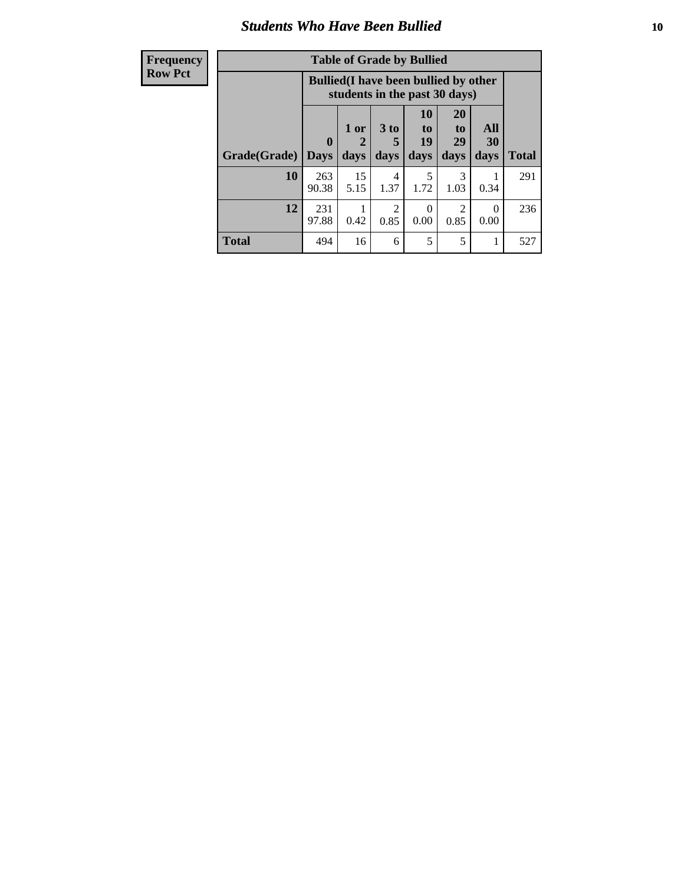## Students Who Have Been Bullied

| Frequency<br>Row Pct |
|---|

**Table of Grade by Bullied**

| Grade(Grade) | Bullied(I have been bullied by other students in the past 30 days) | | | | | | Total |
|---|---|---|---|---|---|---|---|
| | 0 Days | 1 or 2 days | 3 to 5 days | 10 to 19 days | 20 to 29 days | All 30 days | |
| **10** | 263<br>90.38 | 15<br>5.15 | 4<br>1.37 | 5<br>1.72 | 3<br>1.03 | 1<br>0.34 | 291 |
| **12** | 231<br>97.88 | 1<br>0.42 | 2<br>0.85 | 0<br>0.00 | 2<br>0.85 | 0<br>0.00 | 236 |
| **Total** | 494 | 16 | 6 | 5 | 5 | 1 | 527 |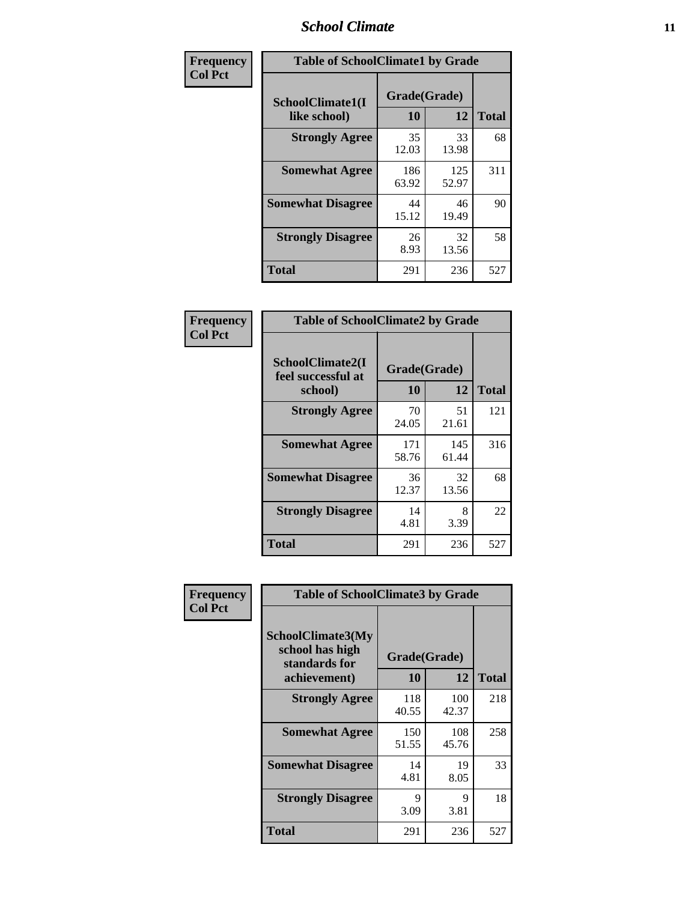## School Climate

**Frequency Col Pct**

| Table of SchoolClimate1 by Grade | | | |
|---|---|---|---|
| SchoolClimate1(I like school) | Grade(Grade) | | Total |
| | 10 | 12 | |
| **Strongly Agree** | 35<br>12.03 | 33<br>13.98 | 68 |
| **Somewhat Agree** | 186<br>63.92 | 125<br>52.97 | 311 |
| **Somewhat Disagree** | 44<br>15.12 | 46<br>19.49 | 90 |
| **Strongly Disagree** | 26<br>8.93 | 32<br>13.56 | 58 |
| **Total** | 291 | 236 | 527 |

**Frequency Col Pct**

| Table of SchoolClimate2 by Grade | | | |
|---|---|---|---|
| SchoolClimate2(I feel successful at school) | Grade(Grade) | | Total |
| | 10 | 12 | |
| **Strongly Agree** | 70<br>24.05 | 51<br>21.61 | 121 |
| **Somewhat Agree** | 171<br>58.76 | 145<br>61.44 | 316 |
| **Somewhat Disagree** | 36<br>12.37 | 32<br>13.56 | 68 |
| **Strongly Disagree** | 14<br>4.81 | 8<br>3.39 | 22 |
| **Total** | 291 | 236 | 527 |

**Frequency Col Pct**

| Table of SchoolClimate3 by Grade | | | |
|---|---|---|---|
| SchoolClimate3(My school has high standards for achievement) | Grade(Grade) | | Total |
| | 10 | 12 | |
| **Strongly Agree** | 118<br>40.55 | 100<br>42.37 | 218 |
| **Somewhat Agree** | 150<br>51.55 | 108<br>45.76 | 258 |
| **Somewhat Disagree** | 14<br>4.81 | 19<br>8.05 | 33 |
| **Strongly Disagree** | 9<br>3.09 | 9<br>3.81 | 18 |
| **Total** | 291 | 236 | 527 |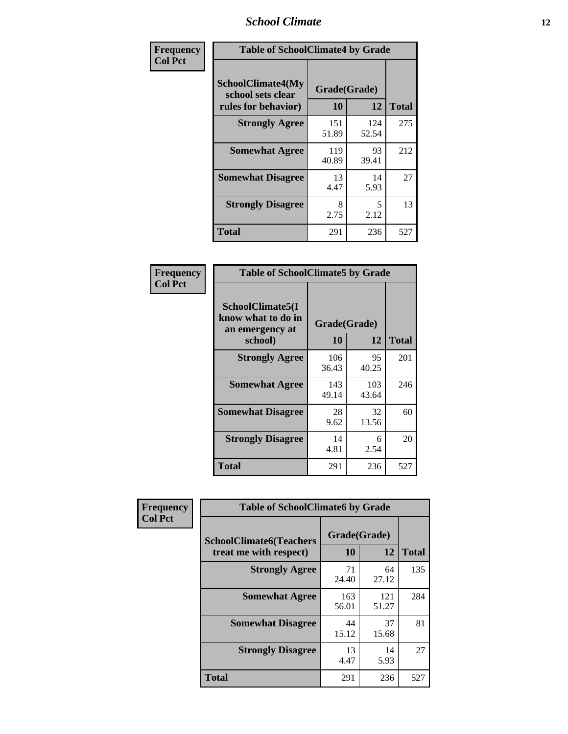# School Climate

**Frequency Col Pct**

| Table of SchoolClimate4 by Grade | | | |
|---|---|---|---|
| SchoolClimate4(My school sets clear rules for behavior) | Grade(Grade) | | |
| | 10 | 12 | Total |
| **Strongly Agree** | 151<br>51.89 | 124<br>52.54 | 275 |
| **Somewhat Agree** | 119<br>40.89 | 93<br>39.41 | 212 |
| **Somewhat Disagree** | 13<br>4.47 | 14<br>5.93 | 27 |
| **Strongly Disagree** | 8<br>2.75 | 5<br>2.12 | 13 |
| **Total** | 291 | 236 | 527 |

**Frequency Col Pct**

| Table of SchoolClimate5 by Grade | | | |
|---|---|---|---|
| SchoolClimate5(I know what to do in an emergency at school) | Grade(Grade) | | |
| | 10 | 12 | Total |
| **Strongly Agree** | 106<br>36.43 | 95<br>40.25 | 201 |
| **Somewhat Agree** | 143<br>49.14 | 103<br>43.64 | 246 |
| **Somewhat Disagree** | 28<br>9.62 | 32<br>13.56 | 60 |
| **Strongly Disagree** | 14<br>4.81 | 6<br>2.54 | 20 |
| **Total** | 291 | 236 | 527 |

**Frequency Col Pct**

| Table of SchoolClimate6 by Grade | | | |
|---|---|---|---|
| SchoolClimate6(Teachers treat me with respect) | Grade(Grade) | | |
| | 10 | 12 | Total |
| **Strongly Agree** | 71<br>24.40 | 64<br>27.12 | 135 |
| **Somewhat Agree** | 163<br>56.01 | 121<br>51.27 | 284 |
| **Somewhat Disagree** | 44<br>15.12 | 37<br>15.68 | 81 |
| **Strongly Disagree** | 13<br>4.47 | 14<br>5.93 | 27 |
| **Total** | 291 | 236 | 527 |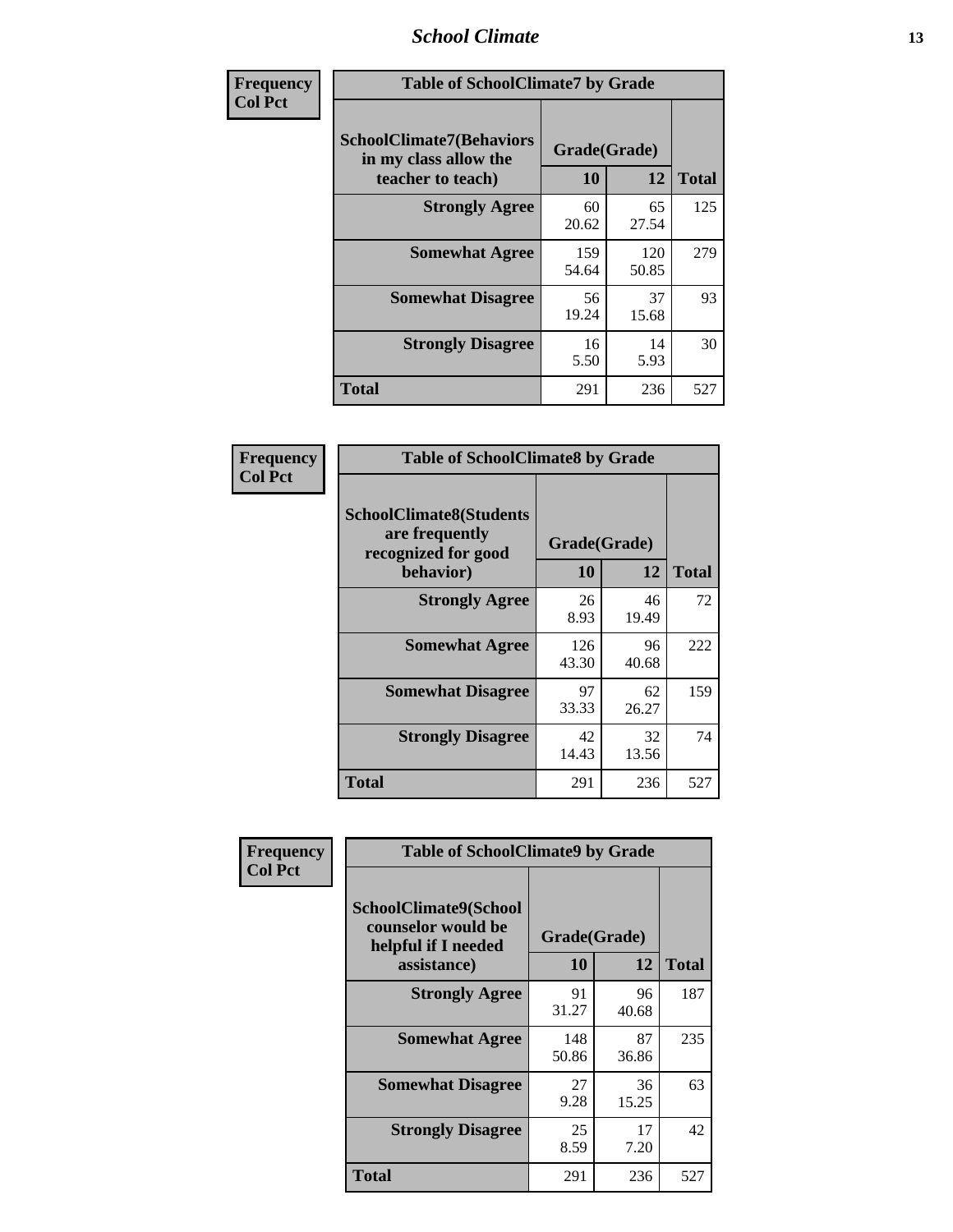**Frequency**
**Col Pct**

| Table of SchoolClimate7 by Grade | | | |
|---|---|---|---|
| **SchoolClimate7(Behaviors in my class allow the teacher to teach)** | **Grade(Grade)** | | **Total** |
| | **10** | **12** | |
| **Strongly Agree** | 60<br>20.62 | 65<br>27.54 | 125 |
| **Somewhat Agree** | 159<br>54.64 | 120<br>50.85 | 279 |
| **Somewhat Disagree** | 56<br>19.24 | 37<br>15.68 | 93 |
| **Strongly Disagree** | 16<br>5.50 | 14<br>5.93 | 30 |
| **Total** | 291 | 236 | 527 |

**Frequency**
**Col Pct**

| Table of SchoolClimate8 by Grade | | | |
|---|---|---|---|
| **SchoolClimate8(Students are frequently recognized for good behavior)** | **Grade(Grade)** | | **Total** |
| | **10** | **12** | |
| **Strongly Agree** | 26<br>8.93 | 46<br>19.49 | 72 |
| **Somewhat Agree** | 126<br>43.30 | 96<br>40.68 | 222 |
| **Somewhat Disagree** | 97<br>33.33 | 62<br>26.27 | 159 |
| **Strongly Disagree** | 42<br>14.43 | 32<br>13.56 | 74 |
| **Total** | 291 | 236 | 527 |

**Frequency**
**Col Pct**

| Table of SchoolClimate9 by Grade | | | |
|---|---|---|---|
| **SchoolClimate9(School counselor would be helpful if I needed assistance)** | **Grade(Grade)** | | **Total** |
| | **10** | **12** | |
| **Strongly Agree** | 91<br>31.27 | 96<br>40.68 | 187 |
| **Somewhat Agree** | 148<br>50.86 | 87<br>36.86 | 235 |
| **Somewhat Disagree** | 27<br>9.28 | 36<br>15.25 | 63 |
| **Strongly Disagree** | 25<br>8.59 | 17<br>7.20 | 42 |
| **Total** | 291 | 236 | 527 |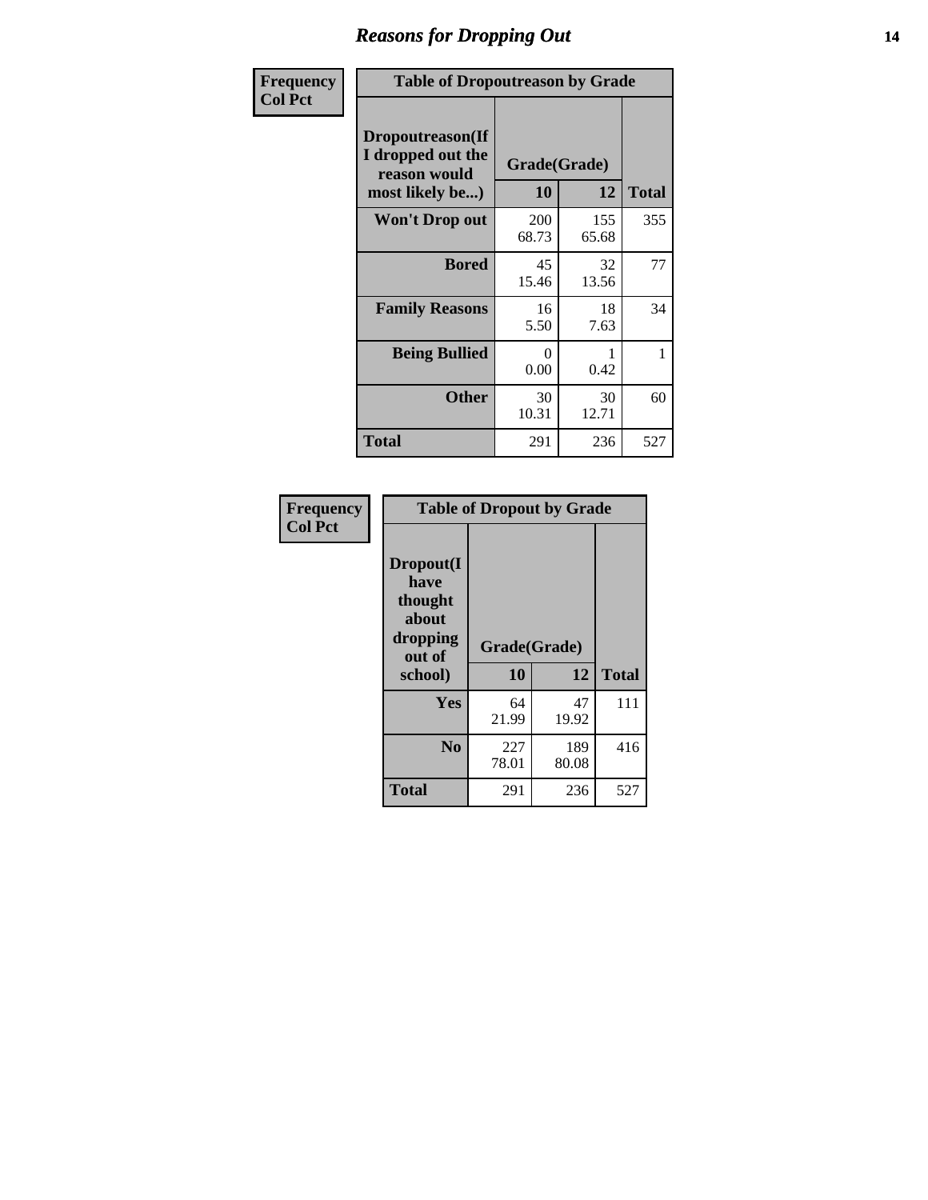## Reasons for Dropping Out

| Frequency<br>Col Pct | Table of Dropoutreason by Grade | | |
|---|---|---|---|
| Dropoutreason(If I dropped out the reason would most likely be...) | Grade(Grade) | | |
| | 10 | 12 | Total |
| Won't Drop out | 200<br>68.73 | 155<br>65.68 | 355 |
| Bored | 45<br>15.46 | 32<br>13.56 | 77 |
| Family Reasons | 16<br>5.50 | 18<br>7.63 | 34 |
| Being Bullied | 0<br>0.00 | 1<br>0.42 | 1 |
| Other | 30<br>10.31 | 30<br>12.71 | 60 |
| Total | 291 | 236 | 527 |

| Frequency<br>Col Pct | Table of Dropout by Grade | | |
|---|---|---|---|
| Dropout(I have thought about dropping out of school) | Grade(Grade) | | |
| | 10 | 12 | Total |
| Yes | 64<br>21.99 | 47<br>19.92 | 111 |
| No | 227<br>78.01 | 189<br>80.08 | 416 |
| Total | 291 | 236 | 527 |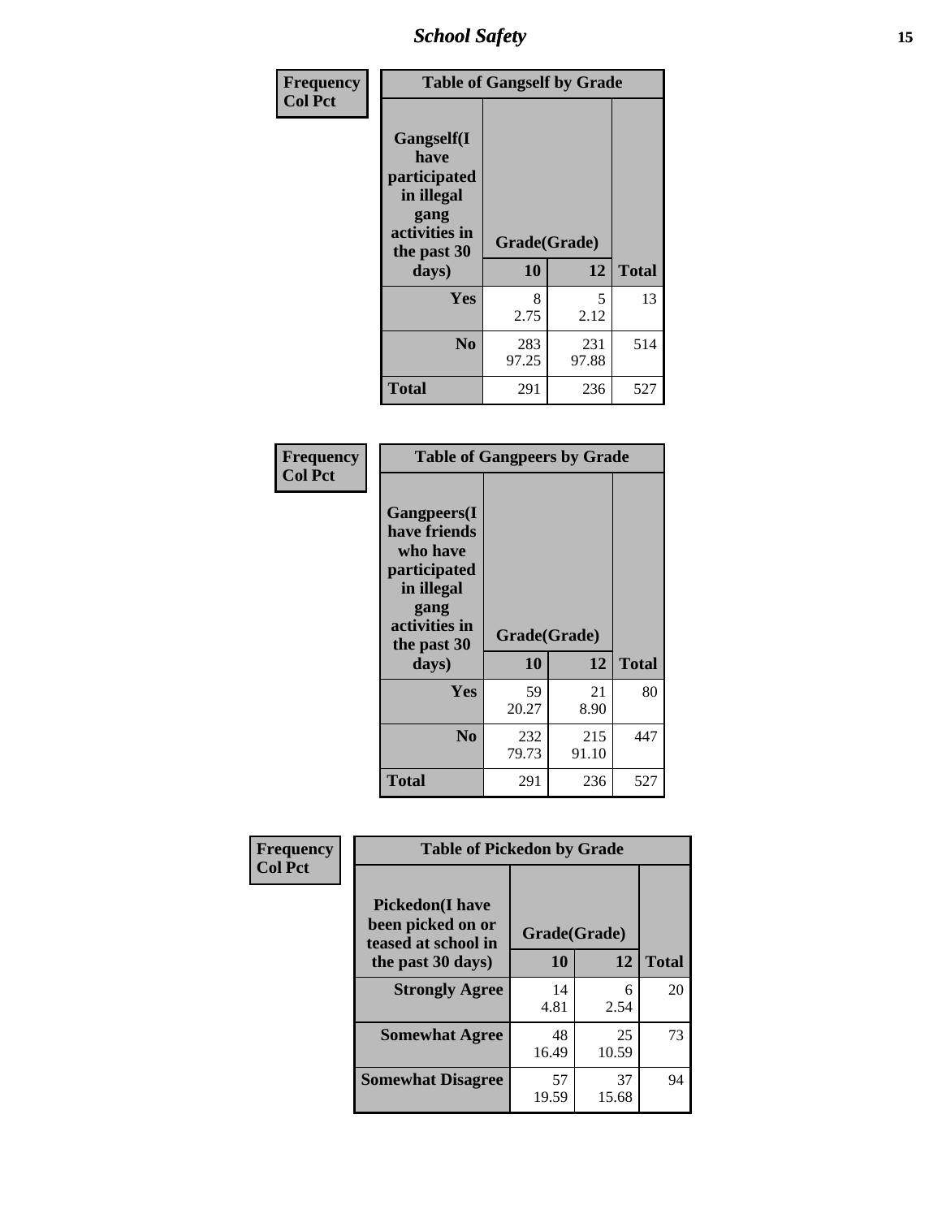| Frequency<br>Col Pct | Table of Gangself by Grade | | |
|---|---|---|---|
| Gangself(I have participated in illegal gang activities in the past 30 days) | Grade(Grade) | | |
| | 10 | 12 | Total |
| Yes | 8<br>2.75 | 5<br>2.12 | 13 |
| No | 283<br>97.25 | 231<br>97.88 | 514 |
| Total | 291 | 236 | 527 |

| Frequency<br>Col Pct | Table of Gangpeers by Grade | | |
|---|---|---|---|
| Gangpeers(I have friends who have participated in illegal gang activities in the past 30 days) | Grade(Grade) | | |
| | 10 | 12 | Total |
| Yes | 59<br>20.27 | 21<br>8.90 | 80 |
| No | 232<br>79.73 | 215<br>91.10 | 447 |
| Total | 291 | 236 | 527 |

| Frequency<br>Col Pct | Table of Pickedon by Grade | | |
|---|---|---|---|
| Pickedon(I have been picked on or teased at school in the past 30 days) | Grade(Grade) | | |
| | 10 | 12 | Total |
| Strongly Agree | 14<br>4.81 | 6<br>2.54 | 20 |
| Somewhat Agree | 48<br>16.49 | 25<br>10.59 | 73 |
| Somewhat Disagree | 57<br>19.59 | 37<br>15.68 | 94 |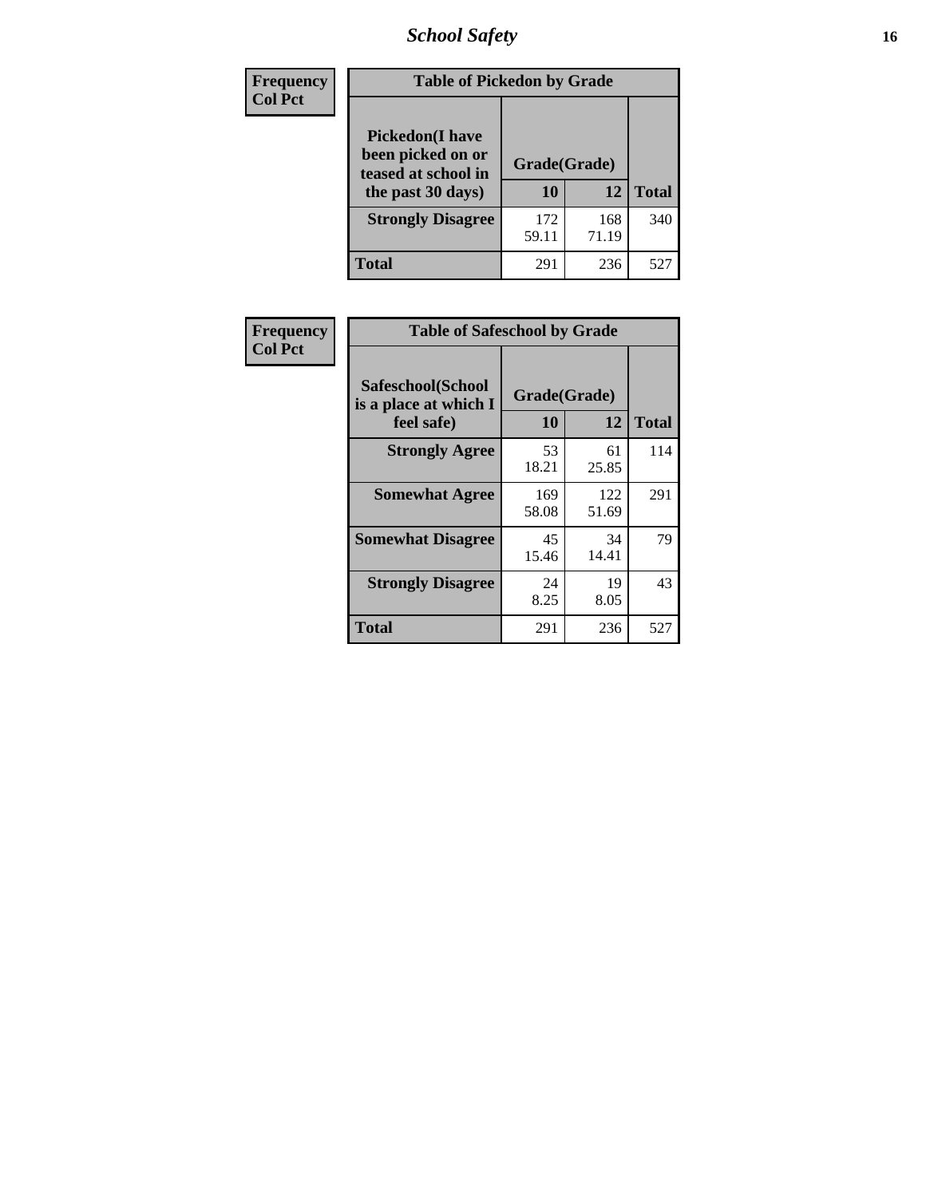| Frequency Col Pct | Table of Pickedon by Grade | | |
|---|---|---|---|
| Pickedon(I have been picked on or teased at school in the past 30 days) | Grade(Grade) | | |
| | 10 | 12 | Total |
| Strongly Disagree | 172<br>59.11 | 168<br>71.19 | 340 |
| Total | 291 | 236 | 527 |

| Frequency Col Pct | Table of Safeschool by Grade | | |
|---|---|---|---|
| Safeschool(School is a place at which I feel safe) | Grade(Grade) | | |
| | 10 | 12 | Total |
| Strongly Agree | 53<br>18.21 | 61<br>25.85 | 114 |
| Somewhat Agree | 169<br>58.08 | 122<br>51.69 | 291 |
| Somewhat Disagree | 45<br>15.46 | 34<br>14.41 | 79 |
| Strongly Disagree | 24<br>8.25 | 19<br>8.05 | 43 |
| Total | 291 | 236 | 527 |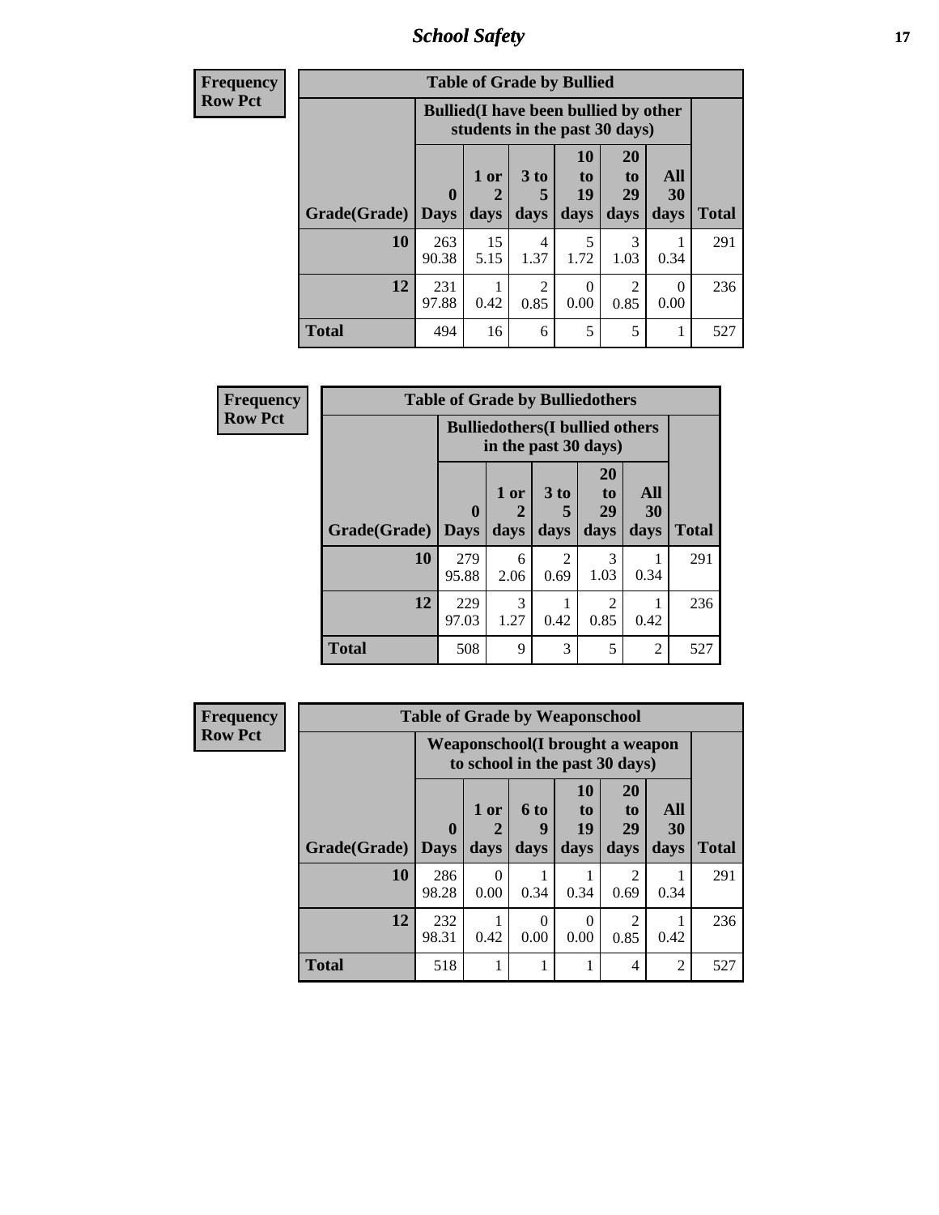| Frequency Row Pct | Table of Grade by Bullied | | | | | | |
|---|---|---|---|---|---|---|---|
| | Bullied(I have been bullied by other students in the past 30 days) | | | | | | |
| Grade(Grade) | 0 Days | 1 or 2 days | 3 to 5 days | 10 to 19 days | 20 to 29 days | All 30 days | Total |
| 10 | 263 90.38 | 15 5.15 | 4 1.37 | 5 1.72 | 3 1.03 | 1 0.34 | 291 |
| 12 | 231 97.88 | 1 0.42 | 2 0.85 | 0 0.00 | 2 0.85 | 0 0.00 | 236 |
| Total | 494 | 16 | 6 | 5 | 5 | 1 | 527 |

| Frequency Row Pct | Table of Grade by Bulliedothers | | | | | |
|---|---|---|---|---|---|---|
| | Bulliedothers(I bullied others in the past 30 days) | | | | | |
| Grade(Grade) | 0 Days | 1 or 2 days | 3 to 5 days | 20 to 29 days | All 30 days | Total |
| 10 | 279 95.88 | 6 2.06 | 2 0.69 | 3 1.03 | 1 0.34 | 291 |
| 12 | 229 97.03 | 3 1.27 | 1 0.42 | 2 0.85 | 1 0.42 | 236 |
| Total | 508 | 9 | 3 | 5 | 2 | 527 |

| Frequency Row Pct | Table of Grade by Weaponschool | | | | | | |
|---|---|---|---|---|---|---|---|
| | Weaponschool(I brought a weapon to school in the past 30 days) | | | | | | |
| Grade(Grade) | 0 Days | 1 or 2 days | 6 to 9 days | 10 to 19 days | 20 to 29 days | All 30 days | Total |
| 10 | 286 98.28 | 0 0.00 | 1 0.34 | 1 0.34 | 2 0.69 | 1 0.34 | 291 |
| 12 | 232 98.31 | 1 0.42 | 0 0.00 | 0 0.00 | 2 0.85 | 1 0.42 | 236 |
| Total | 518 | 1 | 1 | 1 | 4 | 2 | 527 |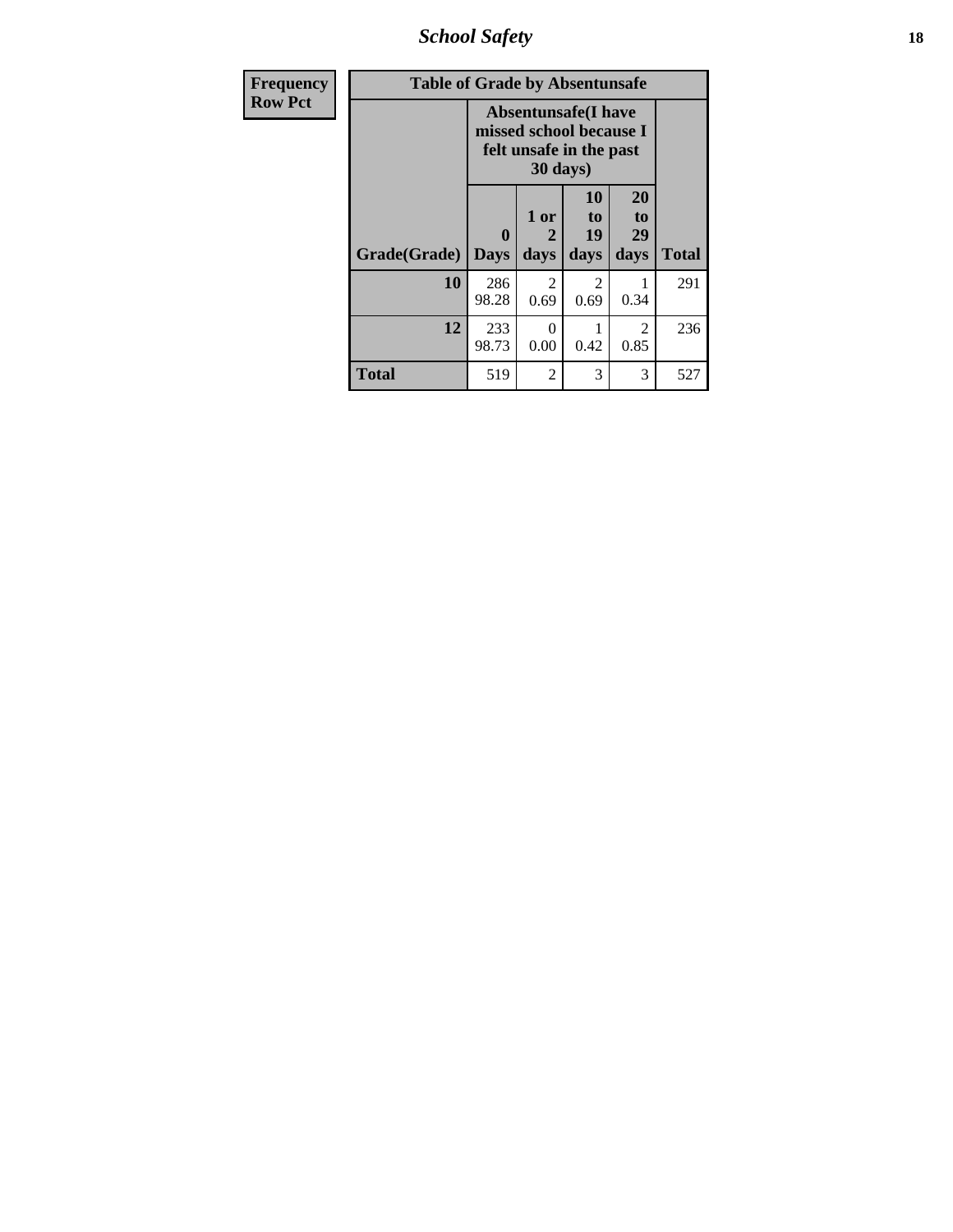| Frequency<br>Row Pct |
|---|

**Table of Grade by Absentunsafe**

| | Absentunsafe(I have missed school because I felt unsafe in the past 30 days) | | | | |
|---|---|---|---|---|---|
| Grade(Grade) | 0 Days | 1 or 2 days | 10 to 19 days | 20 to 29 days | Total |
| **10** | 286<br>98.28 | 2<br>0.69 | 2<br>0.69 | 1<br>0.34 | 291 |
| **12** | 233<br>98.73 | 0<br>0.00 | 1<br>0.42 | 2<br>0.85 | 236 |
| **Total** | 519 | 2 | 3 | 3 | 527 |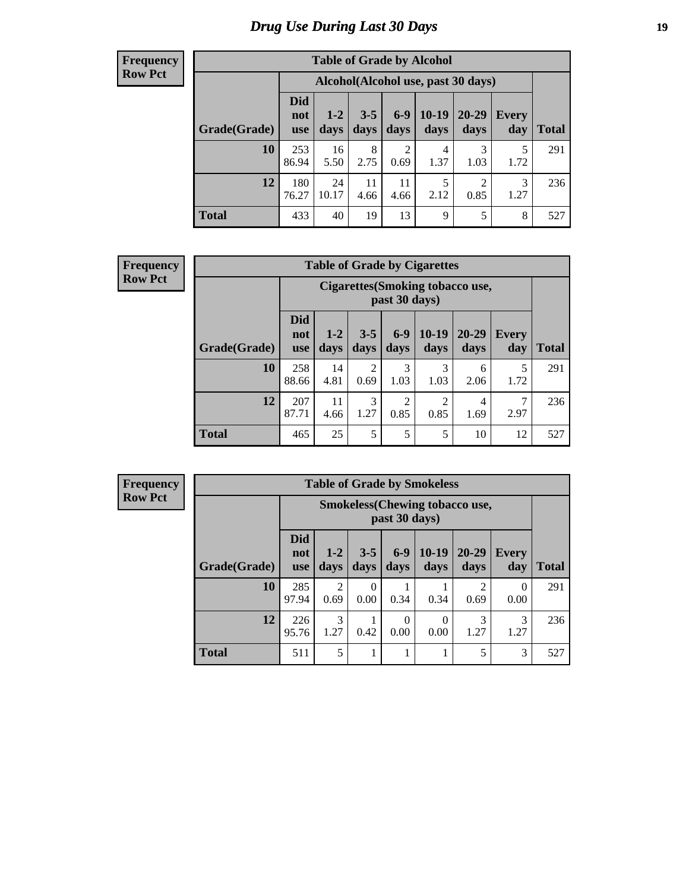# Drug Use During Last 30 Days

**Frequency**
**Row Pct**

| Table of Grade by Alcohol | | | | | | | | |
|---|---|---|---|---|---|---|---|---|
| | Alcohol(Alcohol use, past 30 days) | | | | | | | |
| Grade(Grade) | Did not use | 1-2 days | 3-5 days | 6-9 days | 10-19 days | 20-29 days | Every day | Total |
| 10 | 253<br>86.94 | 16<br>5.50 | 8<br>2.75 | 2<br>0.69 | 4<br>1.37 | 3<br>1.03 | 5<br>1.72 | 291 |
| 12 | 180<br>76.27 | 24<br>10.17 | 11<br>4.66 | 11<br>4.66 | 5<br>2.12 | 2<br>0.85 | 3<br>1.27 | 236 |
| Total | 433 | 40 | 19 | 13 | 9 | 5 | 8 | 527 |

**Frequency**
**Row Pct**

| Table of Grade by Cigarettes | | | | | | | | |
|---|---|---|---|---|---|---|---|---|
| | Cigarettes(Smoking tobacco use, past 30 days) | | | | | | | |
| Grade(Grade) | Did not use | 1-2 days | 3-5 days | 6-9 days | 10-19 days | 20-29 days | Every day | Total |
| 10 | 258<br>88.66 | 14<br>4.81 | 2<br>0.69 | 3<br>1.03 | 3<br>1.03 | 6<br>2.06 | 5<br>1.72 | 291 |
| 12 | 207<br>87.71 | 11<br>4.66 | 3<br>1.27 | 2<br>0.85 | 2<br>0.85 | 4<br>1.69 | 7<br>2.97 | 236 |
| Total | 465 | 25 | 5 | 5 | 5 | 10 | 12 | 527 |

**Frequency**
**Row Pct**

| Table of Grade by Smokeless | | | | | | | | |
|---|---|---|---|---|---|---|---|---|
| | Smokeless(Chewing tobacco use, past 30 days) | | | | | | | |
| Grade(Grade) | Did not use | 1-2 days | 3-5 days | 6-9 days | 10-19 days | 20-29 days | Every day | Total |
| 10 | 285<br>97.94 | 2<br>0.69 | 0<br>0.00 | 1<br>0.34 | 1<br>0.34 | 2<br>0.69 | 0<br>0.00 | 291 |
| 12 | 226<br>95.76 | 3<br>1.27 | 1<br>0.42 | 0<br>0.00 | 0<br>0.00 | 3<br>1.27 | 3<br>1.27 | 236 |
| Total | 511 | 5 | 1 | 1 | 1 | 5 | 3 | 527 |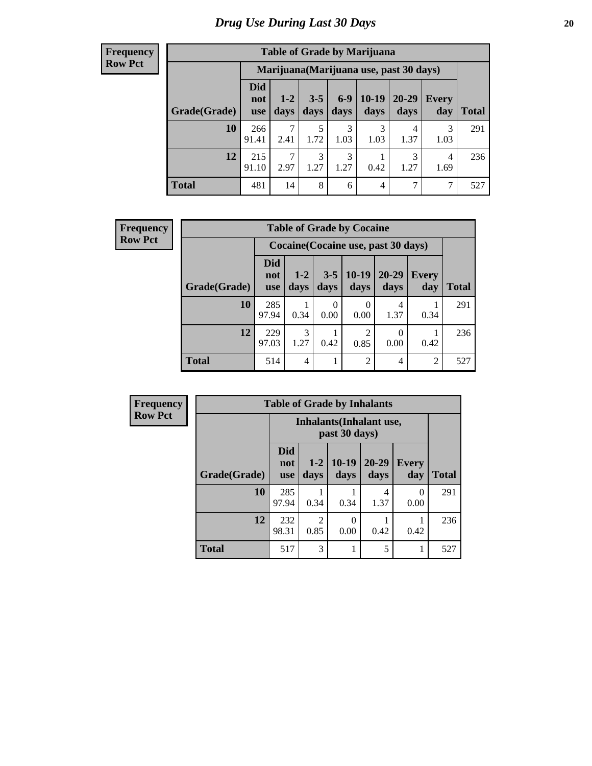# Drug Use During Last 30 Days

| Frequency Row Pct |
|---|

**Table of Grade by Marijuana**

| Grade(Grade) | Marijuana(Marijuana use, past 30 days) | | | | | | | Total |
|---|---|---|---|---|---|---|---|---|
| | Did not use | 1-2 days | 3-5 days | 6-9 days | 10-19 days | 20-29 days | Every day | |
| 10 | 266<br>91.41 | 7<br>2.41 | 5<br>1.72 | 3<br>1.03 | 3<br>1.03 | 4<br>1.37 | 3<br>1.03 | 291 |
| 12 | 215<br>91.10 | 7<br>2.97 | 3<br>1.27 | 3<br>1.27 | 1<br>0.42 | 3<br>1.27 | 4<br>1.69 | 236 |
| Total | 481 | 14 | 8 | 6 | 4 | 7 | 7 | 527 |

| Frequency Row Pct |
|---|

**Table of Grade by Cocaine**

| Grade(Grade) | Cocaine(Cocaine use, past 30 days) | | | | | | Total |
|---|---|---|---|---|---|---|---|
| | Did not use | 1-2 days | 3-5 days | 10-19 days | 20-29 days | Every day | |
| 10 | 285<br>97.94 | 1<br>0.34 | 0<br>0.00 | 0<br>0.00 | 4<br>1.37 | 1<br>0.34 | 291 |
| 12 | 229<br>97.03 | 3<br>1.27 | 1<br>0.42 | 2<br>0.85 | 0<br>0.00 | 1<br>0.42 | 236 |
| Total | 514 | 4 | 1 | 2 | 4 | 2 | 527 |

| Frequency Row Pct |
|---|

**Table of Grade by Inhalants**

| Grade(Grade) | Inhalants(Inhalant use, past 30 days) | | | | | Total |
|---|---|---|---|---|---|---|
| | Did not use | 1-2 days | 10-19 days | 20-29 days | Every day | |
| 10 | 285<br>97.94 | 1<br>0.34 | 1<br>0.34 | 4<br>1.37 | 0<br>0.00 | 291 |
| 12 | 232<br>98.31 | 2<br>0.85 | 0<br>0.00 | 1<br>0.42 | 1<br>0.42 | 236 |
| Total | 517 | 3 | 1 | 5 | 1 | 527 |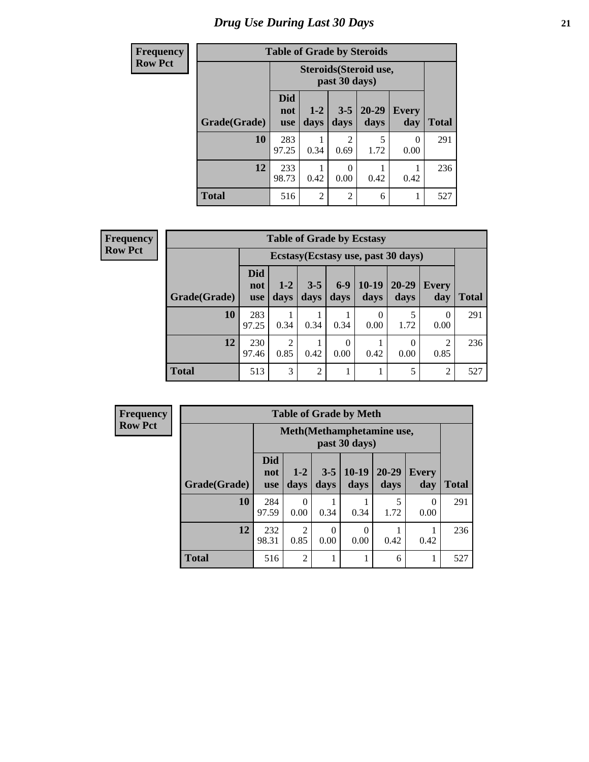# Drug Use During Last 30 Days

**Frequency**
**Row Pct**

**Table of Grade by Steroids**

| Grade(Grade) | Steroids(Steroid use, past 30 days) | | | | | Total |
|---|---|---|---|---|---|---|
| | Did not use | 1-2 days | 3-5 days | 20-29 days | Every day | |
| **10** | 283<br>97.25 | 1<br>0.34 | 2<br>0.69 | 5<br>1.72 | 0<br>0.00 | 291 |
| **12** | 233<br>98.73 | 1<br>0.42 | 0<br>0.00 | 1<br>0.42 | 1<br>0.42 | 236 |
| **Total** | 516 | 2 | 2 | 6 | 1 | 527 |

**Frequency**
**Row Pct**

**Table of Grade by Ecstasy**

| Grade(Grade) | Ecstasy(Ecstasy use, past 30 days) | | | | | | | Total |
|---|---|---|---|---|---|---|---|---|
| | Did not use | 1-2 days | 3-5 days | 6-9 days | 10-19 days | 20-29 days | Every day | |
| **10** | 283<br>97.25 | 1<br>0.34 | 1<br>0.34 | 1<br>0.34 | 0<br>0.00 | 5<br>1.72 | 0<br>0.00 | 291 |
| **12** | 230<br>97.46 | 2<br>0.85 | 1<br>0.42 | 0<br>0.00 | 1<br>0.42 | 0<br>0.00 | 2<br>0.85 | 236 |
| **Total** | 513 | 3 | 2 | 1 | 1 | 5 | 2 | 527 |

**Frequency**
**Row Pct**

**Table of Grade by Meth**

| Grade(Grade) | Meth(Methamphetamine use, past 30 days) | | | | | | Total |
|---|---|---|---|---|---|---|---|
| | Did not use | 1-2 days | 3-5 days | 10-19 days | 20-29 days | Every day | |
| **10** | 284<br>97.59 | 0<br>0.00 | 1<br>0.34 | 1<br>0.34 | 5<br>1.72 | 0<br>0.00 | 291 |
| **12** | 232<br>98.31 | 2<br>0.85 | 0<br>0.00 | 0<br>0.00 | 1<br>0.42 | 1<br>0.42 | 236 |
| **Total** | 516 | 2 | 1 | 1 | 6 | 1 | 527 |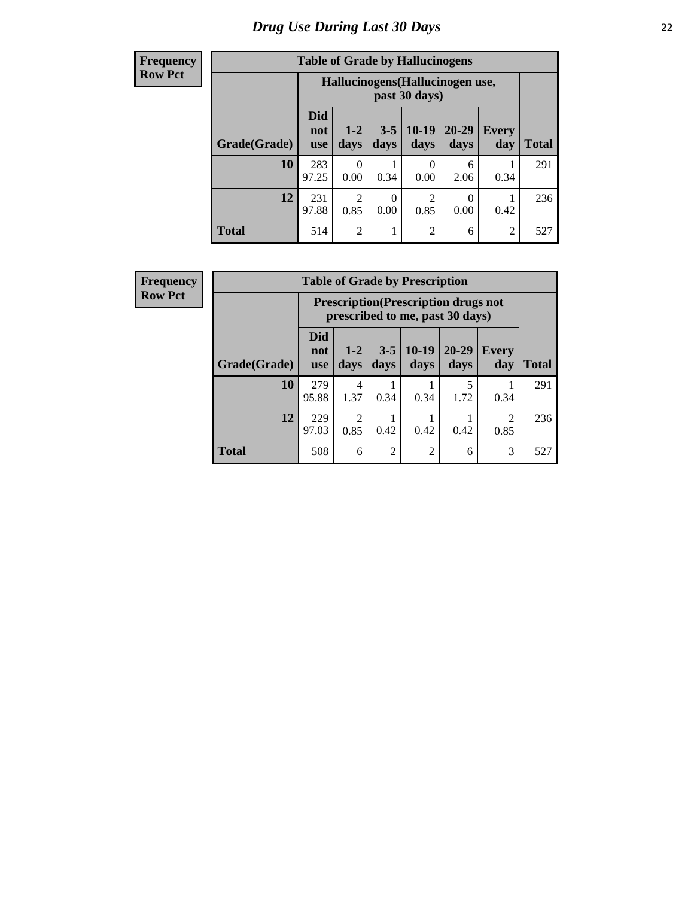# Drug Use During Last 30 Days

**Frequency**
**Row Pct**

**Table of Grade by Hallucinogens**

| | Hallucinogens(Hallucinogen use, past 30 days) | | | | | | |
|---|---|---|---|---|---|---|---|
| **Grade(Grade)** | **Did not use** | **1-2 days** | **3-5 days** | **10-19 days** | **20-29 days** | **Every day** | **Total** |
| **10** | 283<br>97.25 | 0<br>0.00 | 1<br>0.34 | 0<br>0.00 | 6<br>2.06 | 1<br>0.34 | 291 |
| **12** | 231<br>97.88 | 2<br>0.85 | 0<br>0.00 | 2<br>0.85 | 0<br>0.00 | 1<br>0.42 | 236 |
| **Total** | 514 | 2 | 1 | 2 | 6 | 2 | 527 |

**Frequency**
**Row Pct**

**Table of Grade by Prescription**

| | Prescription(Prescription drugs not prescribed to me, past 30 days) | | | | | | |
|---|---|---|---|---|---|---|---|
| **Grade(Grade)** | **Did not use** | **1-2 days** | **3-5 days** | **10-19 days** | **20-29 days** | **Every day** | **Total** |
| **10** | 279<br>95.88 | 4<br>1.37 | 1<br>0.34 | 1<br>0.34 | 5<br>1.72 | 1<br>0.34 | 291 |
| **12** | 229<br>97.03 | 2<br>0.85 | 1<br>0.42 | 1<br>0.42 | 1<br>0.42 | 2<br>0.85 | 236 |
| **Total** | 508 | 6 | 2 | 2 | 6 | 3 | 527 |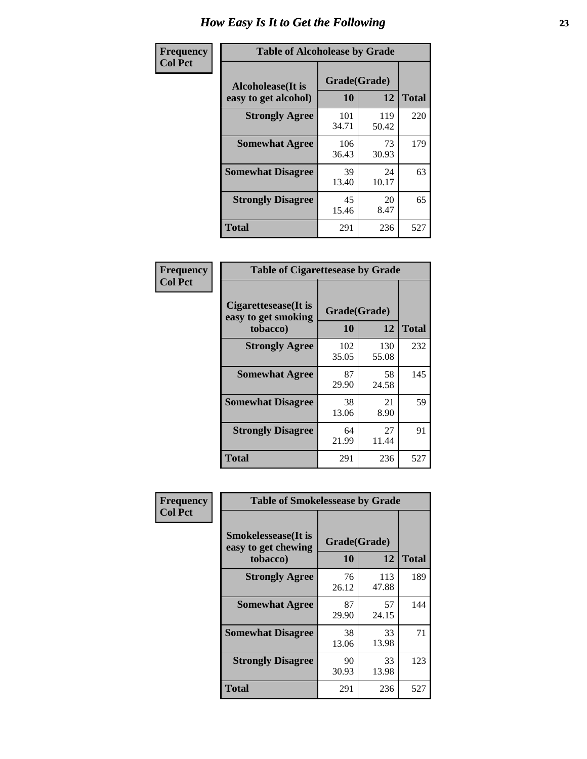# How Easy Is It to Get the Following

**Frequency**
**Col Pct**

**Table of Alcoholease by Grade**

| Alcoholease(It is easy to get alcohol) | Grade(Grade) | | Total |
|---|---|---|---|
| | 10 | 12 | |
| **Strongly Agree** | 101<br>34.71 | 119<br>50.42 | 220 |
| **Somewhat Agree** | 106<br>36.43 | 73<br>30.93 | 179 |
| **Somewhat Disagree** | 39<br>13.40 | 24<br>10.17 | 63 |
| **Strongly Disagree** | 45<br>15.46 | 20<br>8.47 | 65 |
| **Total** | 291 | 236 | 527 |

**Frequency**
**Col Pct**

**Table of Cigarettesease by Grade**

| Cigarettesease(It is easy to get smoking tobacco) | Grade(Grade) | | Total |
|---|---|---|---|
| | 10 | 12 | |
| **Strongly Agree** | 102<br>35.05 | 130<br>55.08 | 232 |
| **Somewhat Agree** | 87<br>29.90 | 58<br>24.58 | 145 |
| **Somewhat Disagree** | 38<br>13.06 | 21<br>8.90 | 59 |
| **Strongly Disagree** | 64<br>21.99 | 27<br>11.44 | 91 |
| **Total** | 291 | 236 | 527 |

**Frequency**
**Col Pct**

**Table of Smokelessease by Grade**

| Smokelessease(It is easy to get chewing tobacco) | Grade(Grade) | | Total |
|---|---|---|---|
| | 10 | 12 | |
| **Strongly Agree** | 76<br>26.12 | 113<br>47.88 | 189 |
| **Somewhat Agree** | 87<br>29.90 | 57<br>24.15 | 144 |
| **Somewhat Disagree** | 38<br>13.06 | 33<br>13.98 | 71 |
| **Strongly Disagree** | 90<br>30.93 | 33<br>13.98 | 123 |
| **Total** | 291 | 236 | 527 |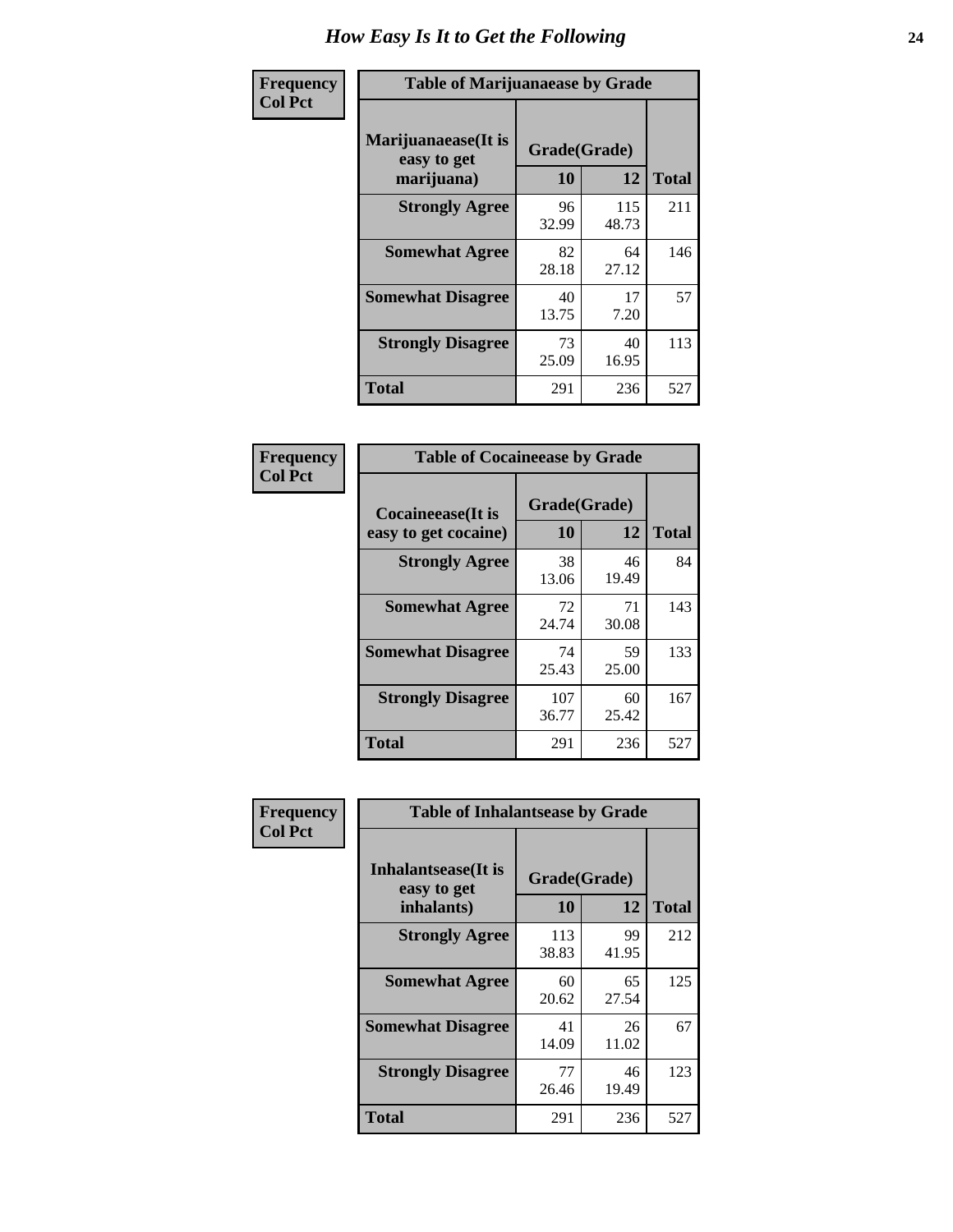# How Easy Is It to Get the Following

**Frequency**
**Col Pct**

**Table of Marijuanaease by Grade**

| Marijuanaease(It is easy to get marijuana) | Grade(Grade) | | Total |
|---|---|---|---|
| | 10 | 12 | |
| Strongly Agree | 96<br>32.99 | 115<br>48.73 | 211 |
| Somewhat Agree | 82<br>28.18 | 64<br>27.12 | 146 |
| Somewhat Disagree | 40<br>13.75 | 17<br>7.20 | 57 |
| Strongly Disagree | 73<br>25.09 | 40<br>16.95 | 113 |
| Total | 291 | 236 | 527 |

**Frequency**
**Col Pct**

**Table of Cocaineease by Grade**

| Cocaineease(It is easy to get cocaine) | Grade(Grade) | | Total |
|---|---|---|---|
| | 10 | 12 | |
| Strongly Agree | 38<br>13.06 | 46<br>19.49 | 84 |
| Somewhat Agree | 72<br>24.74 | 71<br>30.08 | 143 |
| Somewhat Disagree | 74<br>25.43 | 59<br>25.00 | 133 |
| Strongly Disagree | 107<br>36.77 | 60<br>25.42 | 167 |
| Total | 291 | 236 | 527 |

**Frequency**
**Col Pct**

**Table of Inhalantsease by Grade**

| Inhalantsease(It is easy to get inhalants) | Grade(Grade) | | Total |
|---|---|---|---|
| | 10 | 12 | |
| Strongly Agree | 113<br>38.83 | 99<br>41.95 | 212 |
| Somewhat Agree | 60<br>20.62 | 65<br>27.54 | 125 |
| Somewhat Disagree | 41<br>14.09 | 26<br>11.02 | 67 |
| Strongly Disagree | 77<br>26.46 | 46<br>19.49 | 123 |
| Total | 291 | 236 | 527 |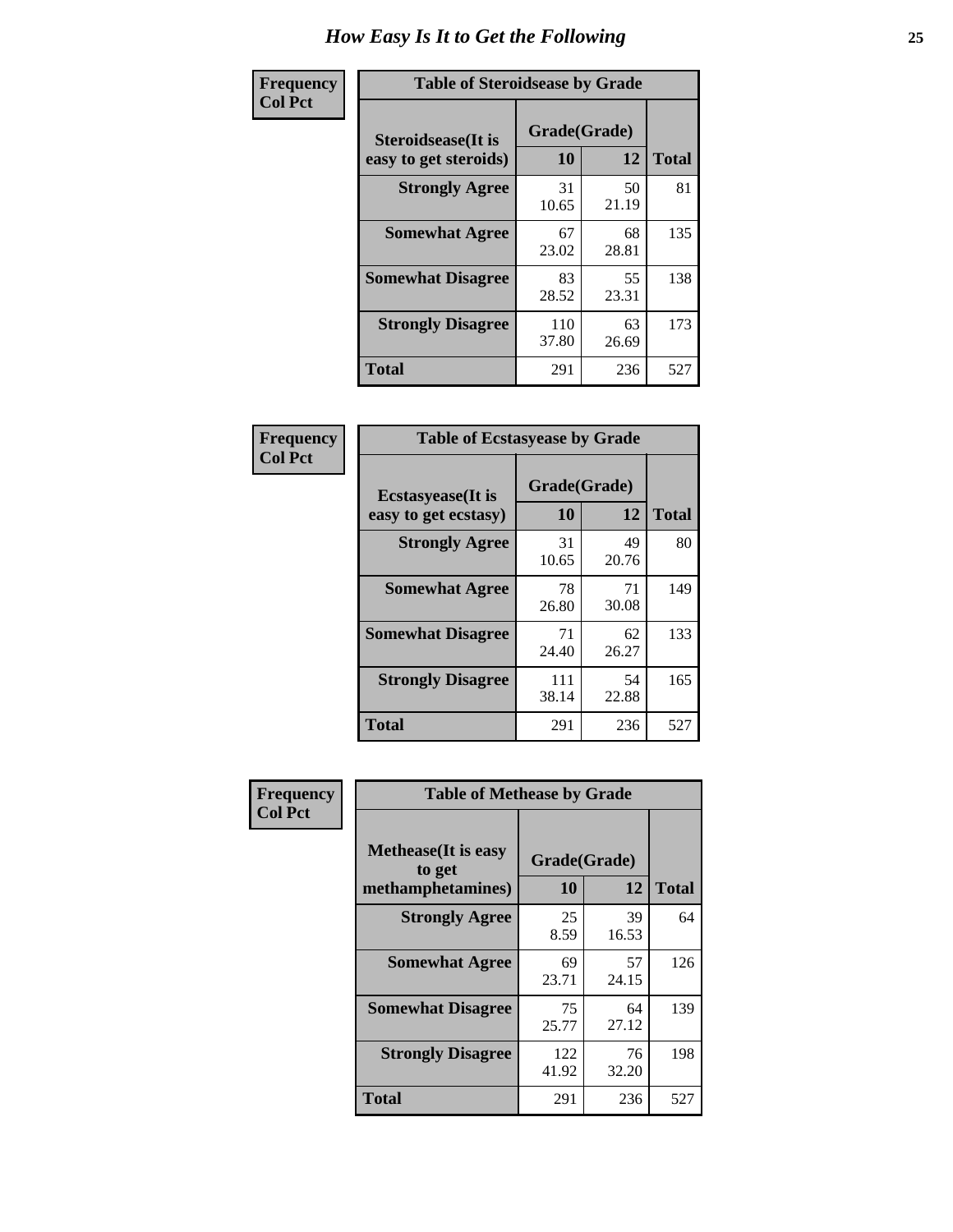# How Easy Is It to Get the Following

**Frequency**
**Col Pct**

**Table of Steroidsease by Grade**

| Steroidsease(It is easy to get steroids) | Grade(Grade) 10 | 12 | Total |
|---|---|---|---|
| **Strongly Agree** | 31<br>10.65 | 50<br>21.19 | 81 |
| **Somewhat Agree** | 67<br>23.02 | 68<br>28.81 | 135 |
| **Somewhat Disagree** | 83<br>28.52 | 55<br>23.31 | 138 |
| **Strongly Disagree** | 110<br>37.80 | 63<br>26.69 | 173 |
| **Total** | 291 | 236 | 527 |

**Frequency**
**Col Pct**

**Table of Ecstasyease by Grade**

| Ecstasyease(It is easy to get ecstasy) | Grade(Grade) 10 | 12 | Total |
|---|---|---|---|
| **Strongly Agree** | 31<br>10.65 | 49<br>20.76 | 80 |
| **Somewhat Agree** | 78<br>26.80 | 71<br>30.08 | 149 |
| **Somewhat Disagree** | 71<br>24.40 | 62<br>26.27 | 133 |
| **Strongly Disagree** | 111<br>38.14 | 54<br>22.88 | 165 |
| **Total** | 291 | 236 | 527 |

**Frequency**
**Col Pct**

**Table of Methease by Grade**

| Methease(It is easy to get methamphetamines) | Grade(Grade) 10 | 12 | Total |
|---|---|---|---|
| **Strongly Agree** | 25<br>8.59 | 39<br>16.53 | 64 |
| **Somewhat Agree** | 69<br>23.71 | 57<br>24.15 | 126 |
| **Somewhat Disagree** | 75<br>25.77 | 64<br>27.12 | 139 |
| **Strongly Disagree** | 122<br>41.92 | 76<br>32.20 | 198 |
| **Total** | 291 | 236 | 527 |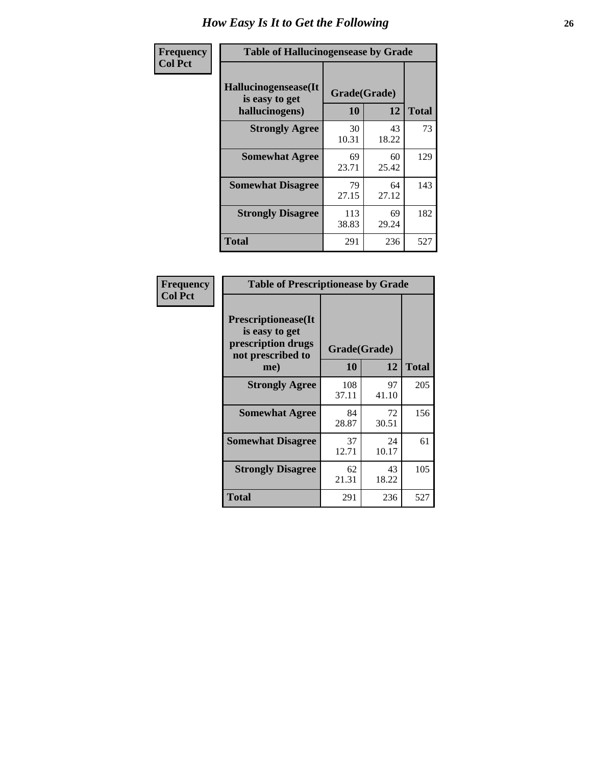# How Easy Is It to Get the Following

**Frequency**
**Col Pct**

**Table of Hallucinogensease by Grade**

| Hallucinogensease(It is easy to get hallucinogens) | Grade(Grade) | | Total |
|---|---|---|---|
| | 10 | 12 | |
| Strongly Agree | 30<br>10.31 | 43<br>18.22 | 73 |
| Somewhat Agree | 69<br>23.71 | 60<br>25.42 | 129 |
| Somewhat Disagree | 79<br>27.15 | 64<br>27.12 | 143 |
| Strongly Disagree | 113<br>38.83 | 69<br>29.24 | 182 |
| Total | 291 | 236 | 527 |

**Frequency**
**Col Pct**

**Table of Prescriptionease by Grade**

| Prescriptionease(It is easy to get prescription drugs not prescribed to me) | Grade(Grade) | | Total |
|---|---|---|---|
| | 10 | 12 | |
| Strongly Agree | 108<br>37.11 | 97<br>41.10 | 205 |
| Somewhat Agree | 84<br>28.87 | 72<br>30.51 | 156 |
| Somewhat Disagree | 37<br>12.71 | 24<br>10.17 | 61 |
| Strongly Disagree | 62<br>21.31 | 43<br>18.22 | 105 |
| Total | 291 | 236 | 527 |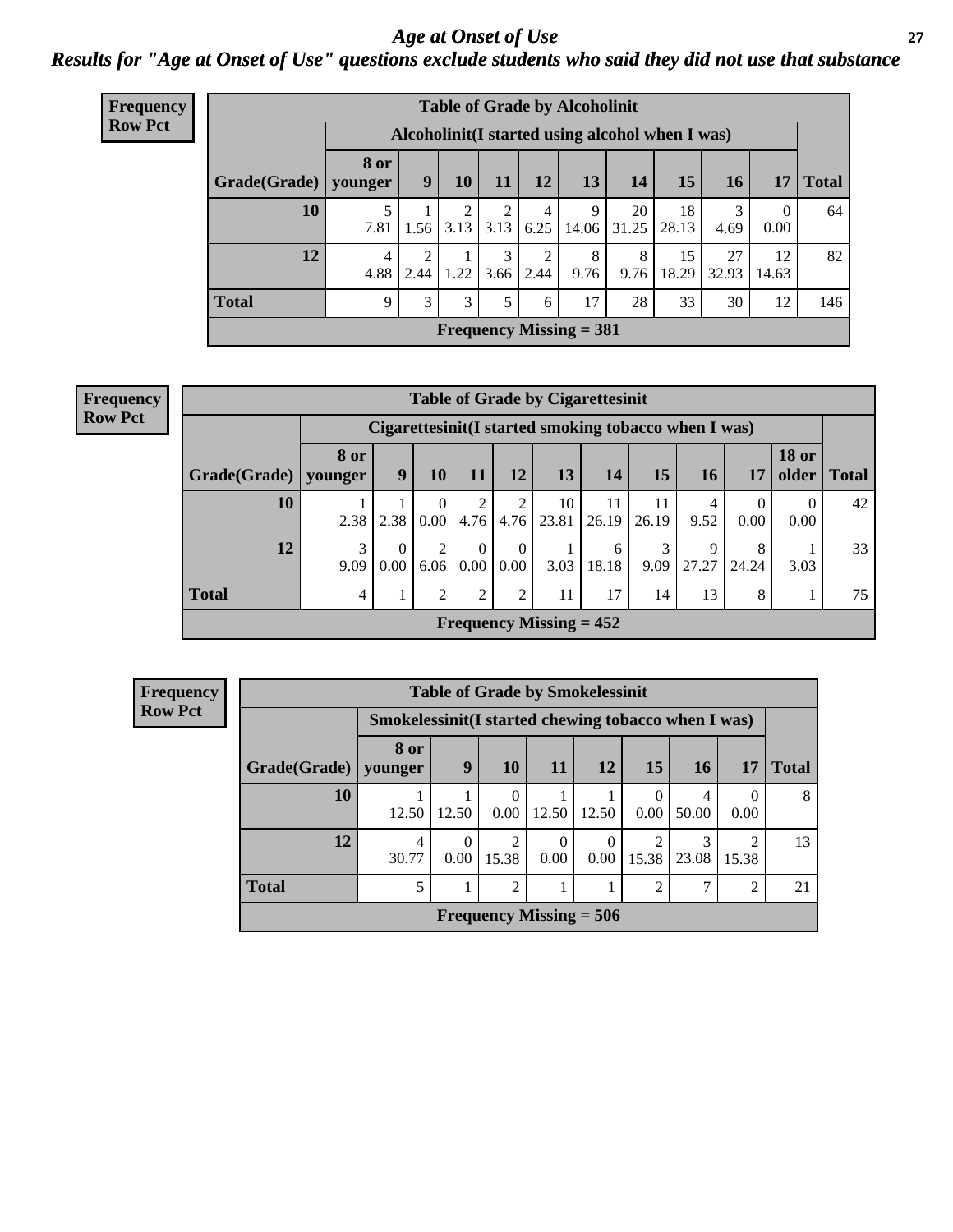# Age at Onset of Use

## *Results for "Age at Onset of Use" questions exclude students who said they did not use that substance*

**Frequency**
**Row Pct**

| Table of Grade by Alcoholinit | | | | | | | | | | | |
|---|---|---|---|---|---|---|---|---|---|---|---|
| | Alcoholinit(I started using alcohol when I was) | | | | | | | | | | |
| Grade(Grade) | 8 or younger | 9 | 10 | 11 | 12 | 13 | 14 | 15 | 16 | 17 | Total |
| 10 | 5<br>7.81 | 1<br>1.56 | 2<br>3.13 | 2<br>3.13 | 4<br>6.25 | 9<br>14.06 | 20<br>31.25 | 18<br>28.13 | 3<br>4.69 | 0<br>0.00 | 64 |
| 12 | 4<br>4.88 | 2<br>2.44 | 1<br>1.22 | 3<br>3.66 | 2<br>2.44 | 8<br>9.76 | 8<br>9.76 | 15<br>18.29 | 27<br>32.93 | 12<br>14.63 | 82 |
| Total | 9 | 3 | 3 | 5 | 6 | 17 | 28 | 33 | 30 | 12 | 146 |
| Frequency Missing = 381 | | | | | | | | | | | |

**Frequency**
**Row Pct**

| Table of Grade by Cigarettesinit | | | | | | | | | | | | |
|---|---|---|---|---|---|---|---|---|---|---|---|---|
| | Cigarettesinit(I started smoking tobacco when I was) | | | | | | | | | | | |
| Grade(Grade) | 8 or younger | 9 | 10 | 11 | 12 | 13 | 14 | 15 | 16 | 17 | 18 or older | Total |
| 10 | 1<br>2.38 | 1<br>2.38 | 0<br>0.00 | 2<br>4.76 | 2<br>4.76 | 10<br>23.81 | 11<br>26.19 | 11<br>26.19 | 4<br>9.52 | 0<br>0.00 | 0<br>0.00 | 42 |
| 12 | 3<br>9.09 | 0<br>0.00 | 2<br>6.06 | 0<br>0.00 | 0<br>0.00 | 1<br>3.03 | 6<br>18.18 | 3<br>9.09 | 9<br>27.27 | 8<br>24.24 | 1<br>3.03 | 33 |
| Total | 4 | 1 | 2 | 2 | 2 | 11 | 17 | 14 | 13 | 8 | 1 | 75 |
| Frequency Missing = 452 | | | | | | | | | | | | |

**Frequency**
**Row Pct**

| Table of Grade by Smokelessinit | | | | | | | | | |
|---|---|---|---|---|---|---|---|---|---|
| | Smokelessinit(I started chewing tobacco when I was) | | | | | | | | |
| Grade(Grade) | 8 or younger | 9 | 10 | 11 | 12 | 15 | 16 | 17 | Total |
| 10 | 1<br>12.50 | 1<br>12.50 | 0<br>0.00 | 1<br>12.50 | 1<br>12.50 | 0<br>0.00 | 4<br>50.00 | 0<br>0.00 | 8 |
| 12 | 4<br>30.77 | 0<br>0.00 | 2<br>15.38 | 0<br>0.00 | 0<br>0.00 | 2<br>15.38 | 3<br>23.08 | 2<br>15.38 | 13 |
| Total | 5 | 1 | 2 | 1 | 1 | 2 | 7 | 2 | 21 |
| Frequency Missing = 506 | | | | | | | | | |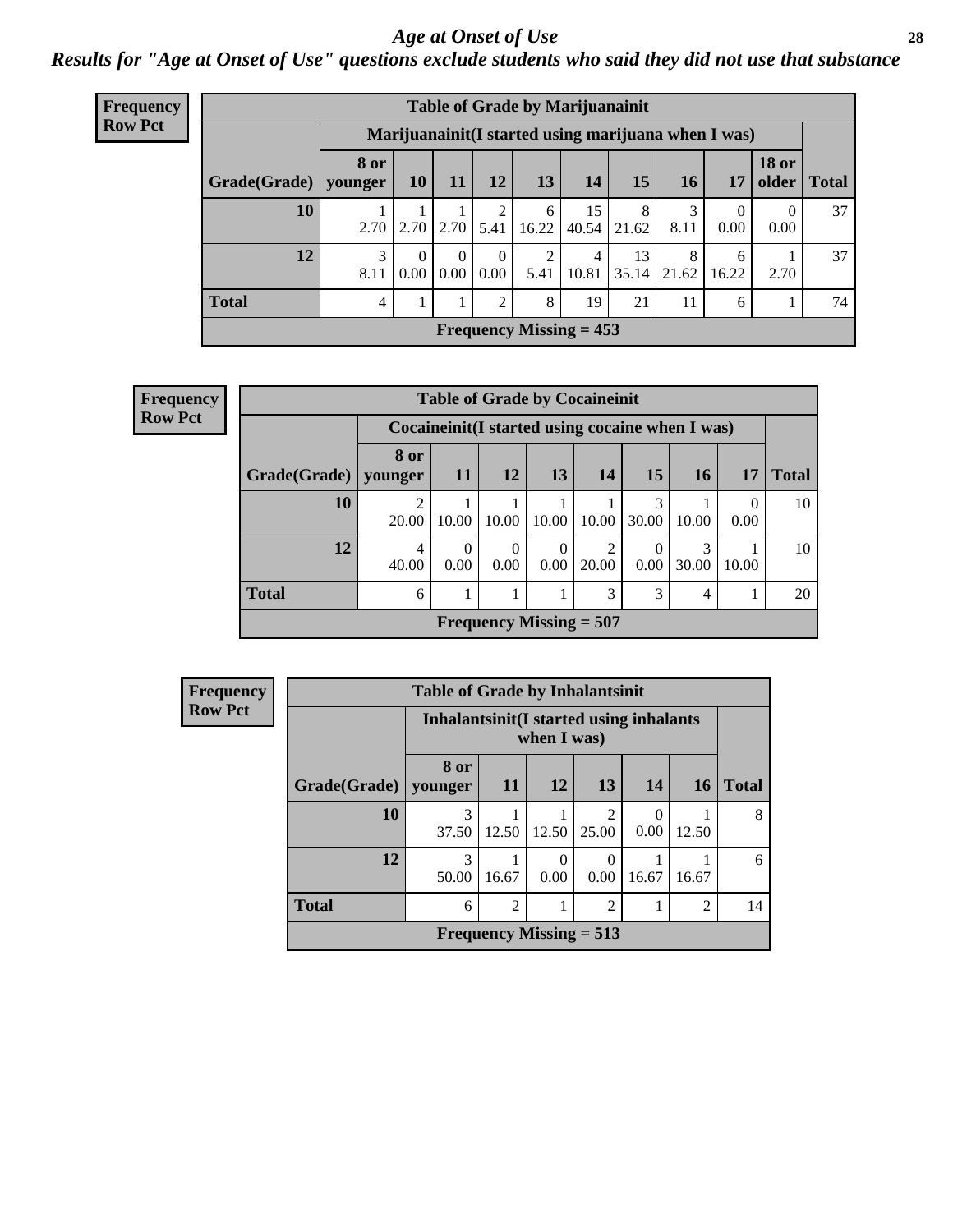# Age at Onset of Use

## Results for "Age at Onset of Use" questions exclude students who said they did not use that substance

**Frequency**
**Row Pct**

**Table of Grade by Marijuanainit**

| | Marijuanainit(I started using marijuana when I was) | | | | | | | | | | |
|---|---|---|---|---|---|---|---|---|---|---|---|
| Grade(Grade) | 8 or younger | 10 | 11 | 12 | 13 | 14 | 15 | 16 | 17 | 18 or older | Total |
| 10 | 1<br>2.70 | 1<br>2.70 | 1<br>2.70 | 2<br>5.41 | 6<br>16.22 | 15<br>40.54 | 8<br>21.62 | 3<br>8.11 | 0<br>0.00 | 0<br>0.00 | 37 |
| 12 | 3<br>8.11 | 0<br>0.00 | 0<br>0.00 | 0<br>0.00 | 2<br>5.41 | 4<br>10.81 | 13<br>35.14 | 8<br>21.62 | 6<br>16.22 | 1<br>2.70 | 37 |
| Total | 4 | 1 | 1 | 2 | 8 | 19 | 21 | 11 | 6 | 1 | 74 |

Frequency Missing = 453

**Frequency**
**Row Pct**

**Table of Grade by Cocaineinit**

| | Cocaineinit(I started using cocaine when I was) | | | | | | | | |
|---|---|---|---|---|---|---|---|---|---|
| Grade(Grade) | 8 or younger | 11 | 12 | 13 | 14 | 15 | 16 | 17 | Total |
| 10 | 2<br>20.00 | 1<br>10.00 | 1<br>10.00 | 1<br>10.00 | 1<br>10.00 | 3<br>30.00 | 1<br>10.00 | 0<br>0.00 | 10 |
| 12 | 4<br>40.00 | 0<br>0.00 | 0<br>0.00 | 0<br>0.00 | 2<br>20.00 | 0<br>0.00 | 3<br>30.00 | 1<br>10.00 | 10 |
| Total | 6 | 1 | 1 | 1 | 3 | 3 | 4 | 1 | 20 |

Frequency Missing = 507

**Frequency**
**Row Pct**

**Table of Grade by Inhalantsinit**

| | Inhalantsinit(I started using inhalants when I was) | | | | | | |
|---|---|---|---|---|---|---|---|
| Grade(Grade) | 8 or younger | 11 | 12 | 13 | 14 | 16 | Total |
| 10 | 3<br>37.50 | 1<br>12.50 | 1<br>12.50 | 2<br>25.00 | 0<br>0.00 | 1<br>12.50 | 8 |
| 12 | 3<br>50.00 | 1<br>16.67 | 0<br>0.00 | 0<br>0.00 | 1<br>16.67 | 1<br>16.67 | 6 |
| Total | 6 | 2 | 1 | 2 | 1 | 2 | 14 |

Frequency Missing = 513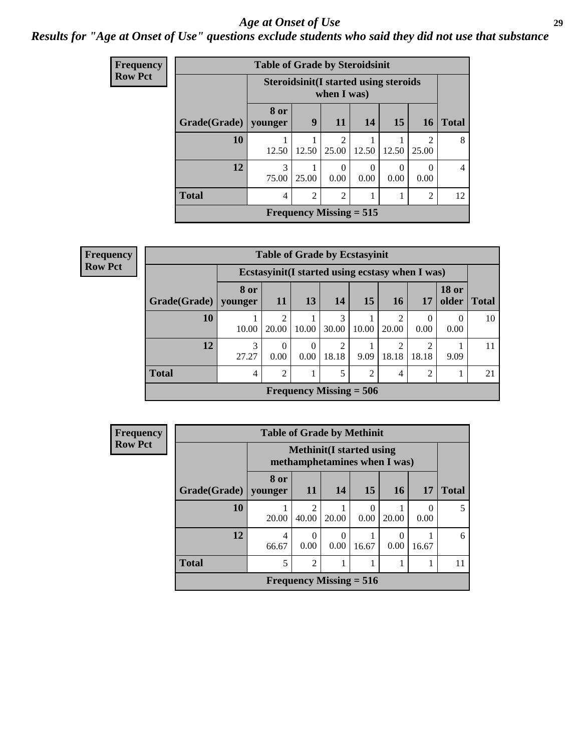# Age at Onset of Use

## Results for "Age at Onset of Use" questions exclude students who said they did not use that substance

**Frequency**
**Row Pct**

| Table of Grade by Steroidsinit | | | | | | | |
|---|---|---|---|---|---|---|---|
| | Steroidsinit(I started using steroids when I was) | | | | | | |
| Grade(Grade) | 8 or younger | 9 | 11 | 14 | 15 | 16 | Total |
| 10 | 1<br>12.50 | 1<br>12.50 | 2<br>25.00 | 1<br>12.50 | 1<br>12.50 | 2<br>25.00 | 8 |
| 12 | 3<br>75.00 | 1<br>25.00 | 0<br>0.00 | 0<br>0.00 | 0<br>0.00 | 0<br>0.00 | 4 |
| Total | 4 | 2 | 2 | 1 | 1 | 2 | 12 |
| Frequency Missing = 515 | | | | | | | |

**Frequency**
**Row Pct**

| Table of Grade by Ecstasyinit | | | | | | | | | |
|---|---|---|---|---|---|---|---|---|---|
| | Ecstasyinit(I started using ecstasy when I was) | | | | | | | | |
| Grade(Grade) | 8 or younger | 11 | 13 | 14 | 15 | 16 | 17 | 18 or older | Total |
| 10 | 1<br>10.00 | 2<br>20.00 | 1<br>10.00 | 3<br>30.00 | 1<br>10.00 | 2<br>20.00 | 0<br>0.00 | 0<br>0.00 | 10 |
| 12 | 3<br>27.27 | 0<br>0.00 | 0<br>0.00 | 2<br>18.18 | 1<br>9.09 | 2<br>18.18 | 2<br>18.18 | 1<br>9.09 | 11 |
| Total | 4 | 2 | 1 | 5 | 2 | 4 | 2 | 1 | 21 |
| Frequency Missing = 506 | | | | | | | | | |

**Frequency**
**Row Pct**

| Table of Grade by Methinit | | | | | | | |
|---|---|---|---|---|---|---|---|
| | Methinit(I started using methamphetamines when I was) | | | | | | |
| Grade(Grade) | 8 or younger | 11 | 14 | 15 | 16 | 17 | Total |
| 10 | 1<br>20.00 | 2<br>40.00 | 1<br>20.00 | 0<br>0.00 | 1<br>20.00 | 0<br>0.00 | 5 |
| 12 | 4<br>66.67 | 0<br>0.00 | 0<br>0.00 | 1<br>16.67 | 0<br>0.00 | 1<br>16.67 | 6 |
| Total | 5 | 2 | 1 | 1 | 1 | 1 | 11 |
| Frequency Missing = 516 | | | | | | | |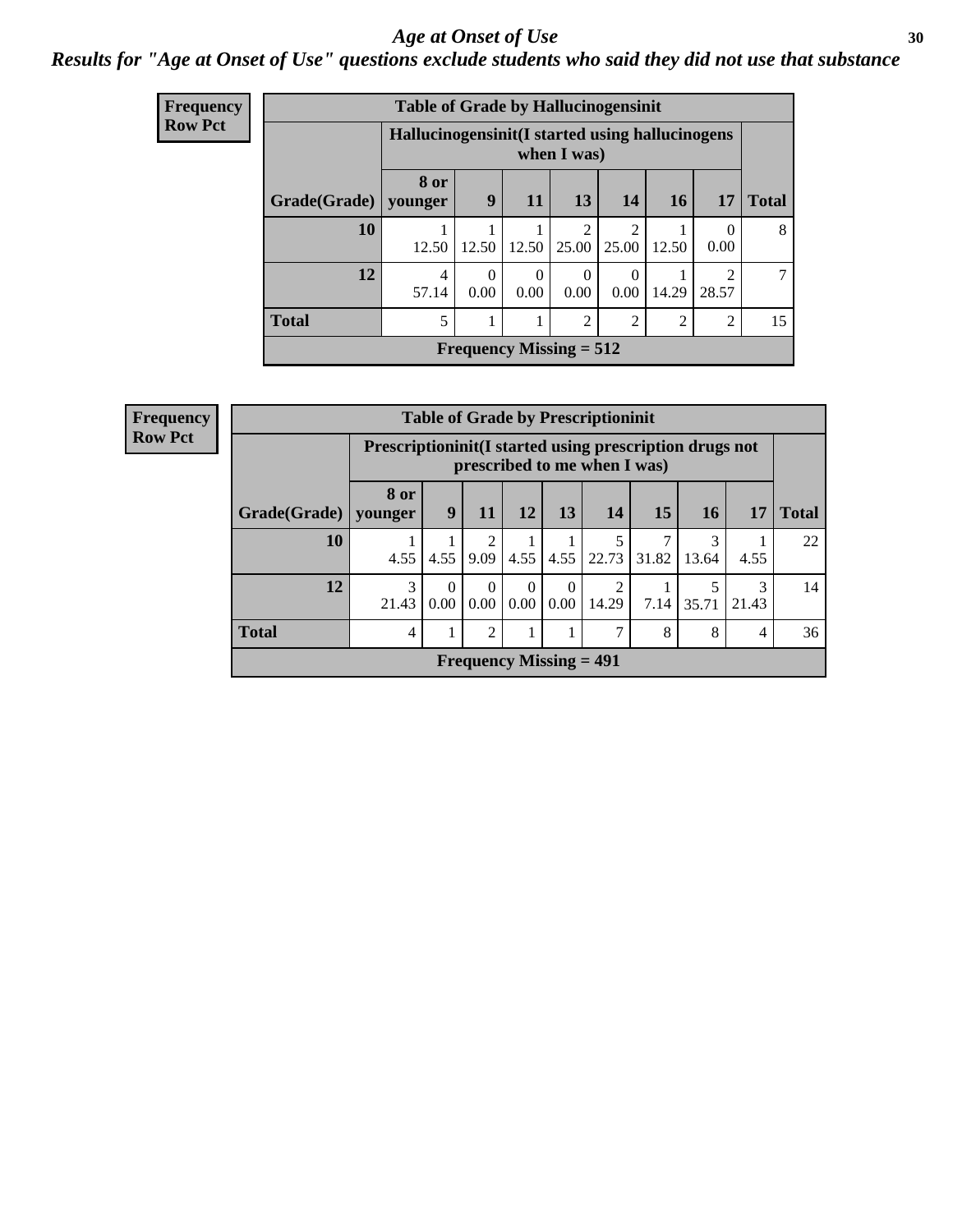# Age at Onset of Use

***Results for "Age at Onset of Use" questions exclude students who said they did not use that substance***

**Frequency**
**Row Pct**

**Table of Grade by Hallucinogensinit**

| Grade(Grade) | Hallucinogensinit(I started using hallucinogens when I was) | | | | | | | Total |
|---|---|---|---|---|---|---|---|---|
| | 8 or younger | 9 | 11 | 13 | 14 | 16 | 17 | |
| 10 | 1<br>12.50 | 1<br>12.50 | 1<br>12.50 | 2<br>25.00 | 2<br>25.00 | 1<br>12.50 | 0<br>0.00 | 8 |
| 12 | 4<br>57.14 | 0<br>0.00 | 0<br>0.00 | 0<br>0.00 | 0<br>0.00 | 1<br>14.29 | 2<br>28.57 | 7 |
| Total | 5 | 1 | 1 | 2 | 2 | 2 | 2 | 15 |

**Frequency Missing = 512**

**Frequency**
**Row Pct**

**Table of Grade by Prescriptioninit**

| Grade(Grade) | Prescriptioninit(I started using prescription drugs not prescribed to me when I was) | | | | | | | | | Total |
|---|---|---|---|---|---|---|---|---|---|---|
| | 8 or younger | 9 | 11 | 12 | 13 | 14 | 15 | 16 | 17 | |
| 10 | 1<br>4.55 | 1<br>4.55 | 2<br>9.09 | 1<br>4.55 | 1<br>4.55 | 5<br>22.73 | 7<br>31.82 | 3<br>13.64 | 1<br>4.55 | 22 |
| 12 | 3<br>21.43 | 0<br>0.00 | 0<br>0.00 | 0<br>0.00 | 0<br>0.00 | 2<br>14.29 | 1<br>7.14 | 5<br>35.71 | 3<br>21.43 | 14 |
| Total | 4 | 1 | 2 | 1 | 1 | 7 | 8 | 8 | 4 | 36 |

**Frequency Missing = 491**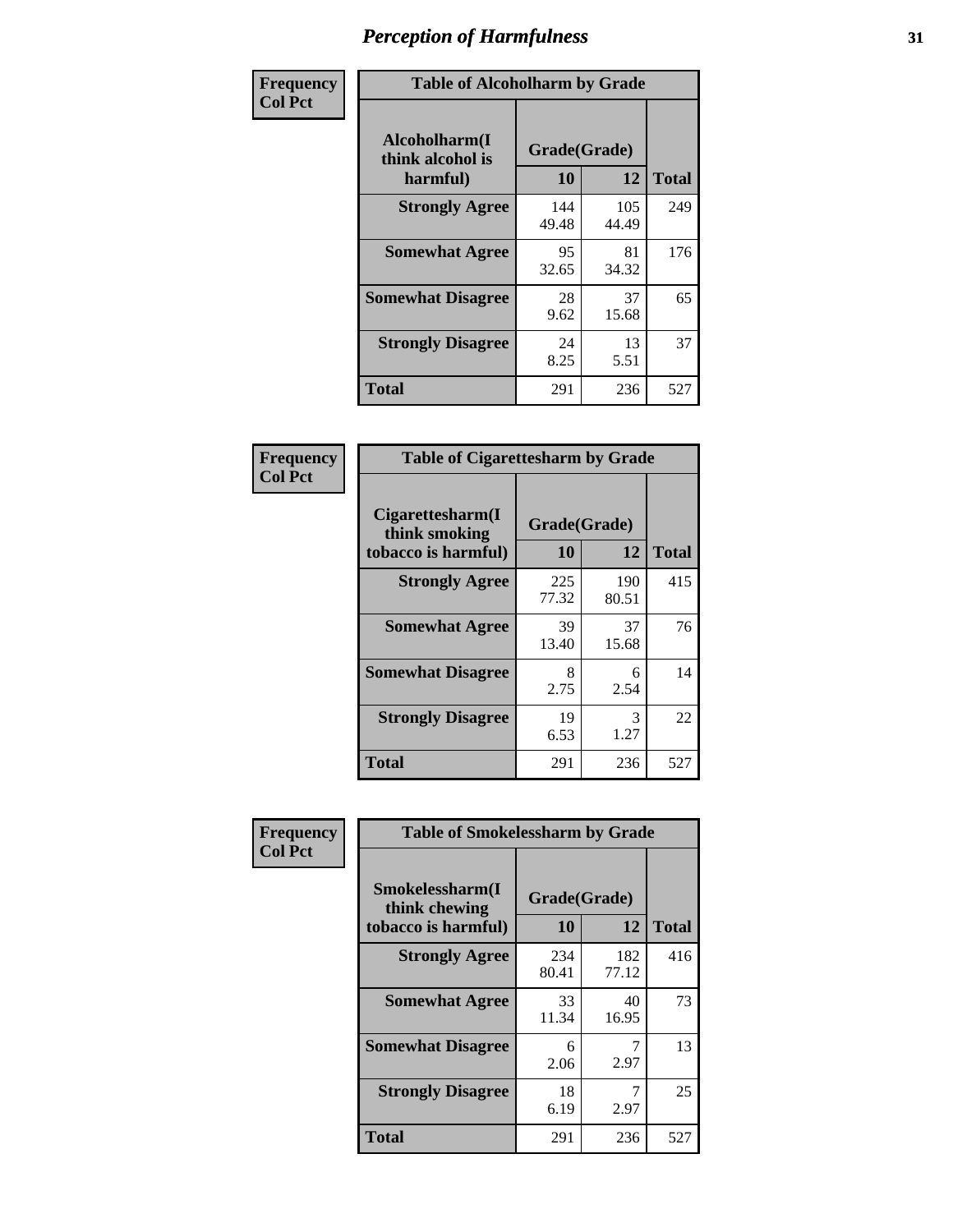# Perception of Harmfulness

| Frequency Col Pct | Table of Alcoholharm by Grade | | |
|---|---|---|---|
| Alcoholharm(I think alcohol is harmful) | Grade(Grade) | | |
| | 10 | 12 | Total |
| Strongly Agree | 144<br>49.48 | 105<br>44.49 | 249 |
| Somewhat Agree | 95<br>32.65 | 81<br>34.32 | 176 |
| Somewhat Disagree | 28<br>9.62 | 37<br>15.68 | 65 |
| Strongly Disagree | 24<br>8.25 | 13<br>5.51 | 37 |
| Total | 291 | 236 | 527 |

| Frequency Col Pct | Table of Cigarettesharm by Grade | | |
|---|---|---|---|
| Cigarettesharm(I think smoking tobacco is harmful) | Grade(Grade) | | |
| | 10 | 12 | Total |
| Strongly Agree | 225<br>77.32 | 190<br>80.51 | 415 |
| Somewhat Agree | 39<br>13.40 | 37<br>15.68 | 76 |
| Somewhat Disagree | 8<br>2.75 | 6<br>2.54 | 14 |
| Strongly Disagree | 19<br>6.53 | 3<br>1.27 | 22 |
| Total | 291 | 236 | 527 |

| Frequency Col Pct | Table of Smokelessharm by Grade | | |
|---|---|---|---|
| Smokelessharm(I think chewing tobacco is harmful) | Grade(Grade) | | |
| | 10 | 12 | Total |
| Strongly Agree | 234<br>80.41 | 182<br>77.12 | 416 |
| Somewhat Agree | 33<br>11.34 | 40<br>16.95 | 73 |
| Somewhat Disagree | 6<br>2.06 | 7<br>2.97 | 13 |
| Strongly Disagree | 18<br>6.19 | 7<br>2.97 | 25 |
| Total | 291 | 236 | 527 |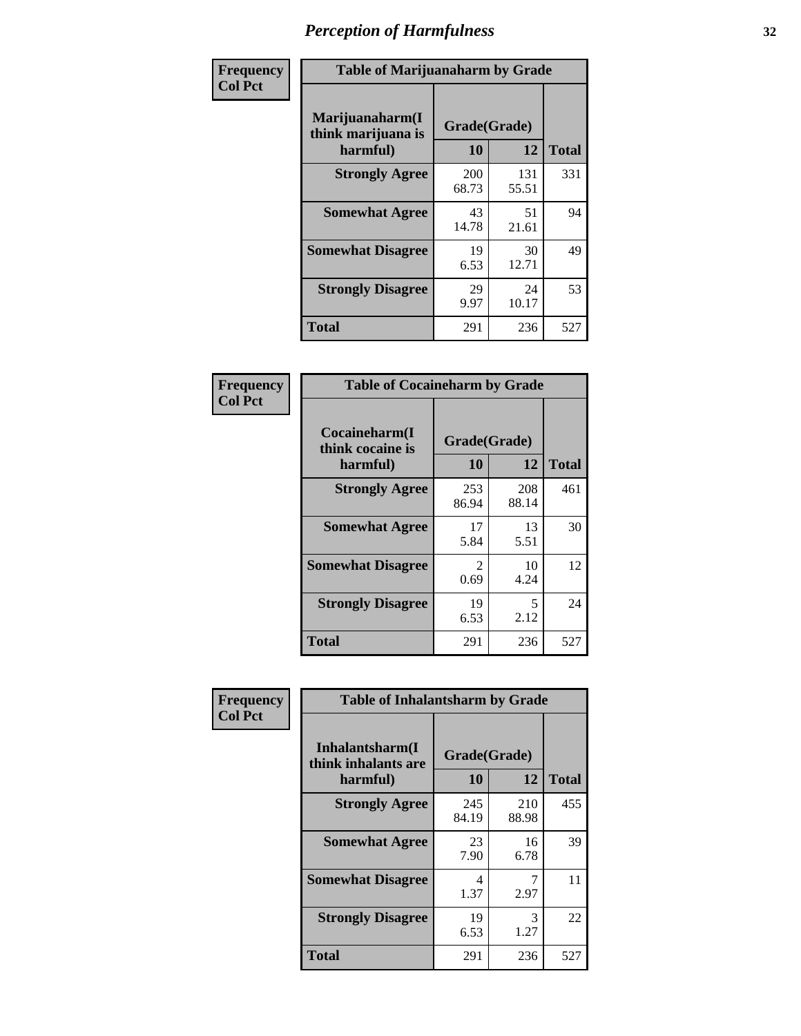# Perception of Harmfulness

**Frequency**
**Col Pct**

**Table of Marijuanaharm by Grade**

| Marijuanaharm(I think marijuana is harmful) | Grade(Grade) | | Total |
|---|---|---|---|
| | 10 | 12 | |
| **Strongly Agree** | 200<br>68.73 | 131<br>55.51 | 331 |
| **Somewhat Agree** | 43<br>14.78 | 51<br>21.61 | 94 |
| **Somewhat Disagree** | 19<br>6.53 | 30<br>12.71 | 49 |
| **Strongly Disagree** | 29<br>9.97 | 24<br>10.17 | 53 |
| **Total** | 291 | 236 | 527 |

**Frequency**
**Col Pct**

**Table of Cocaineharm by Grade**

| Cocaineharm(I think cocaine is harmful) | Grade(Grade) | | Total |
|---|---|---|---|
| | 10 | 12 | |
| **Strongly Agree** | 253<br>86.94 | 208<br>88.14 | 461 |
| **Somewhat Agree** | 17<br>5.84 | 13<br>5.51 | 30 |
| **Somewhat Disagree** | 2<br>0.69 | 10<br>4.24 | 12 |
| **Strongly Disagree** | 19<br>6.53 | 5<br>2.12 | 24 |
| **Total** | 291 | 236 | 527 |

**Frequency**
**Col Pct**

**Table of Inhalantsharm by Grade**

| Inhalantsharm(I think inhalants are harmful) | Grade(Grade) | | Total |
|---|---|---|---|
| | 10 | 12 | |
| **Strongly Agree** | 245<br>84.19 | 210<br>88.98 | 455 |
| **Somewhat Agree** | 23<br>7.90 | 16<br>6.78 | 39 |
| **Somewhat Disagree** | 4<br>1.37 | 7<br>2.97 | 11 |
| **Strongly Disagree** | 19<br>6.53 | 3<br>1.27 | 22 |
| **Total** | 291 | 236 | 527 |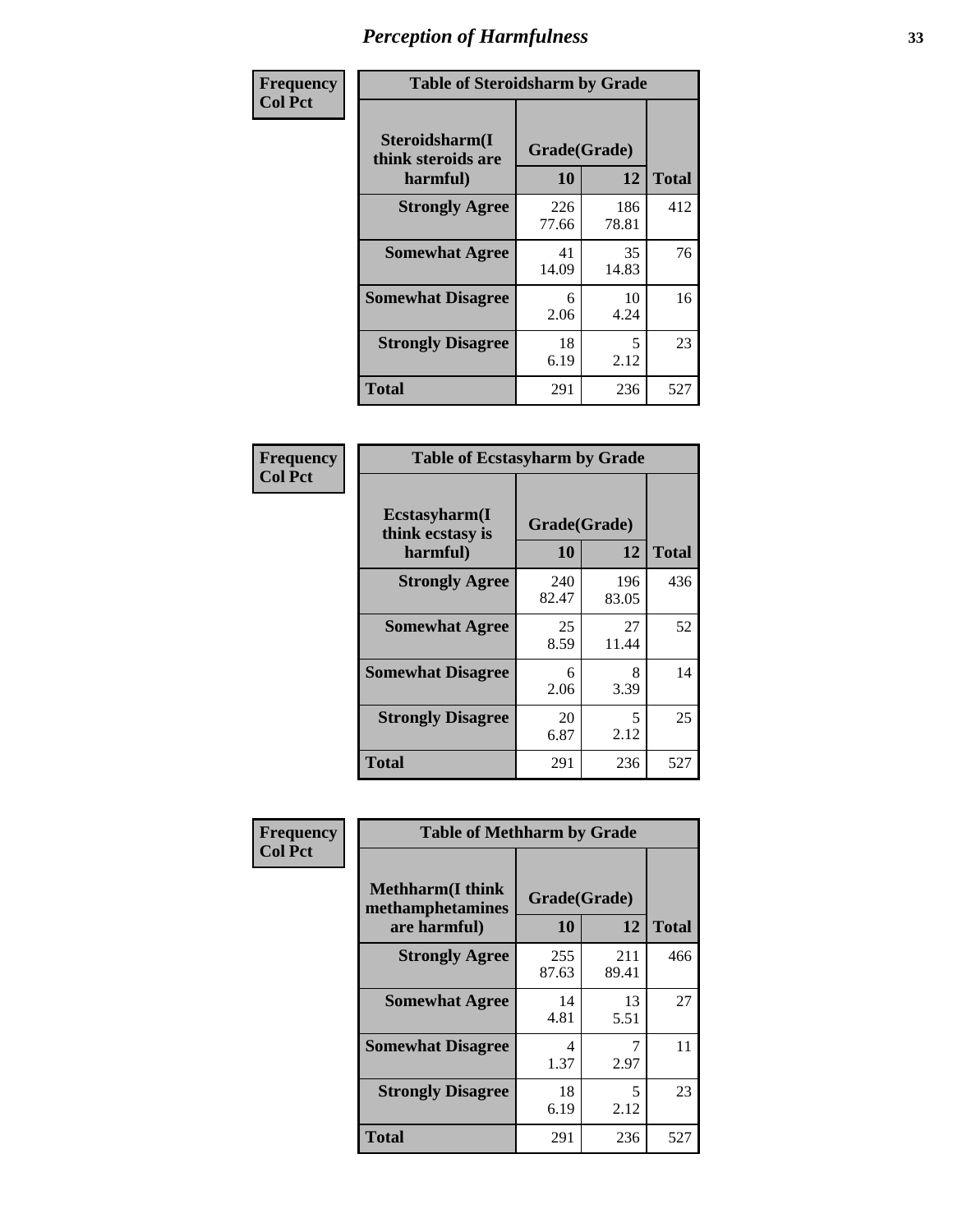# Perception of Harmfulness

| Frequency<br>Col Pct | Table of Steroidsharm by Grade | | |
|---|---|---|---|
| **Steroidsharm(I think steroids are harmful)** | **Grade(Grade)** | | **Total** |
| | **10** | **12** | |
| **Strongly Agree** | 226<br>77.66 | 186<br>78.81 | 412 |
| **Somewhat Agree** | 41<br>14.09 | 35<br>14.83 | 76 |
| **Somewhat Disagree** | 6<br>2.06 | 10<br>4.24 | 16 |
| **Strongly Disagree** | 18<br>6.19 | 5<br>2.12 | 23 |
| **Total** | 291 | 236 | 527 |

| Frequency<br>Col Pct | Table of Ecstasyharm by Grade | | |
|---|---|---|---|
| **Ecstasyharm(I think ecstasy is harmful)** | **Grade(Grade)** | | **Total** |
| | **10** | **12** | |
| **Strongly Agree** | 240<br>82.47 | 196<br>83.05 | 436 |
| **Somewhat Agree** | 25<br>8.59 | 27<br>11.44 | 52 |
| **Somewhat Disagree** | 6<br>2.06 | 8<br>3.39 | 14 |
| **Strongly Disagree** | 20<br>6.87 | 5<br>2.12 | 25 |
| **Total** | 291 | 236 | 527 |

| Frequency<br>Col Pct | Table of Methharm by Grade | | |
|---|---|---|---|
| **Methharm(I think methamphetamines are harmful)** | **Grade(Grade)** | | **Total** |
| | **10** | **12** | |
| **Strongly Agree** | 255<br>87.63 | 211<br>89.41 | 466 |
| **Somewhat Agree** | 14<br>4.81 | 13<br>5.51 | 27 |
| **Somewhat Disagree** | 4<br>1.37 | 7<br>2.97 | 11 |
| **Strongly Disagree** | 18<br>6.19 | 5<br>2.12 | 23 |
| **Total** | 291 | 236 | 527 |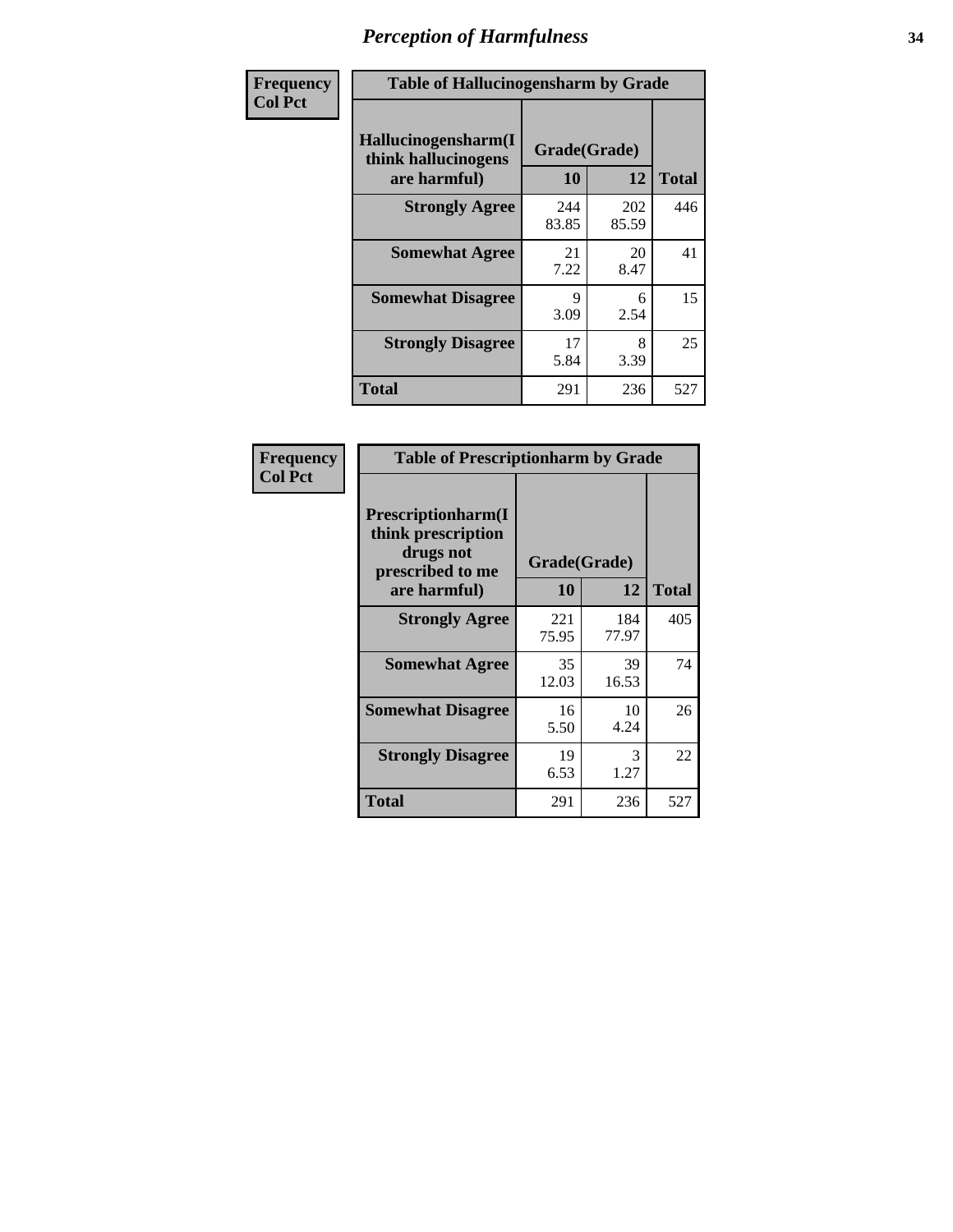# Perception of Harmfulness

| Frequency<br>Col Pct | Table of Hallucinogensharm by Grade | | |
|---|---|---|---|
| Hallucinogensharm(I think hallucinogens are harmful) | Grade(Grade) | | |
| | 10 | 12 | Total |
| Strongly Agree | 244<br>83.85 | 202<br>85.59 | 446 |
| Somewhat Agree | 21<br>7.22 | 20<br>8.47 | 41 |
| Somewhat Disagree | 9<br>3.09 | 6<br>2.54 | 15 |
| Strongly Disagree | 17<br>5.84 | 8<br>3.39 | 25 |
| Total | 291 | 236 | 527 |

| Frequency<br>Col Pct | Table of Prescriptionharm by Grade | | |
|---|---|---|---|
| Prescriptionharm(I think prescription drugs not prescribed to me are harmful) | Grade(Grade) | | |
| | 10 | 12 | Total |
| Strongly Agree | 221<br>75.95 | 184<br>77.97 | 405 |
| Somewhat Agree | 35<br>12.03 | 39<br>16.53 | 74 |
| Somewhat Disagree | 16<br>5.50 | 10<br>4.24 | 26 |
| Strongly Disagree | 19<br>6.53 | 3<br>1.27 | 22 |
| Total | 291 | 236 | 527 |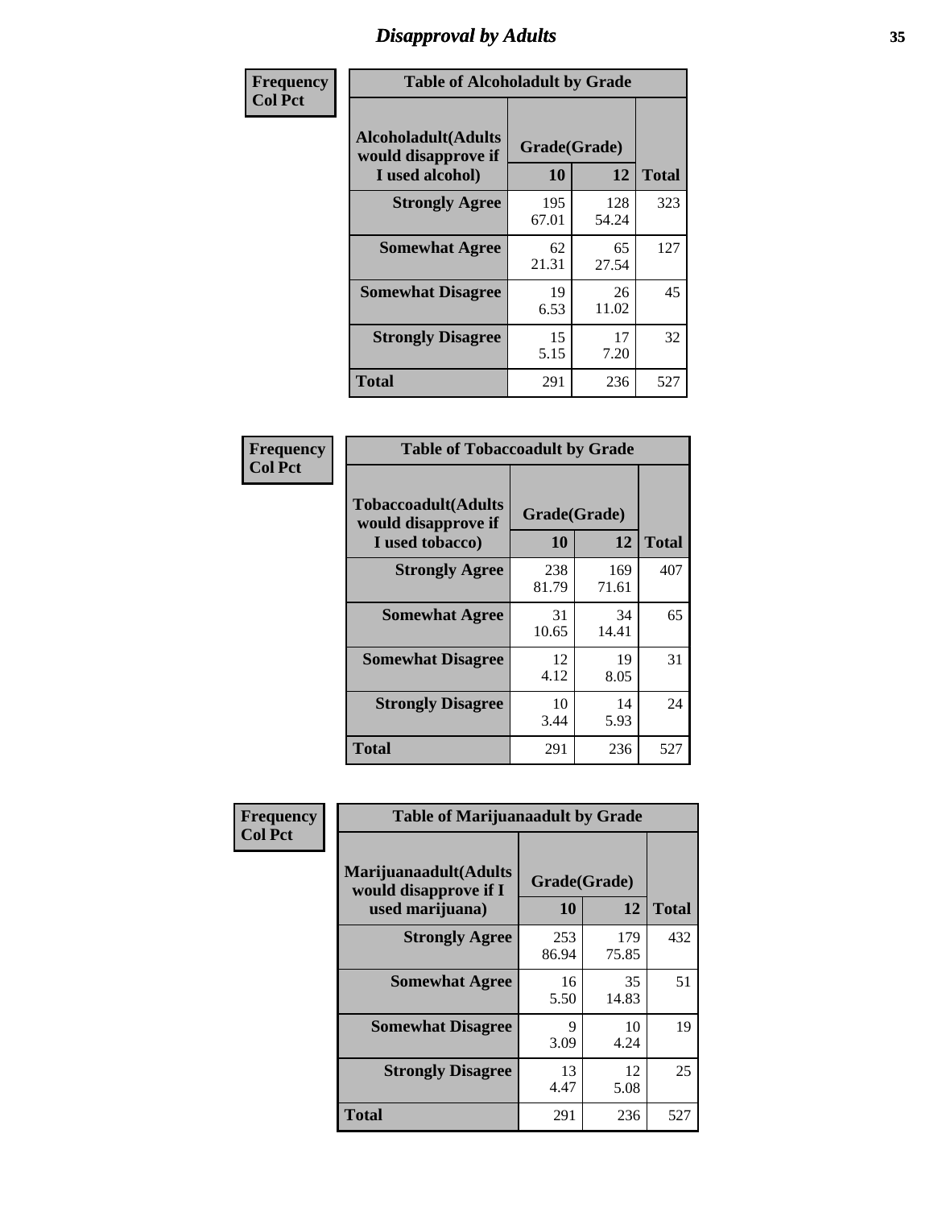## Disapproval by Adults

**Frequency / Col Pct**

**Table of Alcoholadult by Grade**

| Alcoholadult(Adults would disapprove if I used alcohol) | Grade(Grade) 10 | 12 | Total |
|---|---|---|---|
| **Strongly Agree** | 195<br>67.01 | 128<br>54.24 | 323 |
| **Somewhat Agree** | 62<br>21.31 | 65<br>27.54 | 127 |
| **Somewhat Disagree** | 19<br>6.53 | 26<br>11.02 | 45 |
| **Strongly Disagree** | 15<br>5.15 | 17<br>7.20 | 32 |
| **Total** | 291 | 236 | 527 |

**Frequency / Col Pct**

**Table of Tobaccoadult by Grade**

| Tobaccoadult(Adults would disapprove if I used tobacco) | Grade(Grade) 10 | 12 | Total |
|---|---|---|---|
| **Strongly Agree** | 238<br>81.79 | 169<br>71.61 | 407 |
| **Somewhat Agree** | 31<br>10.65 | 34<br>14.41 | 65 |
| **Somewhat Disagree** | 12<br>4.12 | 19<br>8.05 | 31 |
| **Strongly Disagree** | 10<br>3.44 | 14<br>5.93 | 24 |
| **Total** | 291 | 236 | 527 |

**Frequency / Col Pct**

**Table of Marijuanaadult by Grade**

| Marijuanaadult(Adults would disapprove if I used marijuana) | Grade(Grade) 10 | 12 | Total |
|---|---|---|---|
| **Strongly Agree** | 253<br>86.94 | 179<br>75.85 | 432 |
| **Somewhat Agree** | 16<br>5.50 | 35<br>14.83 | 51 |
| **Somewhat Disagree** | 9<br>3.09 | 10<br>4.24 | 19 |
| **Strongly Disagree** | 13<br>4.47 | 12<br>5.08 | 25 |
| **Total** | 291 | 236 | 527 |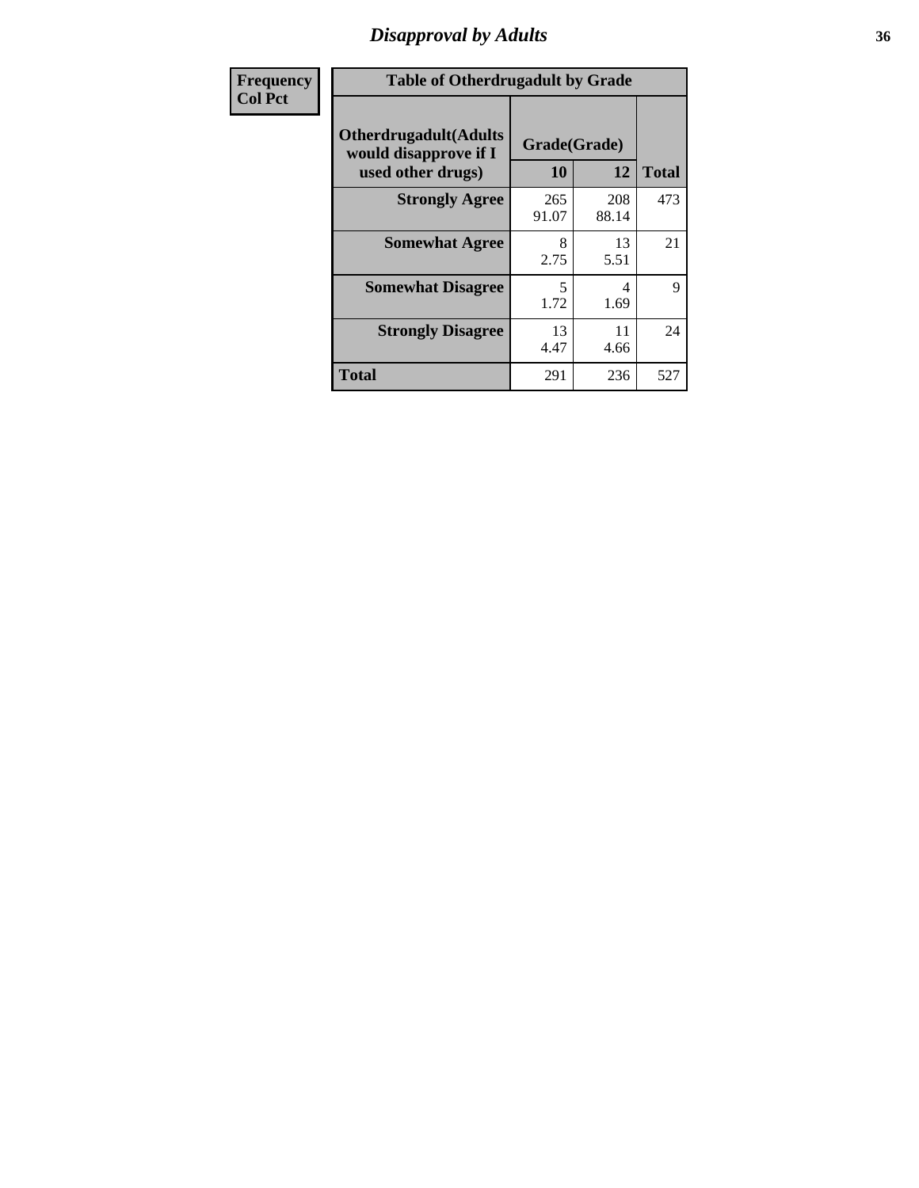# Disapproval by Adults

| Frequency<br>Col Pct |
|---|

**Table of Otherdrugadult by Grade**

| Otherdrugadult(Adults would disapprove if I used other drugs) | Grade(Grade) | | |
|---|---|---|---|
| | 10 | 12 | Total |
| **Strongly Agree** | 265<br>91.07 | 208<br>88.14 | 473 |
| **Somewhat Agree** | 8<br>2.75 | 13<br>5.51 | 21 |
| **Somewhat Disagree** | 5<br>1.72 | 4<br>1.69 | 9 |
| **Strongly Disagree** | 13<br>4.47 | 11<br>4.66 | 24 |
| **Total** | 291 | 236 | 527 |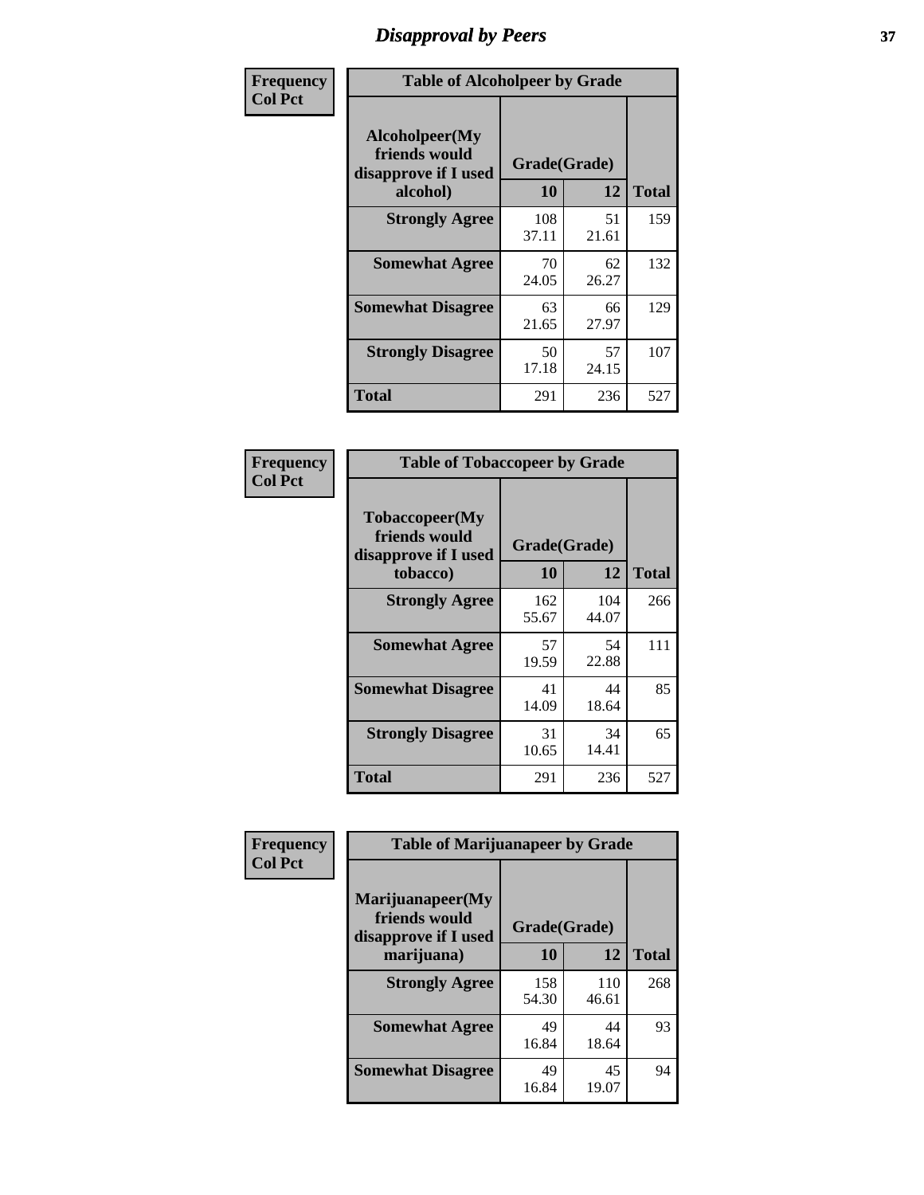# Disapproval by Peers

**Frequency**
**Col Pct**

| Table of Alcoholpeer by Grade | | | |
|---|---|---|---|
| Alcoholpeer(My friends would disapprove if I used alcohol) | Grade(Grade) | | |
| | 10 | 12 | Total |
| Strongly Agree | 108<br>37.11 | 51<br>21.61 | 159 |
| Somewhat Agree | 70<br>24.05 | 62<br>26.27 | 132 |
| Somewhat Disagree | 63<br>21.65 | 66<br>27.97 | 129 |
| Strongly Disagree | 50<br>17.18 | 57<br>24.15 | 107 |
| Total | 291 | 236 | 527 |

**Frequency**
**Col Pct**

| Table of Tobaccopeer by Grade | | | |
|---|---|---|---|
| Tobaccopeer(My friends would disapprove if I used tobacco) | Grade(Grade) | | |
| | 10 | 12 | Total |
| Strongly Agree | 162<br>55.67 | 104<br>44.07 | 266 |
| Somewhat Agree | 57<br>19.59 | 54<br>22.88 | 111 |
| Somewhat Disagree | 41<br>14.09 | 44<br>18.64 | 85 |
| Strongly Disagree | 31<br>10.65 | 34<br>14.41 | 65 |
| Total | 291 | 236 | 527 |

**Frequency**
**Col Pct**

| Table of Marijuanapeer by Grade | | | |
|---|---|---|---|
| Marijuanapeer(My friends would disapprove if I used marijuana) | Grade(Grade) | | |
| | 10 | 12 | Total |
| Strongly Agree | 158<br>54.30 | 110<br>46.61 | 268 |
| Somewhat Agree | 49<br>16.84 | 44<br>18.64 | 93 |
| Somewhat Disagree | 49<br>16.84 | 45<br>19.07 | 94 |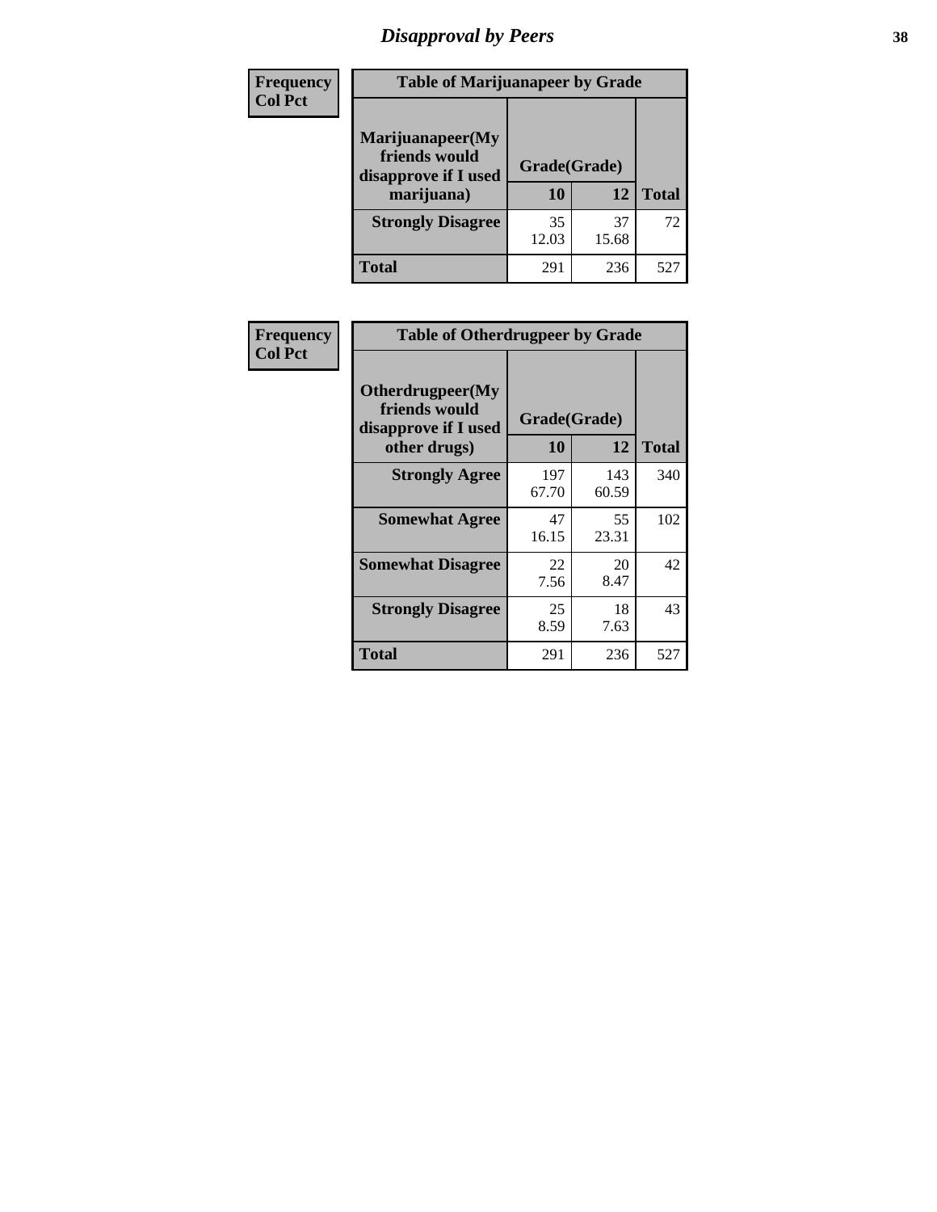# Disapproval by Peers

| Frequency<br>Col Pct | Table of Marijuanapeer by Grade | | |
|---|---|---|---|
| Marijuanapeer(My friends would disapprove if I used marijuana) | Grade(Grade) | | |
| | 10 | 12 | Total |
| Strongly Disagree | 35<br>12.03 | 37<br>15.68 | 72 |
| Total | 291 | 236 | 527 |

| Frequency<br>Col Pct | Table of Otherdrugpeer by Grade | | |
|---|---|---|---|
| Otherdrugpeer(My friends would disapprove if I used other drugs) | Grade(Grade) | | |
| | 10 | 12 | Total |
| Strongly Agree | 197<br>67.70 | 143<br>60.59 | 340 |
| Somewhat Agree | 47<br>16.15 | 55<br>23.31 | 102 |
| Somewhat Disagree | 22<br>7.56 | 20<br>8.47 | 42 |
| Strongly Disagree | 25<br>8.59 | 18<br>7.63 | 43 |
| Total | 291 | 236 | 527 |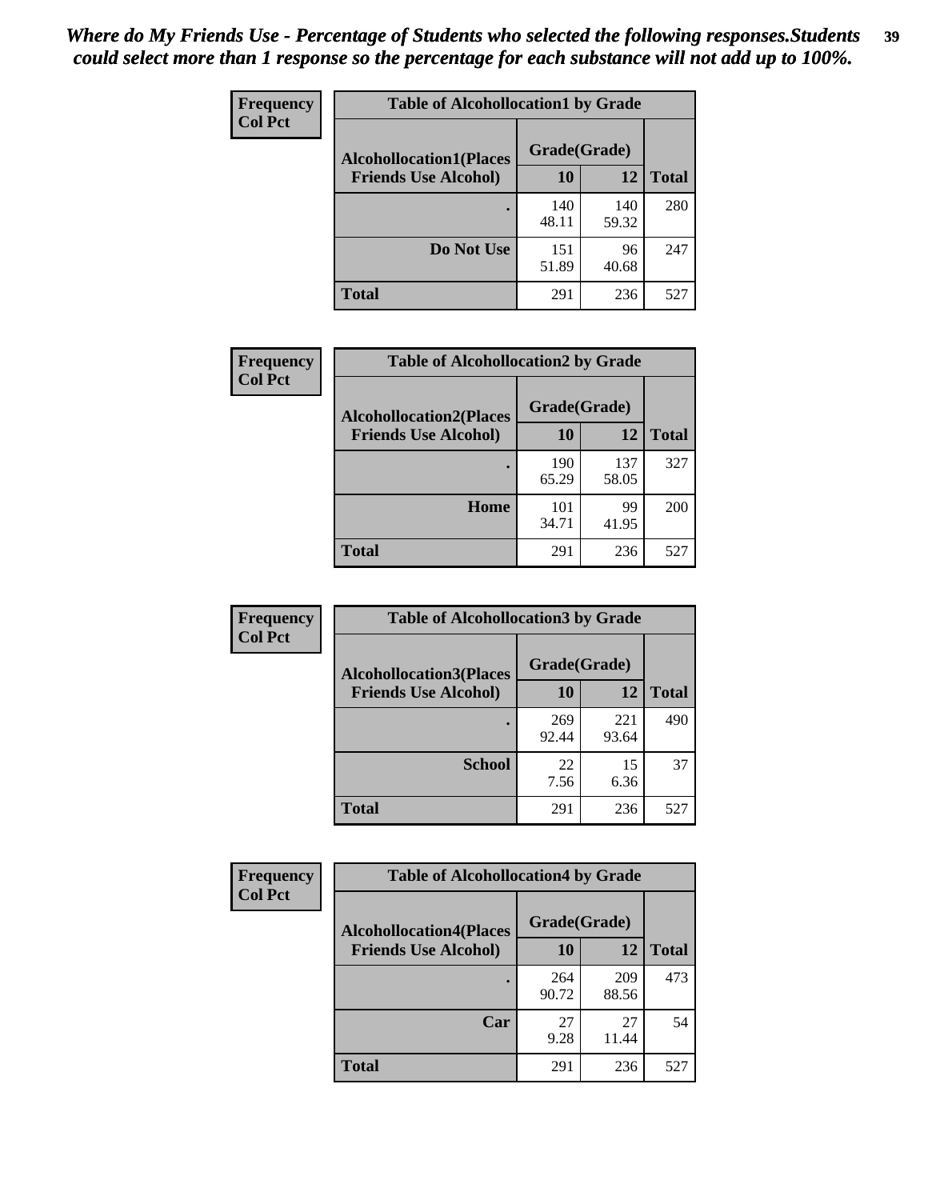*Where do My Friends Use - Percentage of Students who selected the following responses.Students could select more than 1 response so the percentage for each substance will not add up to 100%.*

**Frequency**
**Col Pct**

**Table of Alcohollocation1 by Grade**

| Alcohollocation1(Places Friends Use Alcohol) | Grade(Grade) 10 | 12 | Total |
|---|---|---|---|
| . | 140<br>48.11 | 140<br>59.32 | 280 |
| Do Not Use | 151<br>51.89 | 96<br>40.68 | 247 |
| Total | 291 | 236 | 527 |

**Frequency**
**Col Pct**

**Table of Alcohollocation2 by Grade**

| Alcohollocation2(Places Friends Use Alcohol) | Grade(Grade) 10 | 12 | Total |
|---|---|---|---|
| . | 190<br>65.29 | 137<br>58.05 | 327 |
| Home | 101<br>34.71 | 99<br>41.95 | 200 |
| Total | 291 | 236 | 527 |

**Frequency**
**Col Pct**

**Table of Alcohollocation3 by Grade**

| Alcohollocation3(Places Friends Use Alcohol) | Grade(Grade) 10 | 12 | Total |
|---|---|---|---|
| . | 269<br>92.44 | 221<br>93.64 | 490 |
| School | 22<br>7.56 | 15<br>6.36 | 37 |
| Total | 291 | 236 | 527 |

**Frequency**
**Col Pct**

**Table of Alcohollocation4 by Grade**

| Alcohollocation4(Places Friends Use Alcohol) | Grade(Grade) 10 | 12 | Total |
|---|---|---|---|
| . | 264<br>90.72 | 209<br>88.56 | 473 |
| Car | 27<br>9.28 | 27<br>11.44 | 54 |
| Total | 291 | 236 | 527 |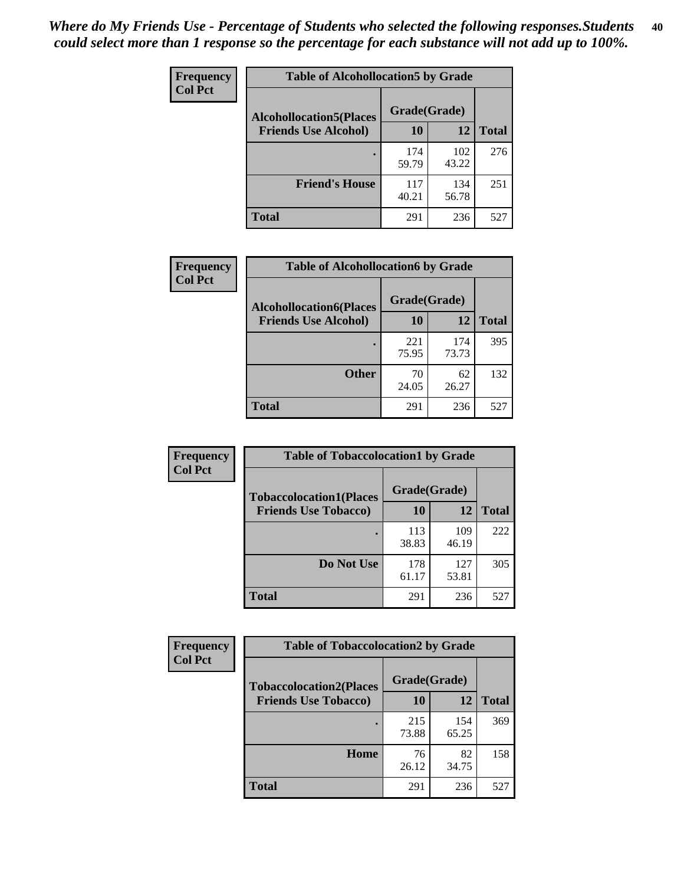*Where do My Friends Use - Percentage of Students who selected the following responses.Students could select more than 1 response so the percentage for each substance will not add up to 100%.*

| Frequency Col Pct | Table of Alcohollocation5 by Grade | | |
|---|---|---|---|
| Alcohollocation5(Places Friends Use Alcohol) | Grade(Grade) | | |
| | 10 | 12 | Total |
| . | 174 59.79 | 102 43.22 | 276 |
| Friend's House | 117 40.21 | 134 56.78 | 251 |
| Total | 291 | 236 | 527 |

| Frequency Col Pct | Table of Alcohollocation6 by Grade | | |
|---|---|---|---|
| Alcohollocation6(Places Friends Use Alcohol) | Grade(Grade) | | |
| | 10 | 12 | Total |
| . | 221 75.95 | 174 73.73 | 395 |
| Other | 70 24.05 | 62 26.27 | 132 |
| Total | 291 | 236 | 527 |

| Frequency Col Pct | Table of Tobaccolocation1 by Grade | | |
|---|---|---|---|
| Tobaccolocation1(Places Friends Use Tobacco) | Grade(Grade) | | |
| | 10 | 12 | Total |
| . | 113 38.83 | 109 46.19 | 222 |
| Do Not Use | 178 61.17 | 127 53.81 | 305 |
| Total | 291 | 236 | 527 |

| Frequency Col Pct | Table of Tobaccolocation2 by Grade | | |
|---|---|---|---|
| Tobaccolocation2(Places Friends Use Tobacco) | Grade(Grade) | | |
| | 10 | 12 | Total |
| . | 215 73.88 | 154 65.25 | 369 |
| Home | 76 26.12 | 82 34.75 | 158 |
| Total | 291 | 236 | 527 |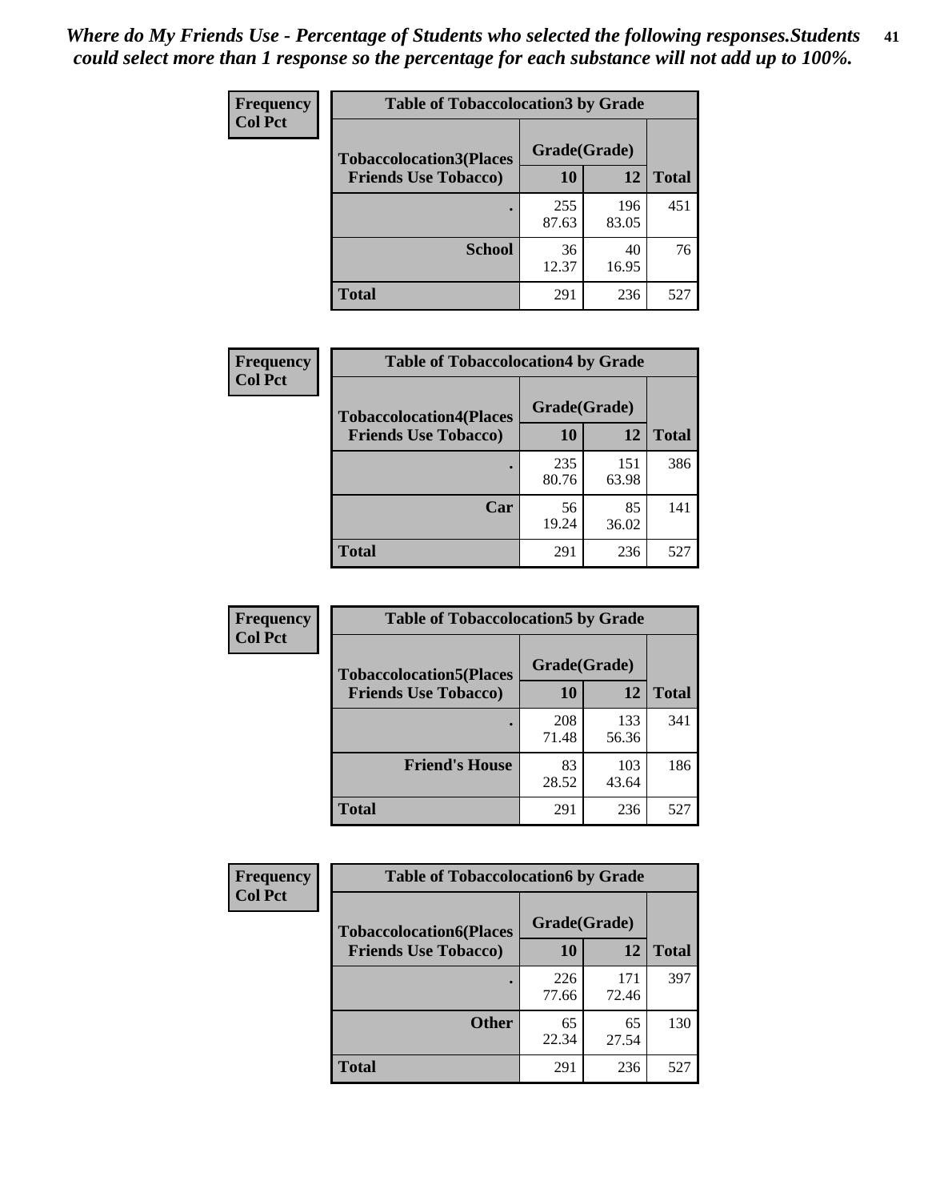*Where do My Friends Use - Percentage of Students who selected the following responses.Students could select more than 1 response so the percentage for each substance will not add up to 100%.*

**Frequency**
**Col Pct**

| Table of Tobaccolocation3 by Grade | | | |
|---|---|---|---|
| **Tobaccolocation3(Places Friends Use Tobacco)** | **Grade(Grade)** | | **Total** |
| | **10** | **12** | |
| **.** | 255<br>87.63 | 196<br>83.05 | 451 |
| **School** | 36<br>12.37 | 40<br>16.95 | 76 |
| **Total** | 291 | 236 | 527 |

**Frequency**
**Col Pct**

| Table of Tobaccolocation4 by Grade | | | |
|---|---|---|---|
| **Tobaccolocation4(Places Friends Use Tobacco)** | **Grade(Grade)** | | **Total** |
| | **10** | **12** | |
| **.** | 235<br>80.76 | 151<br>63.98 | 386 |
| **Car** | 56<br>19.24 | 85<br>36.02 | 141 |
| **Total** | 291 | 236 | 527 |

**Frequency**
**Col Pct**

| Table of Tobaccolocation5 by Grade | | | |
|---|---|---|---|
| **Tobaccolocation5(Places Friends Use Tobacco)** | **Grade(Grade)** | | **Total** |
| | **10** | **12** | |
| **.** | 208<br>71.48 | 133<br>56.36 | 341 |
| **Friend's House** | 83<br>28.52 | 103<br>43.64 | 186 |
| **Total** | 291 | 236 | 527 |

**Frequency**
**Col Pct**

| Table of Tobaccolocation6 by Grade | | | |
|---|---|---|---|
| **Tobaccolocation6(Places Friends Use Tobacco)** | **Grade(Grade)** | | **Total** |
| | **10** | **12** | |
| **.** | 226<br>77.66 | 171<br>72.46 | 397 |
| **Other** | 65<br>22.34 | 65<br>27.54 | 130 |
| **Total** | 291 | 236 | 527 |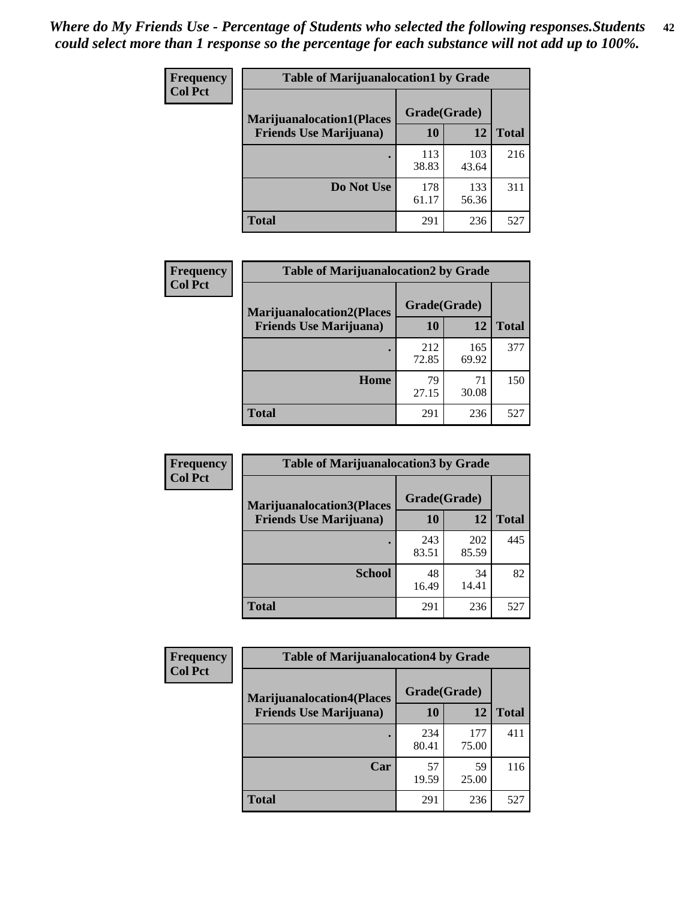*Where do My Friends Use - Percentage of Students who selected the following responses.Students could select more than 1 response so the percentage for each substance will not add up to 100%.*

**Frequency**
**Col Pct**

| Table of Marijuanalocation1 by Grade | | | |
|---|---|---|---|
| **Marijuanalocation1(Places Friends Use Marijuana)** | **Grade(Grade)** | | **Total** |
| | **10** | **12** | |
| **.** | 113<br>38.83 | 103<br>43.64 | 216 |
| **Do Not Use** | 178<br>61.17 | 133<br>56.36 | 311 |
| **Total** | 291 | 236 | 527 |

**Frequency**
**Col Pct**

| Table of Marijuanalocation2 by Grade | | | |
|---|---|---|---|
| **Marijuanalocation2(Places Friends Use Marijuana)** | **Grade(Grade)** | | **Total** |
| | **10** | **12** | |
| **.** | 212<br>72.85 | 165<br>69.92 | 377 |
| **Home** | 79<br>27.15 | 71<br>30.08 | 150 |
| **Total** | 291 | 236 | 527 |

**Frequency**
**Col Pct**

| Table of Marijuanalocation3 by Grade | | | |
|---|---|---|---|
| **Marijuanalocation3(Places Friends Use Marijuana)** | **Grade(Grade)** | | **Total** |
| | **10** | **12** | |
| **.** | 243<br>83.51 | 202<br>85.59 | 445 |
| **School** | 48<br>16.49 | 34<br>14.41 | 82 |
| **Total** | 291 | 236 | 527 |

**Frequency**
**Col Pct**

| Table of Marijuanalocation4 by Grade | | | |
|---|---|---|---|
| **Marijuanalocation4(Places Friends Use Marijuana)** | **Grade(Grade)** | | **Total** |
| | **10** | **12** | |
| **.** | 234<br>80.41 | 177<br>75.00 | 411 |
| **Car** | 57<br>19.59 | 59<br>25.00 | 116 |
| **Total** | 291 | 236 | 527 |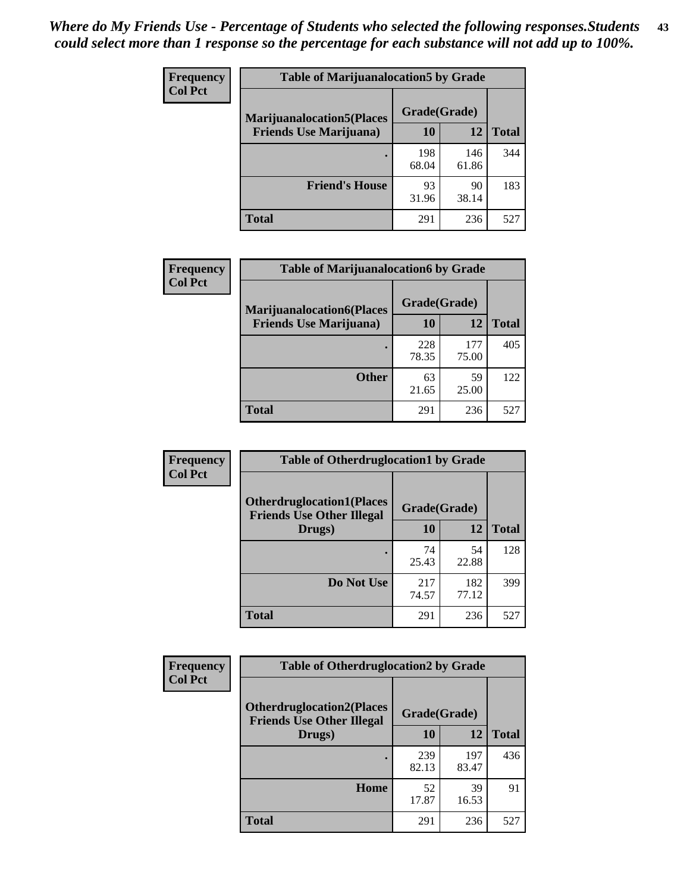*Where do My Friends Use - Percentage of Students who selected the following responses.Students could select more than 1 response so the percentage for each substance will not add up to 100%.*

**Frequency**
**Col Pct**

| Table of Marijuanalocation5 by Grade | | | |
|---|---|---|---|
| **Marijuanalocation5(Places Friends Use Marijuana)** | **Grade(Grade)** | | **Total** |
| | **10** | **12** | |
| **.** | 198<br>68.04 | 146<br>61.86 | 344 |
| **Friend's House** | 93<br>31.96 | 90<br>38.14 | 183 |
| **Total** | 291 | 236 | 527 |

**Frequency**
**Col Pct**

| Table of Marijuanalocation6 by Grade | | | |
|---|---|---|---|
| **Marijuanalocation6(Places Friends Use Marijuana)** | **Grade(Grade)** | | **Total** |
| | **10** | **12** | |
| **.** | 228<br>78.35 | 177<br>75.00 | 405 |
| **Other** | 63<br>21.65 | 59<br>25.00 | 122 |
| **Total** | 291 | 236 | 527 |

**Frequency**
**Col Pct**

| Table of Otherdruglocation1 by Grade | | | |
|---|---|---|---|
| **Otherdruglocation1(Places Friends Use Other Illegal Drugs)** | **Grade(Grade)** | | **Total** |
| | **10** | **12** | |
| **.** | 74<br>25.43 | 54<br>22.88 | 128 |
| **Do Not Use** | 217<br>74.57 | 182<br>77.12 | 399 |
| **Total** | 291 | 236 | 527 |

**Frequency**
**Col Pct**

| Table of Otherdruglocation2 by Grade | | | |
|---|---|---|---|
| **Otherdruglocation2(Places Friends Use Other Illegal Drugs)** | **Grade(Grade)** | | **Total** |
| | **10** | **12** | |
| **.** | 239<br>82.13 | 197<br>83.47 | 436 |
| **Home** | 52<br>17.87 | 39<br>16.53 | 91 |
| **Total** | 291 | 236 | 527 |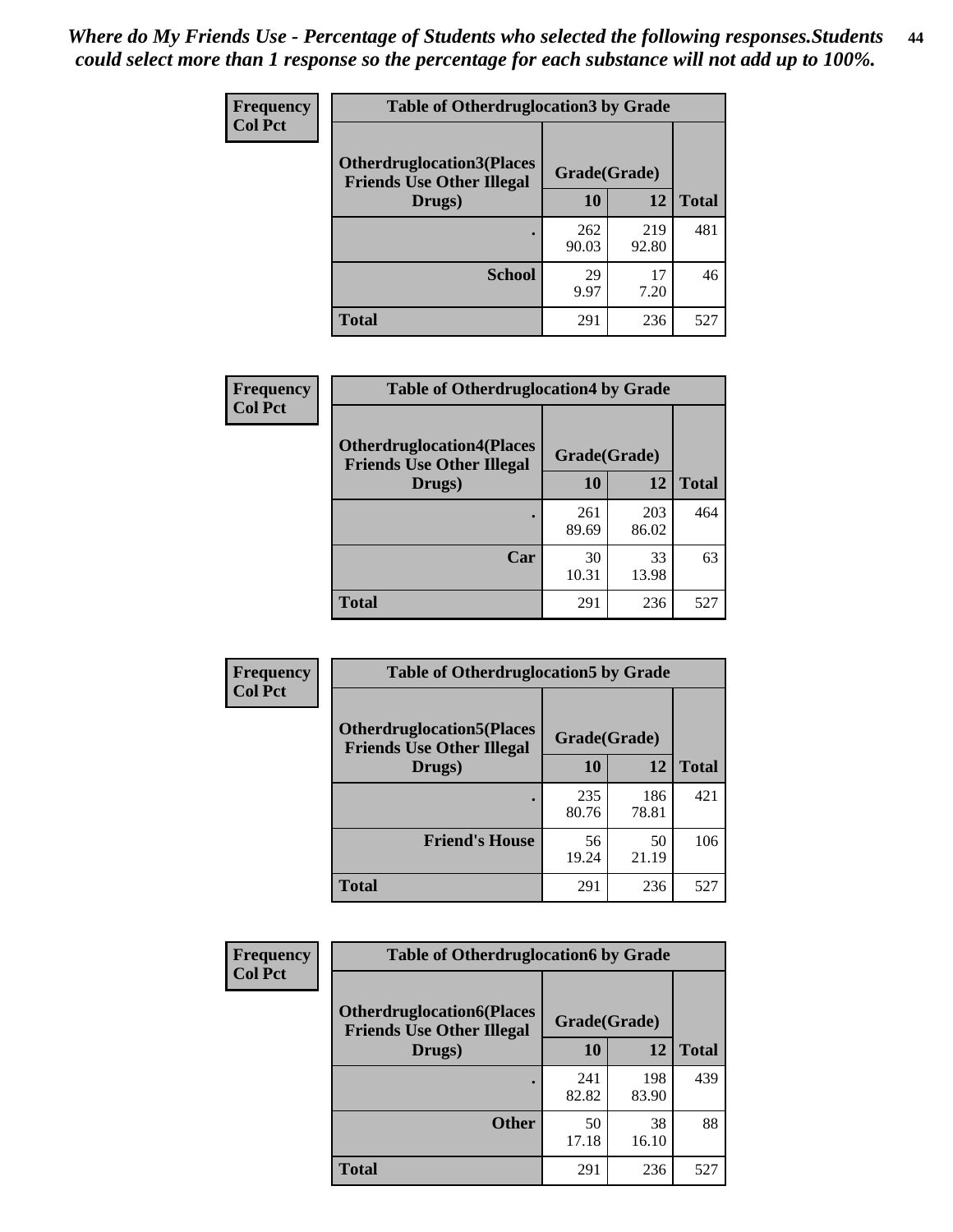*Where do My Friends Use - Percentage of Students who selected the following responses.Students could select more than 1 response so the percentage for each substance will not add up to 100%.*

**Frequency**
**Col Pct**

| Table of Otherdruglocation3 by Grade | | | |
|---|---|---|---|
| **Otherdruglocation3(Places Friends Use Other Illegal Drugs)** | **Grade(Grade)** | | |
| | **10** | **12** | **Total** |
| **.** | 262<br>90.03 | 219<br>92.80 | 481 |
| **School** | 29<br>9.97 | 17<br>7.20 | 46 |
| **Total** | 291 | 236 | 527 |

**Frequency**
**Col Pct**

| Table of Otherdruglocation4 by Grade | | | |
|---|---|---|---|
| **Otherdruglocation4(Places Friends Use Other Illegal Drugs)** | **Grade(Grade)** | | |
| | **10** | **12** | **Total** |
| **.** | 261<br>89.69 | 203<br>86.02 | 464 |
| **Car** | 30<br>10.31 | 33<br>13.98 | 63 |
| **Total** | 291 | 236 | 527 |

**Frequency**
**Col Pct**

| Table of Otherdruglocation5 by Grade | | | |
|---|---|---|---|
| **Otherdruglocation5(Places Friends Use Other Illegal Drugs)** | **Grade(Grade)** | | |
| | **10** | **12** | **Total** |
| **.** | 235<br>80.76 | 186<br>78.81 | 421 |
| **Friend's House** | 56<br>19.24 | 50<br>21.19 | 106 |
| **Total** | 291 | 236 | 527 |

**Frequency**
**Col Pct**

| Table of Otherdruglocation6 by Grade | | | |
|---|---|---|---|
| **Otherdruglocation6(Places Friends Use Other Illegal Drugs)** | **Grade(Grade)** | | |
| | **10** | **12** | **Total** |
| **.** | 241<br>82.82 | 198<br>83.90 | 439 |
| **Other** | 50<br>17.18 | 38<br>16.10 | 88 |
| **Total** | 291 | 236 | 527 |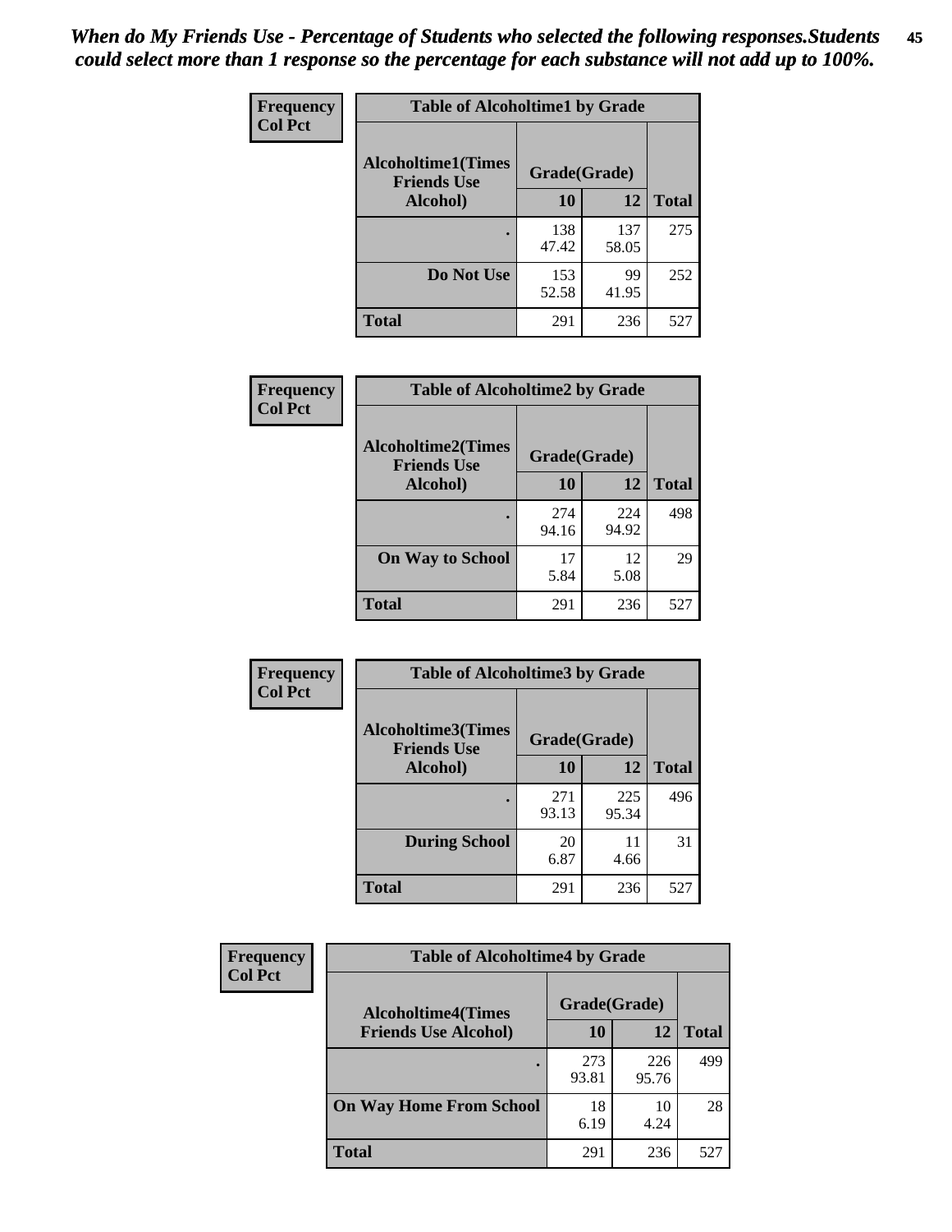*When do My Friends Use - Percentage of Students who selected the following responses.Students could select more than 1 response so the percentage for each substance will not add up to 100%.*

**Frequency**
**Col Pct**

**Table of Alcoholtime1 by Grade**

| Alcoholtime1(Times Friends Use Alcohol) | Grade(Grade) | | Total |
|---|---|---|---|
| | 10 | 12 | |
| . | 138<br>47.42 | 137<br>58.05 | 275 |
| Do Not Use | 153<br>52.58 | 99<br>41.95 | 252 |
| Total | 291 | 236 | 527 |

**Frequency**
**Col Pct**

**Table of Alcoholtime2 by Grade**

| Alcoholtime2(Times Friends Use Alcohol) | Grade(Grade) | | Total |
|---|---|---|---|
| | 10 | 12 | |
| . | 274<br>94.16 | 224<br>94.92 | 498 |
| On Way to School | 17<br>5.84 | 12<br>5.08 | 29 |
| Total | 291 | 236 | 527 |

**Frequency**
**Col Pct**

**Table of Alcoholtime3 by Grade**

| Alcoholtime3(Times Friends Use Alcohol) | Grade(Grade) | | Total |
|---|---|---|---|
| | 10 | 12 | |
| . | 271<br>93.13 | 225<br>95.34 | 496 |
| During School | 20<br>6.87 | 11<br>4.66 | 31 |
| Total | 291 | 236 | 527 |

**Frequency**
**Col Pct**

**Table of Alcoholtime4 by Grade**

| Alcoholtime4(Times Friends Use Alcohol) | Grade(Grade) | | Total |
|---|---|---|---|
| | 10 | 12 | |
| . | 273<br>93.81 | 226<br>95.76 | 499 |
| On Way Home From School | 18<br>6.19 | 10<br>4.24 | 28 |
| Total | 291 | 236 | 527 |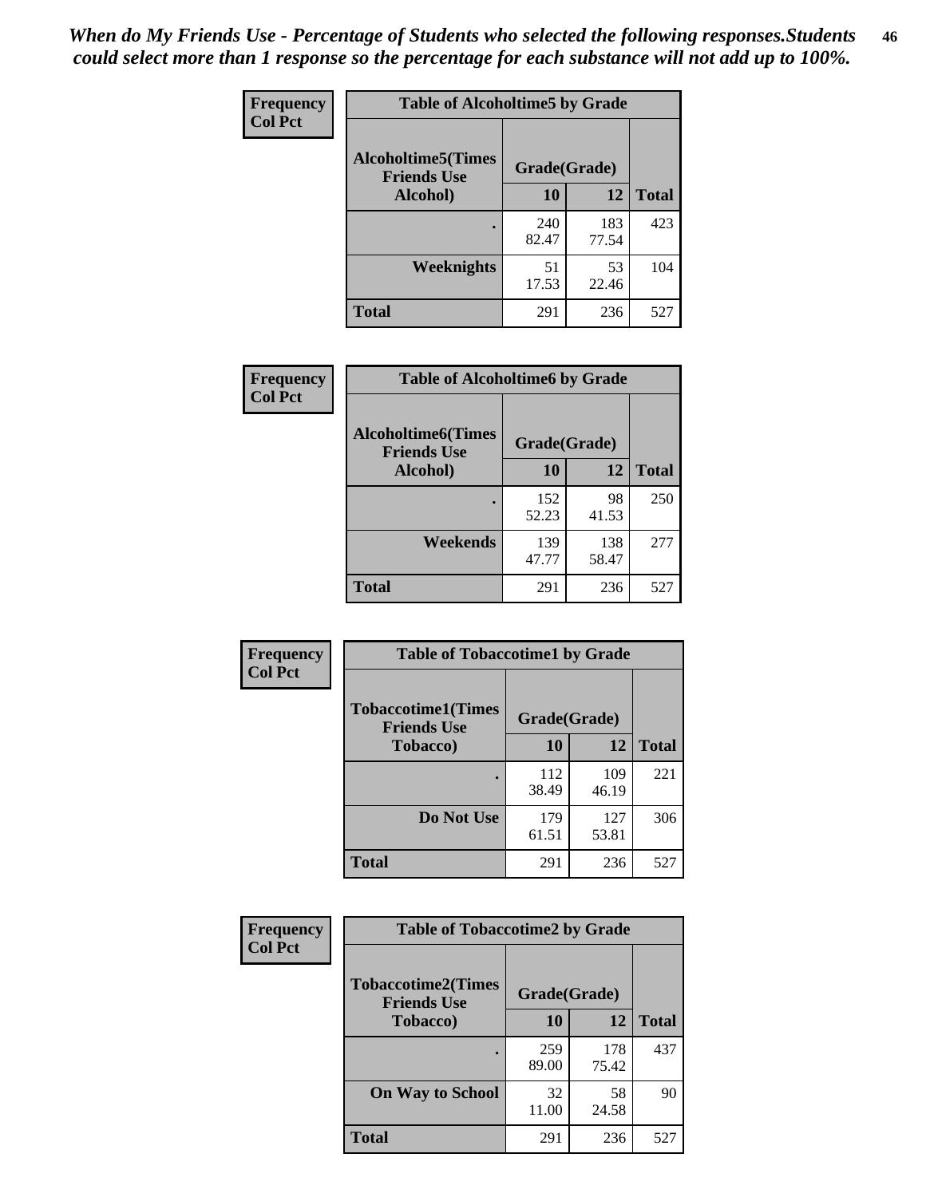*When do My Friends Use - Percentage of Students who selected the following responses.Students could select more than 1 response so the percentage for each substance will not add up to 100%.*

**Frequency**
**Col Pct**

| Table of Alcoholtime5 by Grade | | | |
|---|---|---|---|
| **Alcoholtime5(Times Friends Use Alcohol)** | **Grade(Grade)** | | **Total** |
| | **10** | **12** | |
| **.** | 240<br>82.47 | 183<br>77.54 | 423 |
| **Weeknights** | 51<br>17.53 | 53<br>22.46 | 104 |
| **Total** | 291 | 236 | 527 |

**Frequency**
**Col Pct**

| Table of Alcoholtime6 by Grade | | | |
|---|---|---|---|
| **Alcoholtime6(Times Friends Use Alcohol)** | **Grade(Grade)** | | **Total** |
| | **10** | **12** | |
| **.** | 152<br>52.23 | 98<br>41.53 | 250 |
| **Weekends** | 139<br>47.77 | 138<br>58.47 | 277 |
| **Total** | 291 | 236 | 527 |

**Frequency**
**Col Pct**

| Table of Tobaccotime1 by Grade | | | |
|---|---|---|---|
| **Tobaccotime1(Times Friends Use Tobacco)** | **Grade(Grade)** | | **Total** |
| | **10** | **12** | |
| **.** | 112<br>38.49 | 109<br>46.19 | 221 |
| **Do Not Use** | 179<br>61.51 | 127<br>53.81 | 306 |
| **Total** | 291 | 236 | 527 |

**Frequency**
**Col Pct**

| Table of Tobaccotime2 by Grade | | | |
|---|---|---|---|
| **Tobaccotime2(Times Friends Use Tobacco)** | **Grade(Grade)** | | **Total** |
| | **10** | **12** | |
| **.** | 259<br>89.00 | 178<br>75.42 | 437 |
| **On Way to School** | 32<br>11.00 | 58<br>24.58 | 90 |
| **Total** | 291 | 236 | 527 |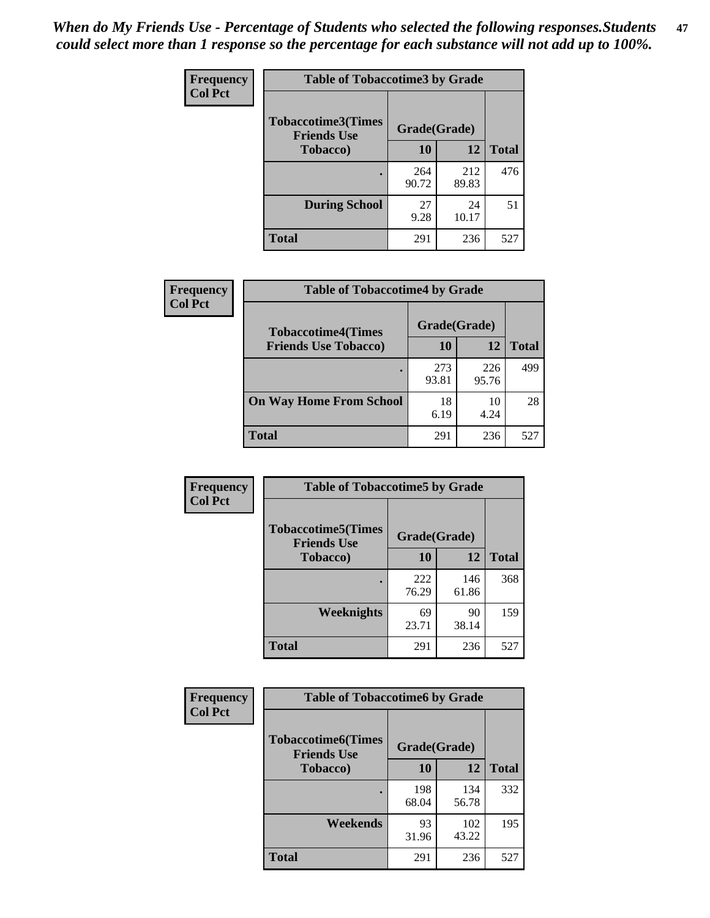*When do My Friends Use - Percentage of Students who selected the following responses.Students could select more than 1 response so the percentage for each substance will not add up to 100%.*

**Frequency / Col Pct**

**Table of Tobaccotime3 by Grade**

| Tobaccotime3(Times Friends Use Tobacco) | Grade(Grade) 10 | 12 | Total |
|---|---|---|---|
| . | 264<br>90.72 | 212<br>89.83 | 476 |
| During School | 27<br>9.28 | 24<br>10.17 | 51 |
| Total | 291 | 236 | 527 |

**Frequency / Col Pct**

**Table of Tobaccotime4 by Grade**

| Tobaccotime4(Times Friends Use Tobacco) | Grade(Grade) 10 | 12 | Total |
|---|---|---|---|
| . | 273<br>93.81 | 226<br>95.76 | 499 |
| On Way Home From School | 18<br>6.19 | 10<br>4.24 | 28 |
| Total | 291 | 236 | 527 |

**Frequency / Col Pct**

**Table of Tobaccotime5 by Grade**

| Tobaccotime5(Times Friends Use Tobacco) | Grade(Grade) 10 | 12 | Total |
|---|---|---|---|
| . | 222<br>76.29 | 146<br>61.86 | 368 |
| Weeknights | 69<br>23.71 | 90<br>38.14 | 159 |
| Total | 291 | 236 | 527 |

**Frequency / Col Pct**

**Table of Tobaccotime6 by Grade**

| Tobaccotime6(Times Friends Use Tobacco) | Grade(Grade) 10 | 12 | Total |
|---|---|---|---|
| . | 198<br>68.04 | 134<br>56.78 | 332 |
| Weekends | 93<br>31.96 | 102<br>43.22 | 195 |
| Total | 291 | 236 | 527 |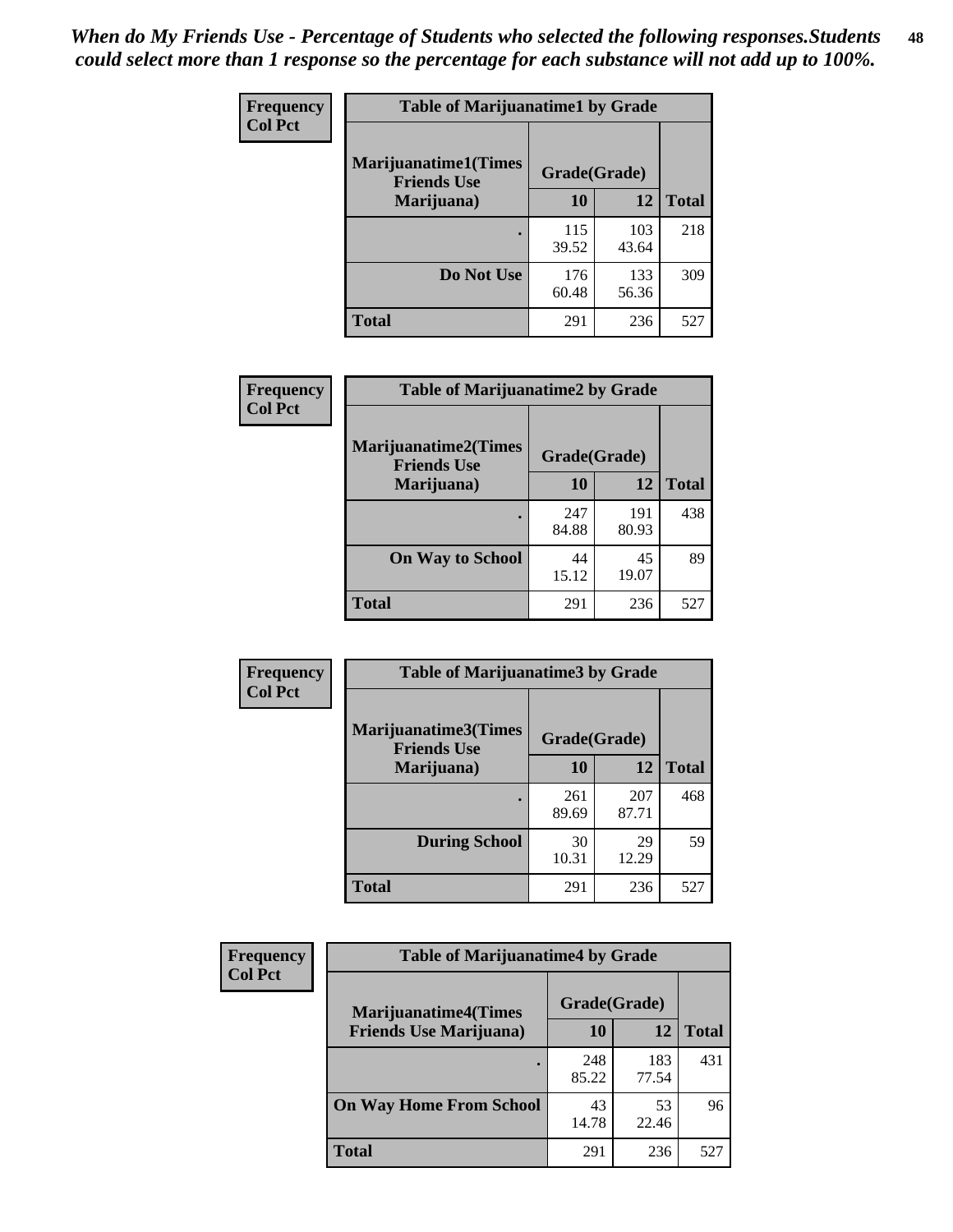*When do My Friends Use - Percentage of Students who selected the following responses.Students could select more than 1 response so the percentage for each substance will not add up to 100%.*

**Frequency**
**Col Pct**

| Table of Marijuanatime1 by Grade | | | |
|---|---|---|---|
| **Marijuanatime1(Times Friends Use Marijuana)** | **Grade(Grade)** | | |
| | **10** | **12** | **Total** |
| **.** | 115<br>39.52 | 103<br>43.64 | 218 |
| **Do Not Use** | 176<br>60.48 | 133<br>56.36 | 309 |
| **Total** | 291 | 236 | 527 |

**Frequency**
**Col Pct**

| Table of Marijuanatime2 by Grade | | | |
|---|---|---|---|
| **Marijuanatime2(Times Friends Use Marijuana)** | **Grade(Grade)** | | |
| | **10** | **12** | **Total** |
| **.** | 247<br>84.88 | 191<br>80.93 | 438 |
| **On Way to School** | 44<br>15.12 | 45<br>19.07 | 89 |
| **Total** | 291 | 236 | 527 |

**Frequency**
**Col Pct**

| Table of Marijuanatime3 by Grade | | | |
|---|---|---|---|
| **Marijuanatime3(Times Friends Use Marijuana)** | **Grade(Grade)** | | |
| | **10** | **12** | **Total** |
| **.** | 261<br>89.69 | 207<br>87.71 | 468 |
| **During School** | 30<br>10.31 | 29<br>12.29 | 59 |
| **Total** | 291 | 236 | 527 |

**Frequency**
**Col Pct**

| Table of Marijuanatime4 by Grade | | | |
|---|---|---|---|
| **Marijuanatime4(Times Friends Use Marijuana)** | **Grade(Grade)** | | |
| | **10** | **12** | **Total** |
| **.** | 248<br>85.22 | 183<br>77.54 | 431 |
| **On Way Home From School** | 43<br>14.78 | 53<br>22.46 | 96 |
| **Total** | 291 | 236 | 527 |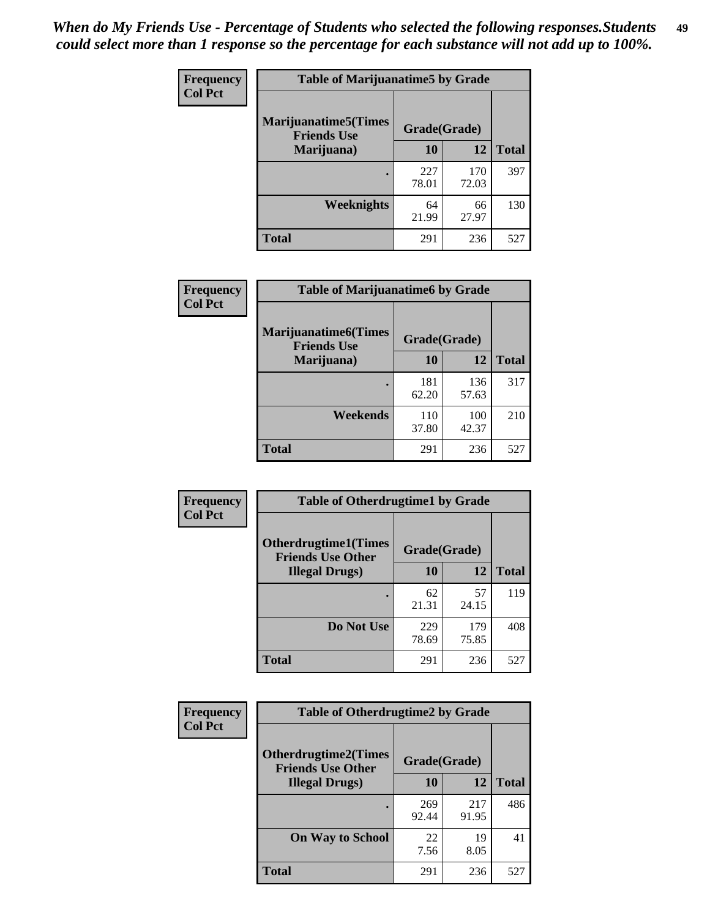*When do My Friends Use - Percentage of Students who selected the following responses.Students could select more than 1 response so the percentage for each substance will not add up to 100%.*

**Frequency**
**Col Pct**

| Table of Marijuanatime5 by Grade | | | |
|---|---|---|---|
| **Marijuanatime5(Times Friends Use Marijuana)** | **Grade(Grade)** | | **Total** |
| | **10** | **12** | |
| **.** | 227<br>78.01 | 170<br>72.03 | 397 |
| **Weeknights** | 64<br>21.99 | 66<br>27.97 | 130 |
| **Total** | 291 | 236 | 527 |

**Frequency**
**Col Pct**

| Table of Marijuanatime6 by Grade | | | |
|---|---|---|---|
| **Marijuanatime6(Times Friends Use Marijuana)** | **Grade(Grade)** | | **Total** |
| | **10** | **12** | |
| **.** | 181<br>62.20 | 136<br>57.63 | 317 |
| **Weekends** | 110<br>37.80 | 100<br>42.37 | 210 |
| **Total** | 291 | 236 | 527 |

**Frequency**
**Col Pct**

| Table of Otherdrugtime1 by Grade | | | |
|---|---|---|---|
| **Otherdrugtime1(Times Friends Use Other Illegal Drugs)** | **Grade(Grade)** | | **Total** |
| | **10** | **12** | |
| **.** | 62<br>21.31 | 57<br>24.15 | 119 |
| **Do Not Use** | 229<br>78.69 | 179<br>75.85 | 408 |
| **Total** | 291 | 236 | 527 |

**Frequency**
**Col Pct**

| Table of Otherdrugtime2 by Grade | | | |
|---|---|---|---|
| **Otherdrugtime2(Times Friends Use Other Illegal Drugs)** | **Grade(Grade)** | | **Total** |
| | **10** | **12** | |
| **.** | 269<br>92.44 | 217<br>91.95 | 486 |
| **On Way to School** | 22<br>7.56 | 19<br>8.05 | 41 |
| **Total** | 291 | 236 | 527 |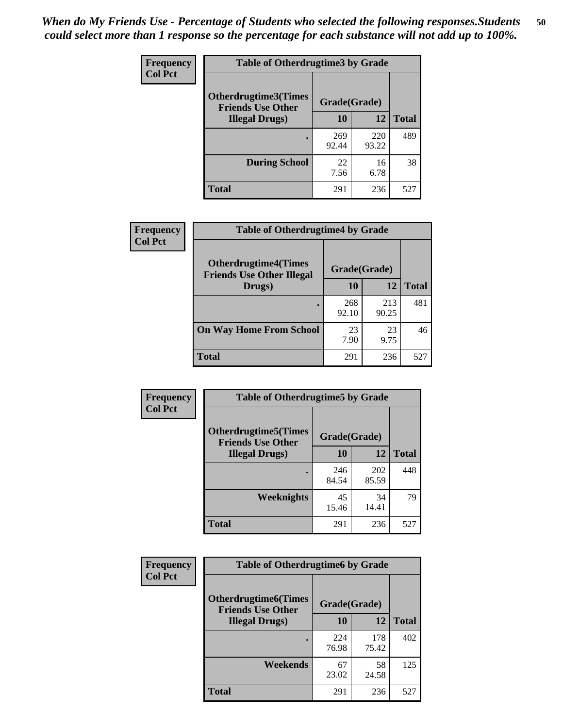*When do My Friends Use - Percentage of Students who selected the following responses.Students could select more than 1 response so the percentage for each substance will not add up to 100%.*

**Frequency**
**Col Pct**

**Table of Otherdrugtime3 by Grade**

| Otherdrugtime3(Times Friends Use Other Illegal Drugs) | Grade(Grade) | | Total |
|---|---|---|---|
| | 10 | 12 | |
| . | 269<br>92.44 | 220<br>93.22 | 489 |
| During School | 22<br>7.56 | 16<br>6.78 | 38 |
| Total | 291 | 236 | 527 |

**Frequency**
**Col Pct**

**Table of Otherdrugtime4 by Grade**

| Otherdrugtime4(Times Friends Use Other Illegal Drugs) | Grade(Grade) | | Total |
|---|---|---|---|
| | 10 | 12 | |
| . | 268<br>92.10 | 213<br>90.25 | 481 |
| On Way Home From School | 23<br>7.90 | 23<br>9.75 | 46 |
| Total | 291 | 236 | 527 |

**Frequency**
**Col Pct**

**Table of Otherdrugtime5 by Grade**

| Otherdrugtime5(Times Friends Use Other Illegal Drugs) | Grade(Grade) | | Total |
|---|---|---|---|
| | 10 | 12 | |
| . | 246<br>84.54 | 202<br>85.59 | 448 |
| Weeknights | 45<br>15.46 | 34<br>14.41 | 79 |
| Total | 291 | 236 | 527 |

**Frequency**
**Col Pct**

**Table of Otherdrugtime6 by Grade**

| Otherdrugtime6(Times Friends Use Other Illegal Drugs) | Grade(Grade) | | Total |
|---|---|---|---|
| | 10 | 12 | |
| . | 224<br>76.98 | 178<br>75.42 | 402 |
| Weekends | 67<br>23.02 | 58<br>24.58 | 125 |
| Total | 291 | 236 | 527 |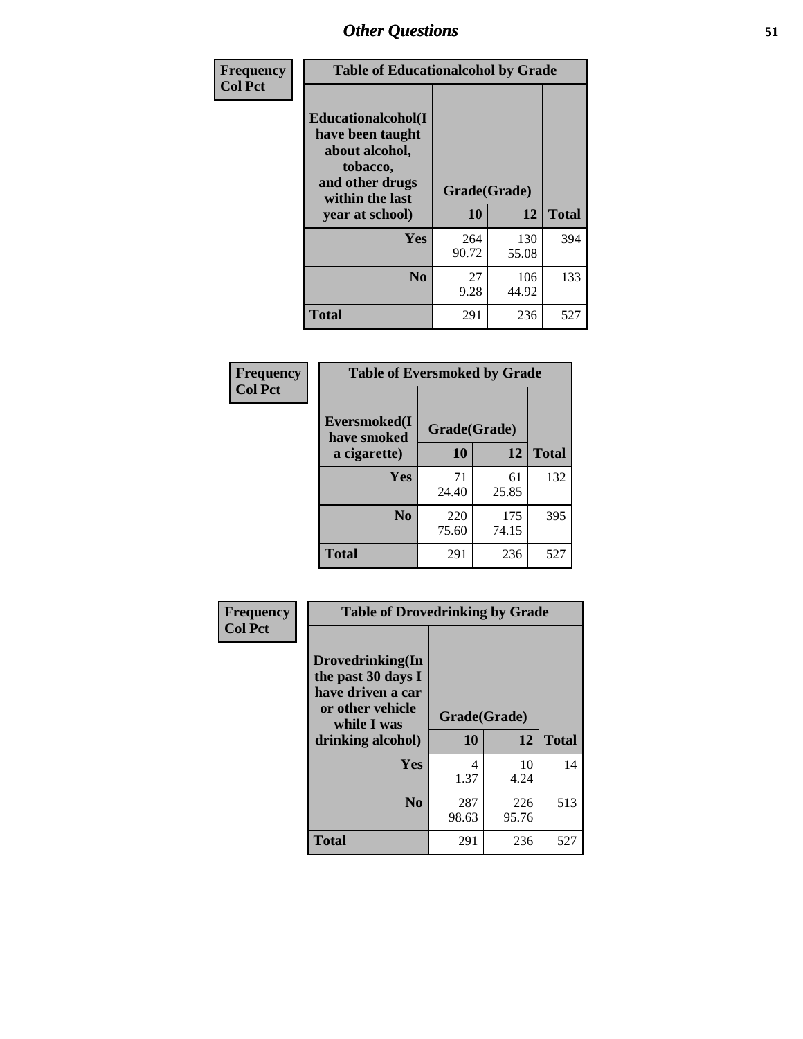## Other Questions

**Frequency / Col Pct**

| Table of Educationalalcohol by Grade | | | |
|---|---|---|---|
| Educationalalcohol(I have been taught about alcohol, tobacco, and other drugs within the last year at school) | Grade(Grade) | | |
| | 10 | 12 | Total |
| Yes | 264<br>90.72 | 130<br>55.08 | 394 |
| No | 27<br>9.28 | 106<br>44.92 | 133 |
| Total | 291 | 236 | 527 |

**Frequency / Col Pct**

| Table of Eversmoked by Grade | | | |
|---|---|---|---|
| Eversmoked(I have smoked a cigarette) | Grade(Grade) | | |
| | 10 | 12 | Total |
| Yes | 71<br>24.40 | 61<br>25.85 | 132 |
| No | 220<br>75.60 | 175<br>74.15 | 395 |
| Total | 291 | 236 | 527 |

**Frequency / Col Pct**

| Table of Drovedrinking by Grade | | | |
|---|---|---|---|
| Drovedrinking(In the past 30 days I have driven a car or other vehicle while I was drinking alcohol) | Grade(Grade) | | |
| | 10 | 12 | Total |
| Yes | 4<br>1.37 | 10<br>4.24 | 14 |
| No | 287<br>98.63 | 226<br>95.76 | 513 |
| Total | 291 | 236 | 527 |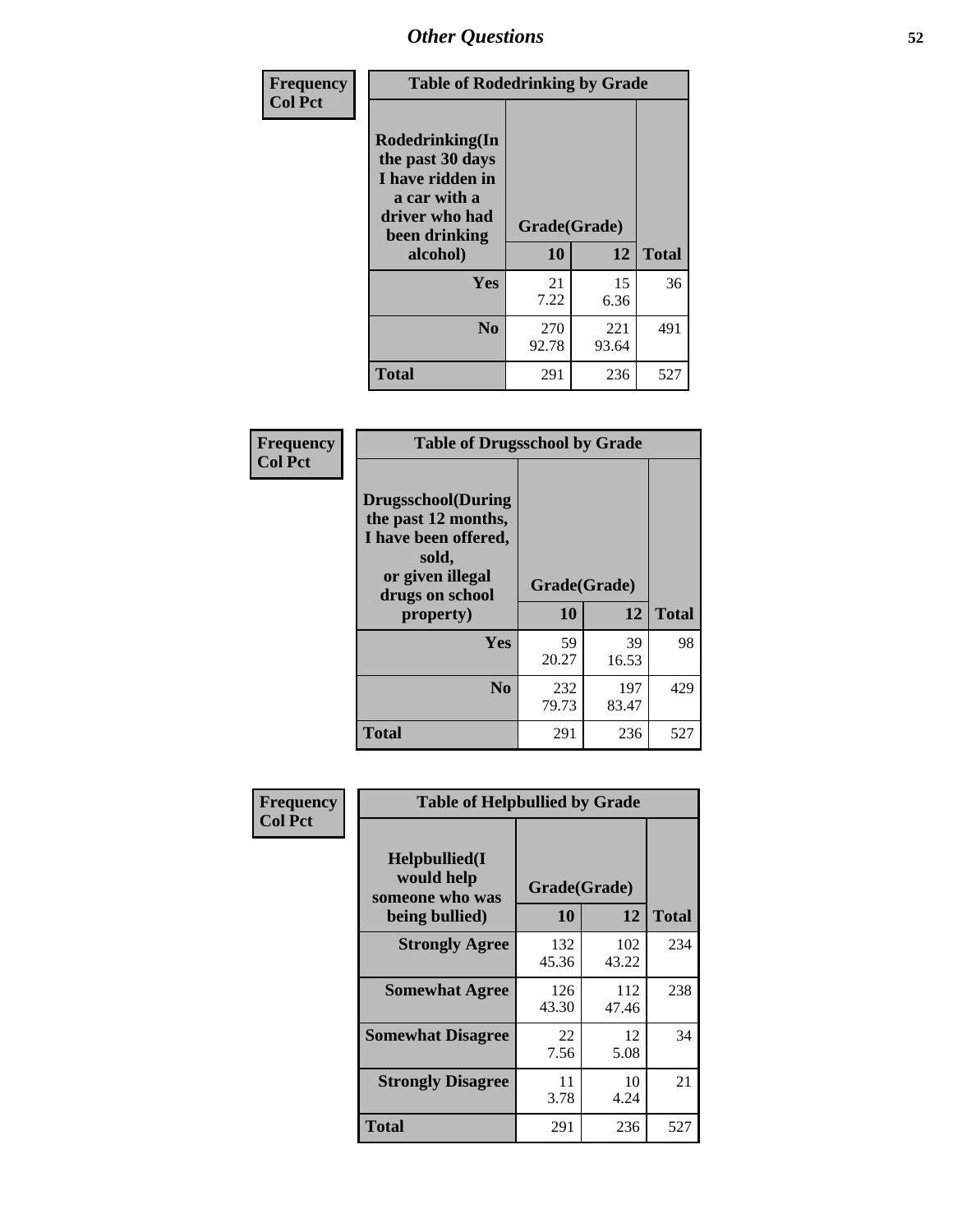## Other Questions

**Frequency**
**Col Pct**

| Table of Rodedrinking by Grade | | | |
|---|---|---|---|
| Rodedrinking(In the past 30 days I have ridden in a car with a driver who had been drinking alcohol) | Grade(Grade) | | |
| | 10 | 12 | Total |
| Yes | 21<br>7.22 | 15<br>6.36 | 36 |
| No | 270<br>92.78 | 221<br>93.64 | 491 |
| Total | 291 | 236 | 527 |

**Frequency**
**Col Pct**

| Table of Drugsschool by Grade | | | |
|---|---|---|---|
| Drugsschool(During the past 12 months, I have been offered, sold, or given illegal drugs on school property) | Grade(Grade) | | |
| | 10 | 12 | Total |
| Yes | 59<br>20.27 | 39<br>16.53 | 98 |
| No | 232<br>79.73 | 197<br>83.47 | 429 |
| Total | 291 | 236 | 527 |

**Frequency**
**Col Pct**

| Table of Helpbullied by Grade | | | |
|---|---|---|---|
| Helpbullied(I would help someone who was being bullied) | Grade(Grade) | | |
| | 10 | 12 | Total |
| Strongly Agree | 132<br>45.36 | 102<br>43.22 | 234 |
| Somewhat Agree | 126<br>43.30 | 112<br>47.46 | 238 |
| Somewhat Disagree | 22<br>7.56 | 12<br>5.08 | 34 |
| Strongly Disagree | 11<br>3.78 | 10<br>4.24 | 21 |
| Total | 291 | 236 | 527 |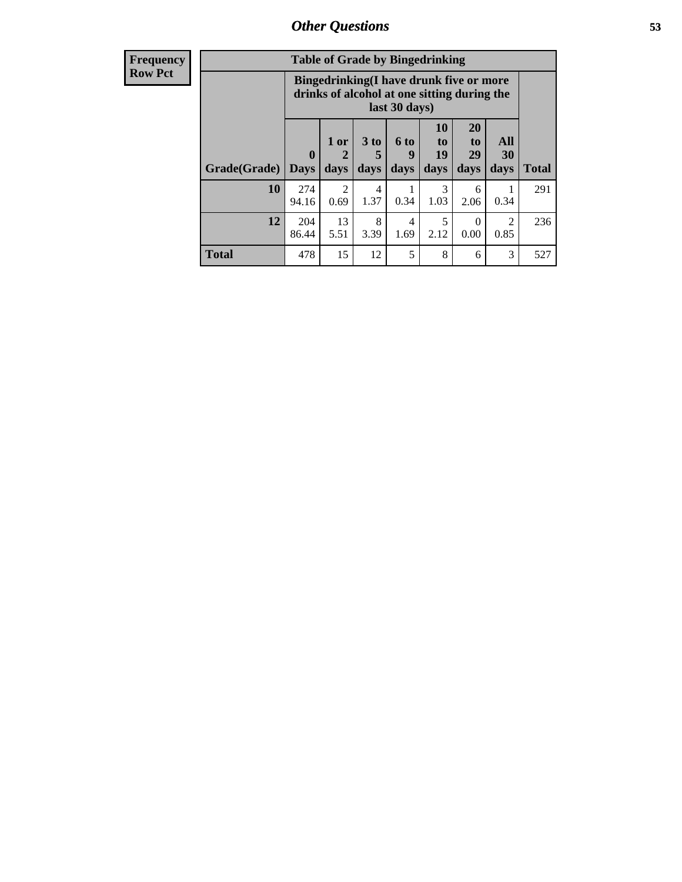| Frequency Row Pct | | | | | | | | |
|---|---|---|---|---|---|---|---|---|
| **Table of Grade by Bingedrinking** | | | | | | | | |
| | **Bingedrinking(I have drunk five or more drinks of alcohol at one sitting during the last 30 days)** | | | | | | | |
| **Grade(Grade)** | **0 Days** | **1 or 2 days** | **3 to 5 days** | **6 to 9 days** | **10 to 19 days** | **20 to 29 days** | **All 30 days** | **Total** |
| **10** | 274<br>94.16 | 2<br>0.69 | 4<br>1.37 | 1<br>0.34 | 3<br>1.03 | 6<br>2.06 | 1<br>0.34 | 291 |
| **12** | 204<br>86.44 | 13<br>5.51 | 8<br>3.39 | 4<br>1.69 | 5<br>2.12 | 0<br>0.00 | 2<br>0.85 | 236 |
| **Total** | 478 | 15 | 12 | 5 | 8 | 6 | 3 | 527 |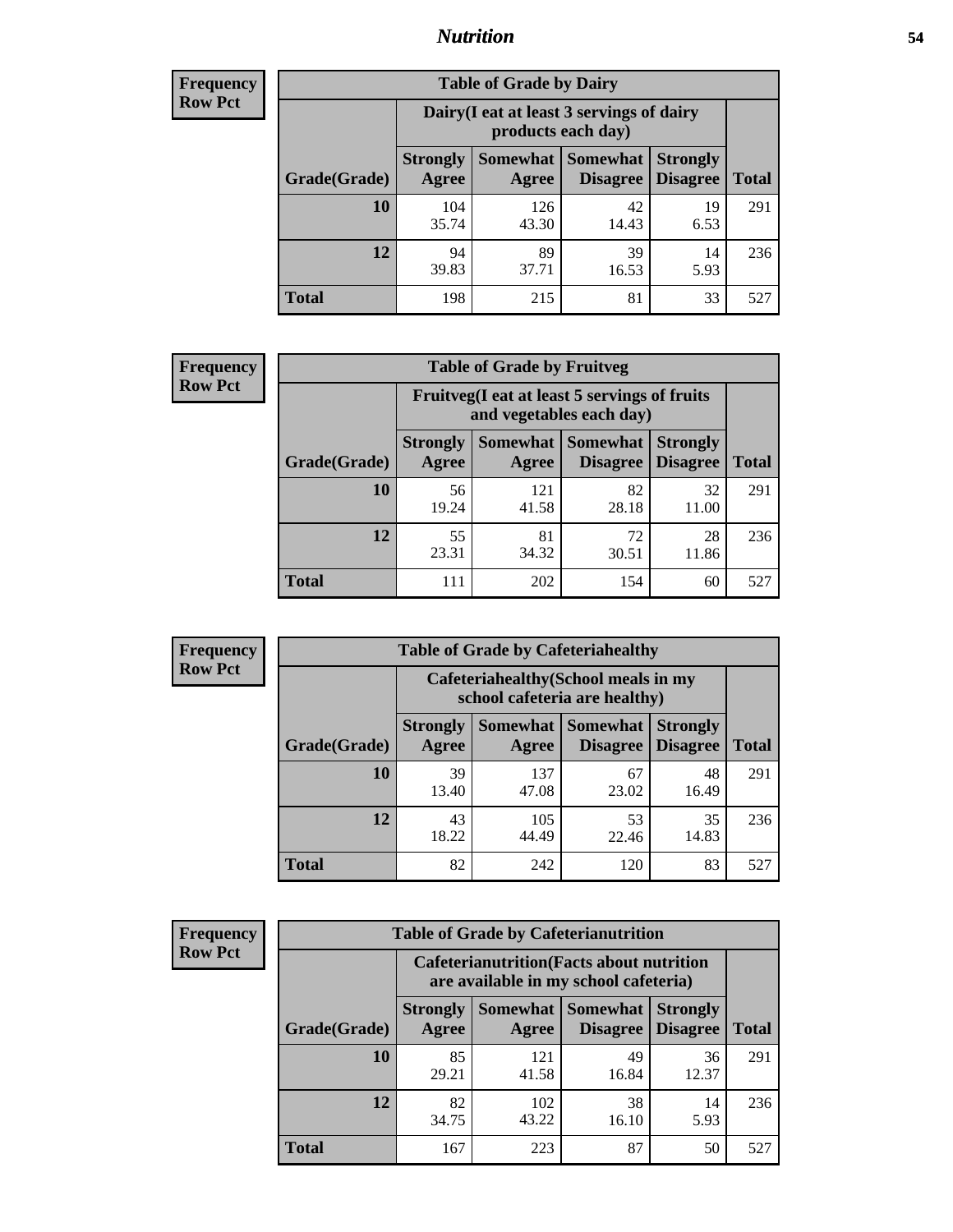# Nutrition

**Frequency**
**Row Pct**

| Table of Grade by Dairy | | | | | |
|---|---|---|---|---|---|
| | Dairy(I eat at least 3 servings of dairy products each day) | | | | |
| Grade(Grade) | Strongly Agree | Somewhat Agree | Somewhat Disagree | Strongly Disagree | Total |
| 10 | 104<br>35.74 | 126<br>43.30 | 42<br>14.43 | 19<br>6.53 | 291 |
| 12 | 94<br>39.83 | 89<br>37.71 | 39<br>16.53 | 14<br>5.93 | 236 |
| Total | 198 | 215 | 81 | 33 | 527 |

**Frequency**
**Row Pct**

| Table of Grade by Fruitveg | | | | | |
|---|---|---|---|---|---|
| | Fruitveg(I eat at least 5 servings of fruits and vegetables each day) | | | | |
| Grade(Grade) | Strongly Agree | Somewhat Agree | Somewhat Disagree | Strongly Disagree | Total |
| 10 | 56<br>19.24 | 121<br>41.58 | 82<br>28.18 | 32<br>11.00 | 291 |
| 12 | 55<br>23.31 | 81<br>34.32 | 72<br>30.51 | 28<br>11.86 | 236 |
| Total | 111 | 202 | 154 | 60 | 527 |

**Frequency**
**Row Pct**

| Table of Grade by Cafeteriahealthy | | | | | |
|---|---|---|---|---|---|
| | Cafeteriahealthy(School meals in my school cafeteria are healthy) | | | | |
| Grade(Grade) | Strongly Agree | Somewhat Agree | Somewhat Disagree | Strongly Disagree | Total |
| 10 | 39<br>13.40 | 137<br>47.08 | 67<br>23.02 | 48<br>16.49 | 291 |
| 12 | 43<br>18.22 | 105<br>44.49 | 53<br>22.46 | 35<br>14.83 | 236 |
| Total | 82 | 242 | 120 | 83 | 527 |

**Frequency**
**Row Pct**

| Table of Grade by Cafeterianutrition | | | | | |
|---|---|---|---|---|---|
| | Cafeterianutrition(Facts about nutrition are available in my school cafeteria) | | | | |
| Grade(Grade) | Strongly Agree | Somewhat Agree | Somewhat Disagree | Strongly Disagree | Total |
| 10 | 85<br>29.21 | 121<br>41.58 | 49<br>16.84 | 36<br>12.37 | 291 |
| 12 | 82<br>34.75 | 102<br>43.22 | 38<br>16.10 | 14<br>5.93 | 236 |
| Total | 167 | 223 | 87 | 50 | 527 |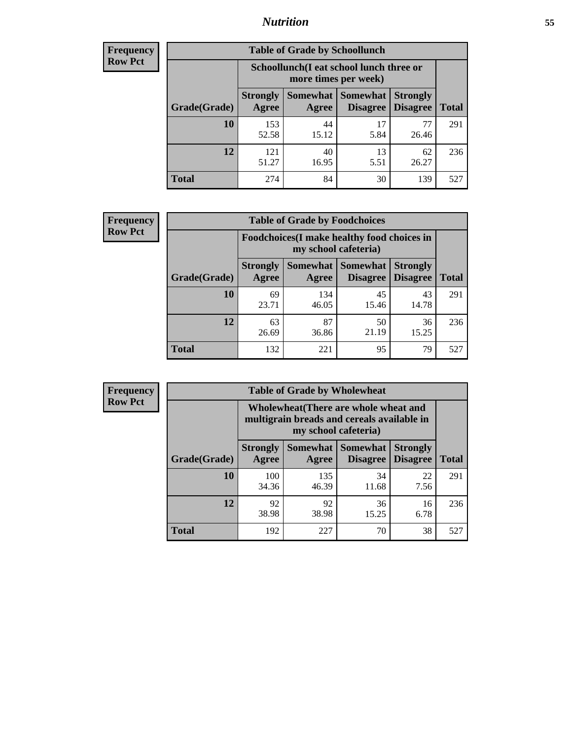## Nutrition

**Frequency**
**Row Pct**

**Table of Grade by Schoollunch**

| Grade(Grade) | Schoollunch(I eat school lunch three or more times per week) | | | | Total |
|---|---|---|---|---|---|
| | Strongly Agree | Somewhat Agree | Somewhat Disagree | Strongly Disagree | |
| 10 | 153<br>52.58 | 44<br>15.12 | 17<br>5.84 | 77<br>26.46 | 291 |
| 12 | 121<br>51.27 | 40<br>16.95 | 13<br>5.51 | 62<br>26.27 | 236 |
| Total | 274 | 84 | 30 | 139 | 527 |

**Frequency**
**Row Pct**

**Table of Grade by Foodchoices**

| Grade(Grade) | Foodchoices(I make healthy food choices in my school cafeteria) | | | | Total |
|---|---|---|---|---|---|
| | Strongly Agree | Somewhat Agree | Somewhat Disagree | Strongly Disagree | |
| 10 | 69<br>23.71 | 134<br>46.05 | 45<br>15.46 | 43<br>14.78 | 291 |
| 12 | 63<br>26.69 | 87<br>36.86 | 50<br>21.19 | 36<br>15.25 | 236 |
| Total | 132 | 221 | 95 | 79 | 527 |

**Frequency**
**Row Pct**

**Table of Grade by Wholewheat**

| Grade(Grade) | Wholewheat(There are whole wheat and multigrain breads and cereals available in my school cafeteria) | | | | Total |
|---|---|---|---|---|---|
| | Strongly Agree | Somewhat Agree | Somewhat Disagree | Strongly Disagree | |
| 10 | 100<br>34.36 | 135<br>46.39 | 34<br>11.68 | 22<br>7.56 | 291 |
| 12 | 92<br>38.98 | 92<br>38.98 | 36<br>15.25 | 16<br>6.78 | 236 |
| Total | 192 | 227 | 70 | 38 | 527 |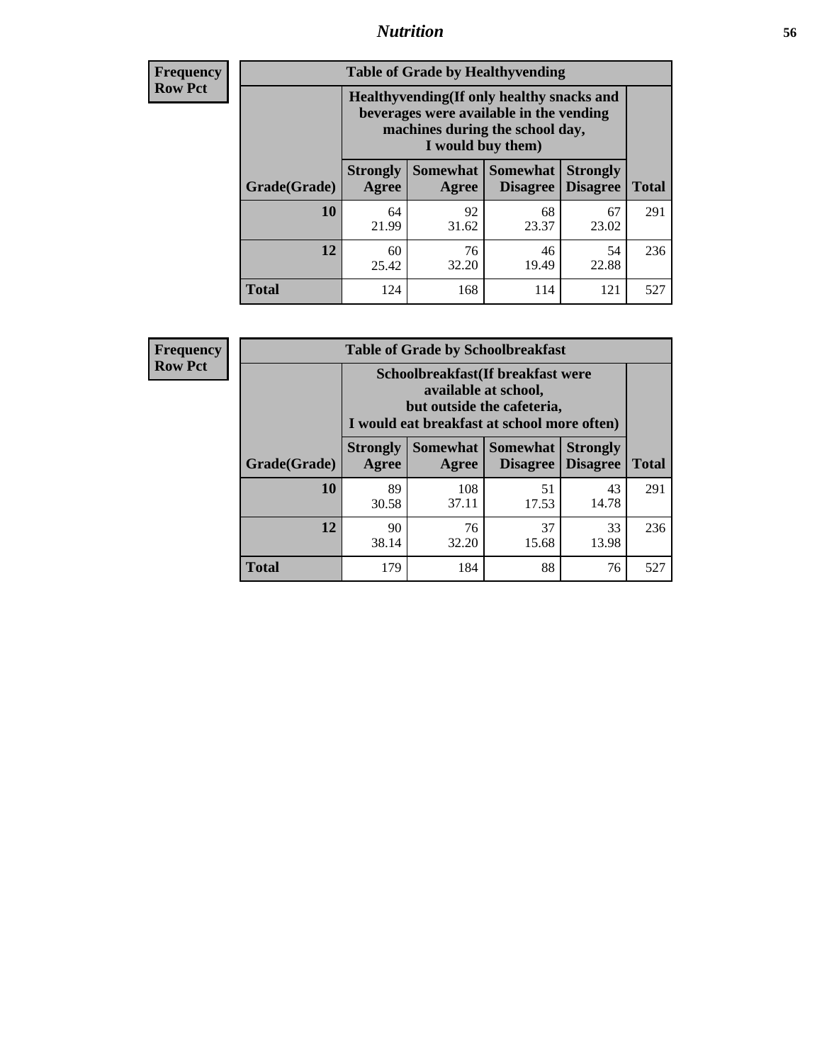# Nutrition

**Frequency**
**Row Pct**

| Table of Grade by Healthyvending | | | | | |
|---|---|---|---|---|---|
| | Healthyvending(If only healthy snacks and beverages were available in the vending machines during the school day, I would buy them) | | | | |
| Grade(Grade) | Strongly Agree | Somewhat Agree | Somewhat Disagree | Strongly Disagree | Total |
| **10** | 64<br>21.99 | 92<br>31.62 | 68<br>23.37 | 67<br>23.02 | 291 |
| **12** | 60<br>25.42 | 76<br>32.20 | 46<br>19.49 | 54<br>22.88 | 236 |
| **Total** | 124 | 168 | 114 | 121 | 527 |

**Frequency**
**Row Pct**

| Table of Grade by Schoolbreakfast | | | | | |
|---|---|---|---|---|---|
| | Schoolbreakfast(If breakfast were available at school, but outside the cafeteria, I would eat breakfast at school more often) | | | | |
| Grade(Grade) | Strongly Agree | Somewhat Agree | Somewhat Disagree | Strongly Disagree | Total |
| **10** | 89<br>30.58 | 108<br>37.11 | 51<br>17.53 | 43<br>14.78 | 291 |
| **12** | 90<br>38.14 | 76<br>32.20 | 37<br>15.68 | 33<br>13.98 | 236 |
| **Total** | 179 | 184 | 88 | 76 | 527 |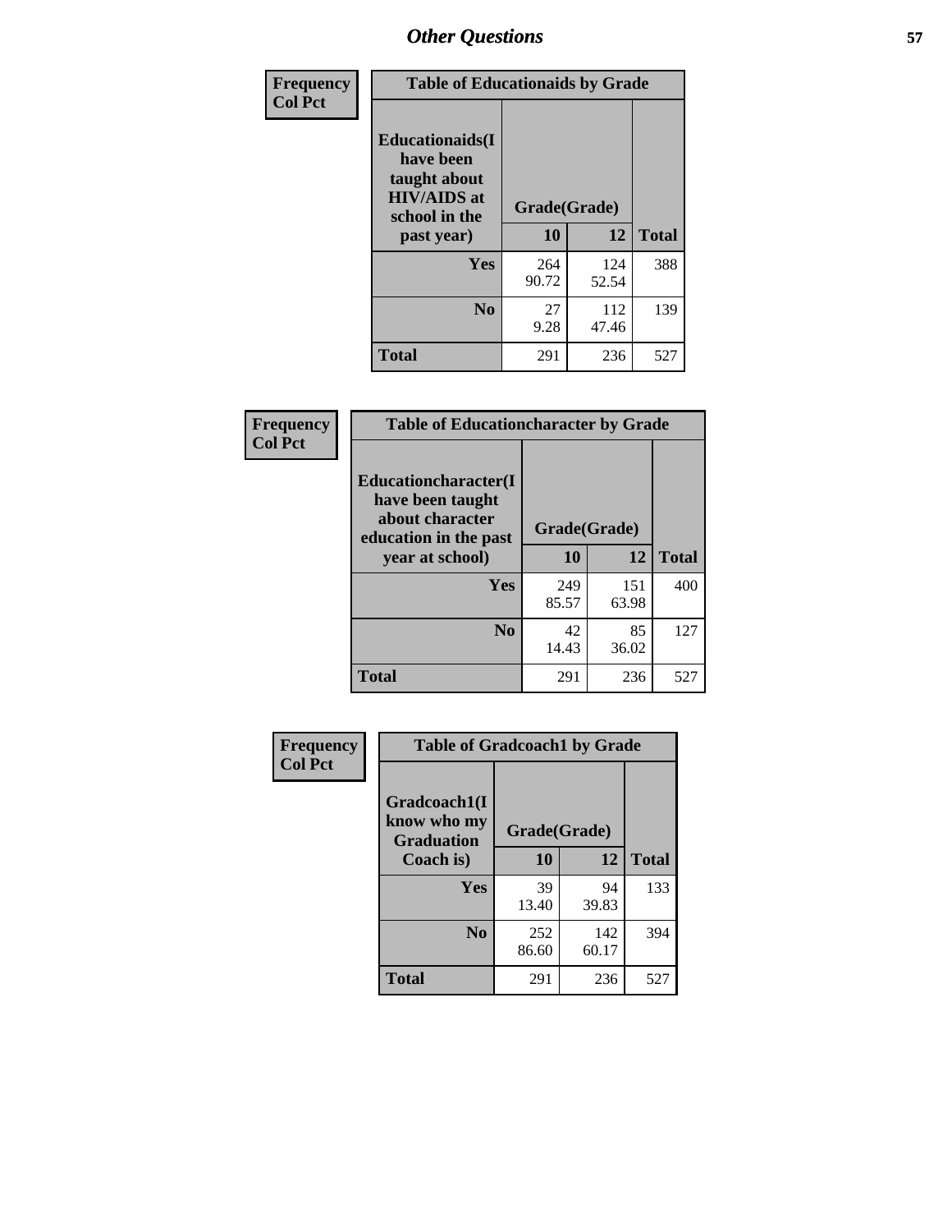## Other Questions

| Frequency Col Pct | | | |
|---|---|---|---|

**Table of Educationaids by Grade**

| Educationaids(I have been taught about HIV/AIDS at school in the past year) | Grade(Grade) 10 | 12 | Total |
|---|---|---|---|
| Yes | 264<br>90.72 | 124<br>52.54 | 388 |
| No | 27<br>9.28 | 112<br>47.46 | 139 |
| Total | 291 | 236 | 527 |

**Table of Educationcharacter by Grade**

| Educationcharacter(I have been taught about character education in the past year at school) | Grade(Grade) 10 | 12 | Total |
|---|---|---|---|
| Yes | 249<br>85.57 | 151<br>63.98 | 400 |
| No | 42<br>14.43 | 85<br>36.02 | 127 |
| Total | 291 | 236 | 527 |

**Table of Gradcoach1 by Grade**

| Gradcoach1(I know who my Graduation Coach is) | Grade(Grade) 10 | 12 | Total |
|---|---|---|---|
| Yes | 39<br>13.40 | 94<br>39.83 | 133 |
| No | 252<br>86.60 | 142<br>60.17 | 394 |
| Total | 291 | 236 | 527 |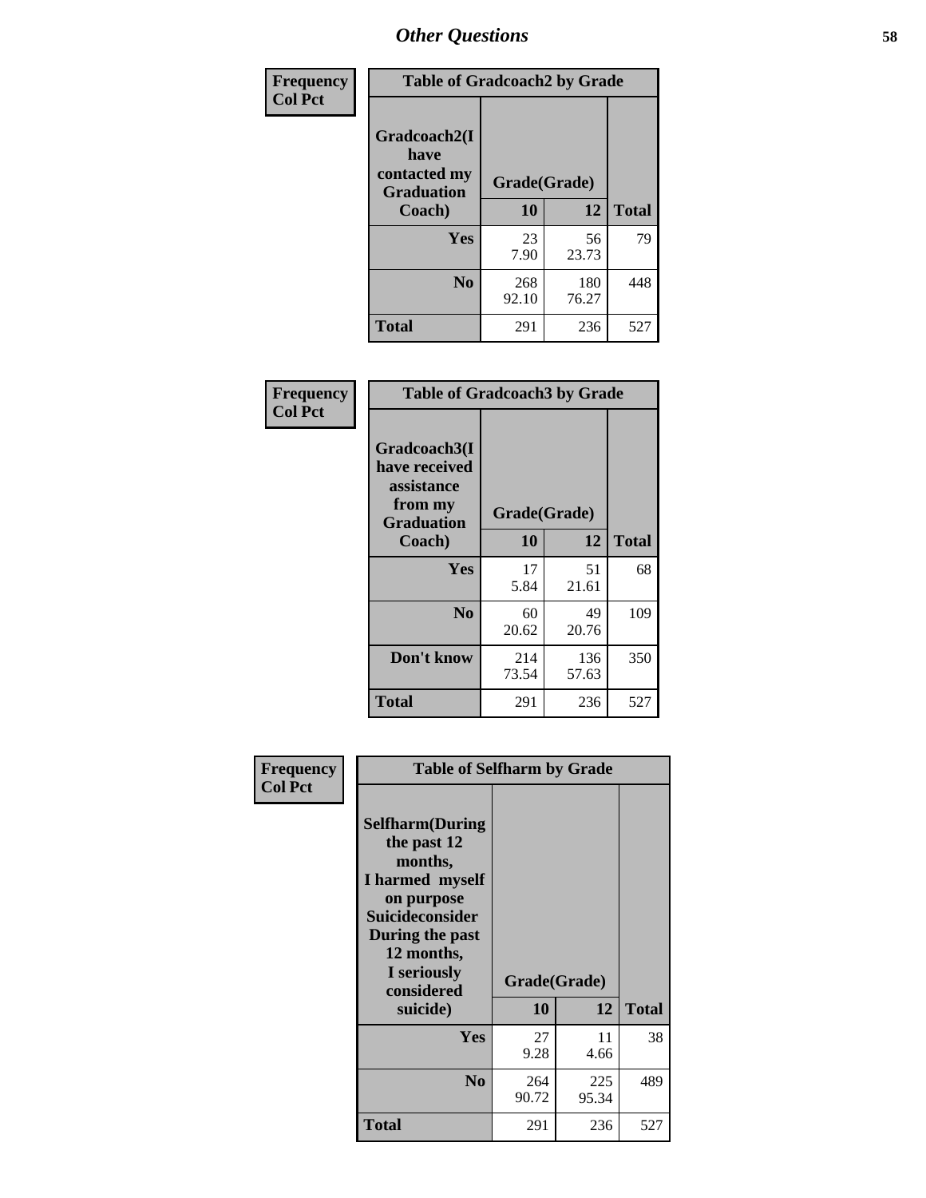# Other Questions

**Frequency / Col Pct**

| Table of Gradcoach2 by Grade | | | |
|---|---|---|---|
| Gradcoach2(I have contacted my Graduation Coach) | Grade(Grade) | | |
| | 10 | 12 | Total |
| Yes | 23<br>7.90 | 56<br>23.73 | 79 |
| No | 268<br>92.10 | 180<br>76.27 | 448 |
| Total | 291 | 236 | 527 |

**Frequency / Col Pct**

| Table of Gradcoach3 by Grade | | | |
|---|---|---|---|
| Gradcoach3(I have received assistance from my Graduation Coach) | Grade(Grade) | | |
| | 10 | 12 | Total |
| Yes | 17<br>5.84 | 51<br>21.61 | 68 |
| No | 60<br>20.62 | 49<br>20.76 | 109 |
| Don't know | 214<br>73.54 | 136<br>57.63 | 350 |
| Total | 291 | 236 | 527 |

**Frequency / Col Pct**

| Table of Selfharm by Grade | | | |
|---|---|---|---|
| Selfharm(During the past 12 months, I harmed myself on purpose Suicideconsider During the past 12 months, I seriously considered suicide) | Grade(Grade) | | |
| | 10 | 12 | Total |
| Yes | 27<br>9.28 | 11<br>4.66 | 38 |
| No | 264<br>90.72 | 225<br>95.34 | 489 |
| Total | 291 | 236 | 527 |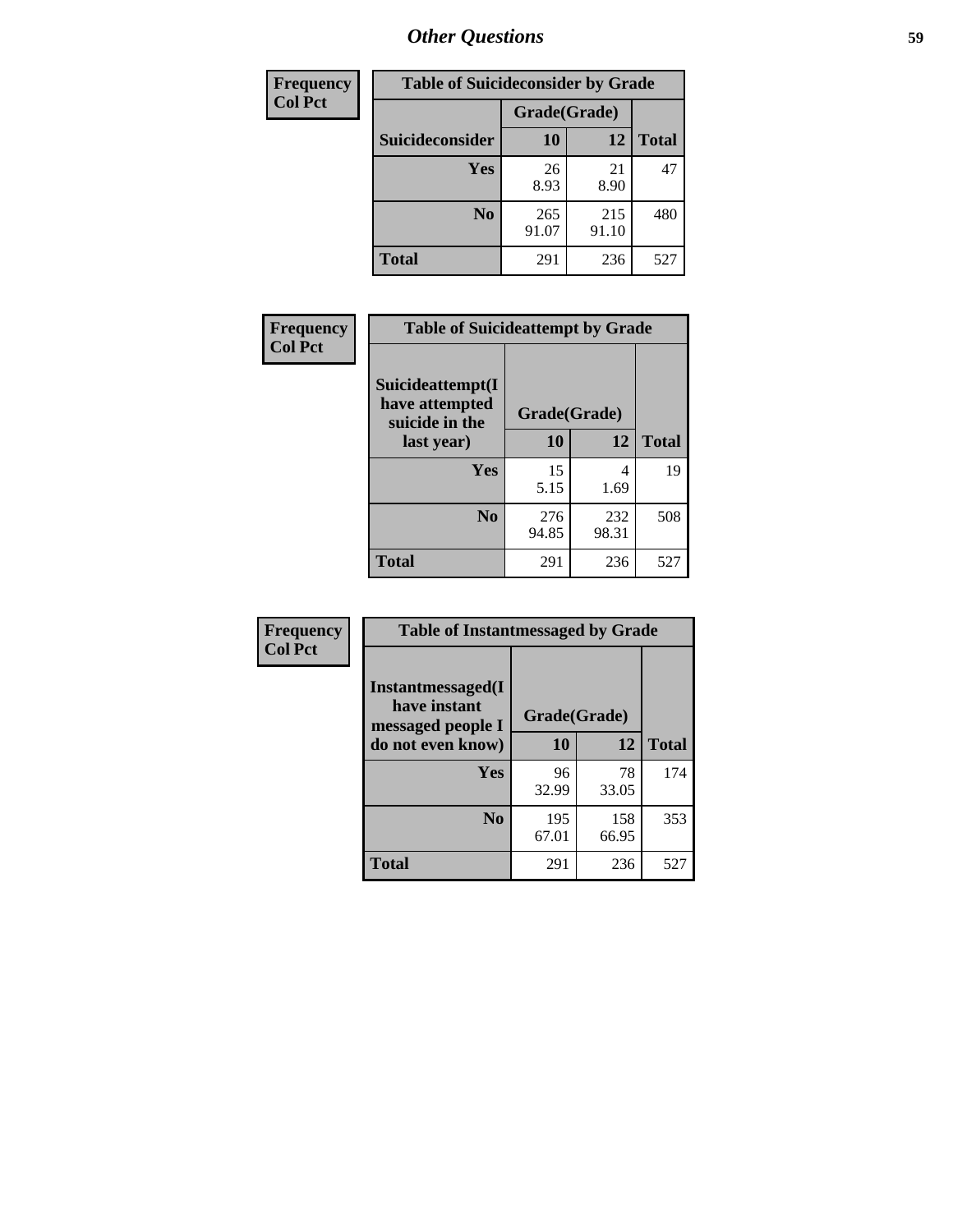## Other Questions

| Frequency<br>Col Pct | Table of Suicideconsider by Grade | | |
|---|---|---|---|
| | Grade(Grade) | | |
| Suicideconsider | 10 | 12 | Total |
| Yes | 26<br>8.93 | 21<br>8.90 | 47 |
| No | 265<br>91.07 | 215<br>91.10 | 480 |
| Total | 291 | 236 | 527 |

| Frequency<br>Col Pct | Table of Suicideattempt by Grade | | |
|---|---|---|---|
| Suicideattempt(I have attempted suicide in the last year) | Grade(Grade) | | |
| | 10 | 12 | Total |
| Yes | 15<br>5.15 | 4<br>1.69 | 19 |
| No | 276<br>94.85 | 232<br>98.31 | 508 |
| Total | 291 | 236 | 527 |

| Frequency<br>Col Pct | Table of Instantmessaged by Grade | | |
|---|---|---|---|
| Instantmessaged(I have instant messaged people I do not even know) | Grade(Grade) | | |
| | 10 | 12 | Total |
| Yes | 96<br>32.99 | 78<br>33.05 | 174 |
| No | 195<br>67.01 | 158<br>66.95 | 353 |
| Total | 291 | 236 | 527 |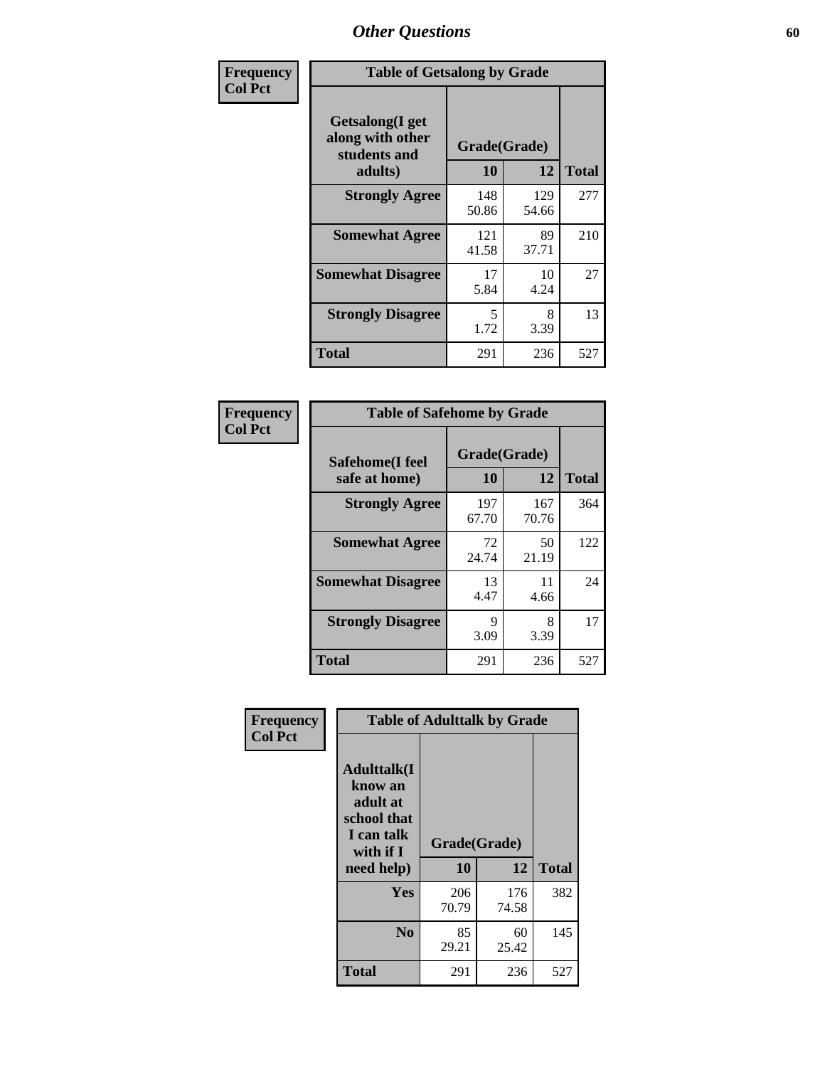# Other Questions

**Frequency**
**Col Pct**

| Table of Getsalong by Grade | | | |
|---|---|---|---|
| **Getsalong(I get along with other students and adults)** | **Grade(Grade)** | | |
| | **10** | **12** | **Total** |
| **Strongly Agree** | 148<br>50.86 | 129<br>54.66 | 277 |
| **Somewhat Agree** | 121<br>41.58 | 89<br>37.71 | 210 |
| **Somewhat Disagree** | 17<br>5.84 | 10<br>4.24 | 27 |
| **Strongly Disagree** | 5<br>1.72 | 8<br>3.39 | 13 |
| **Total** | 291 | 236 | 527 |

**Frequency**
**Col Pct**

| Table of Safehome by Grade | | | |
|---|---|---|---|
| **Safehome(I feel safe at home)** | **Grade(Grade)** | | |
| | **10** | **12** | **Total** |
| **Strongly Agree** | 197<br>67.70 | 167<br>70.76 | 364 |
| **Somewhat Agree** | 72<br>24.74 | 50<br>21.19 | 122 |
| **Somewhat Disagree** | 13<br>4.47 | 11<br>4.66 | 24 |
| **Strongly Disagree** | 9<br>3.09 | 8<br>3.39 | 17 |
| **Total** | 291 | 236 | 527 |

**Frequency**
**Col Pct**

| Table of Adulttalk by Grade | | | |
|---|---|---|---|
| **Adulttalk(I know an adult at school that I can talk with if I need help)** | **Grade(Grade)** | | |
| | **10** | **12** | **Total** |
| **Yes** | 206<br>70.79 | 176<br>74.58 | 382 |
| **No** | 85<br>29.21 | 60<br>25.42 | 145 |
| **Total** | 291 | 236 | 527 |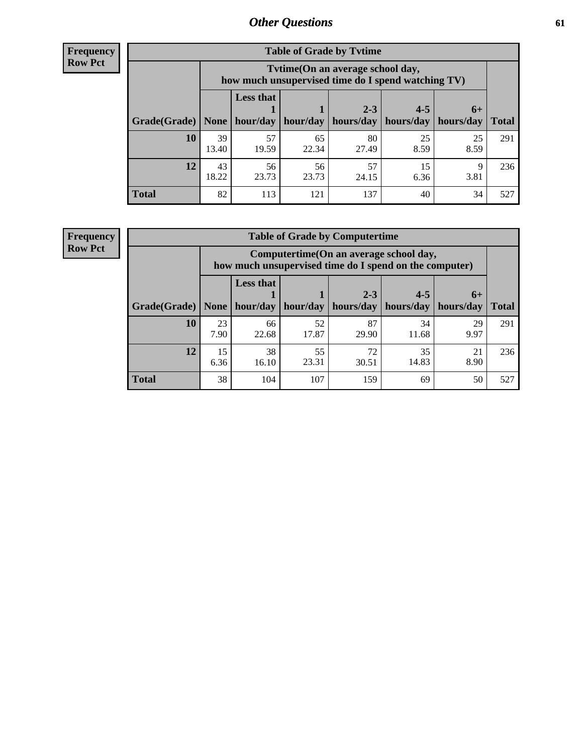**Frequency**
**Row Pct**

| Table of Grade by Tvtime | | | | | | | |
|---|---|---|---|---|---|---|---|
| | Tvtime(On an average school day, how much unsupervised time do I spend watching TV) | | | | | | |
| Grade(Grade) | None | Less that 1 hour/day | 1 hour/day | 2-3 hours/day | 4-5 hours/day | 6+ hours/day | Total |
| **10** | 39<br>13.40 | 57<br>19.59 | 65<br>22.34 | 80<br>27.49 | 25<br>8.59 | 25<br>8.59 | 291 |
| **12** | 43<br>18.22 | 56<br>23.73 | 56<br>23.73 | 57<br>24.15 | 15<br>6.36 | 9<br>3.81 | 236 |
| **Total** | 82 | 113 | 121 | 137 | 40 | 34 | 527 |

**Frequency**
**Row Pct**

| Table of Grade by Computertime | | | | | | | |
|---|---|---|---|---|---|---|---|
| | Computertime(On an average school day, how much unsupervised time do I spend on the computer) | | | | | | |
| Grade(Grade) | None | Less that 1 hour/day | 1 hour/day | 2-3 hours/day | 4-5 hours/day | 6+ hours/day | Total |
| **10** | 23<br>7.90 | 66<br>22.68 | 52<br>17.87 | 87<br>29.90 | 34<br>11.68 | 29<br>9.97 | 291 |
| **12** | 15<br>6.36 | 38<br>16.10 | 55<br>23.31 | 72<br>30.51 | 35<br>14.83 | 21<br>8.90 | 236 |
| **Total** | 38 | 104 | 107 | 159 | 69 | 50 | 527 |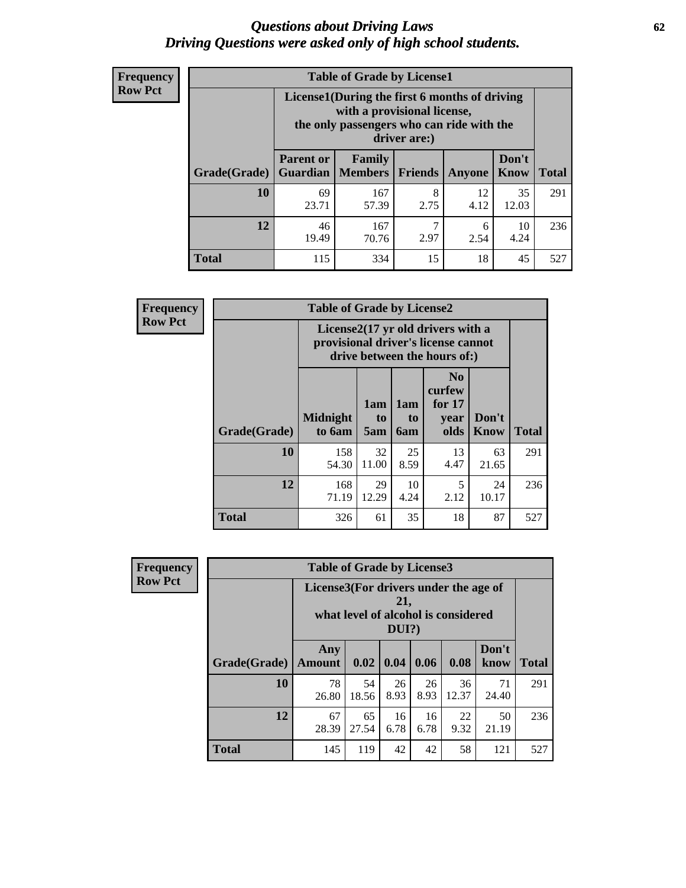# *Questions about Driving Laws*
# *Driving Questions were asked only of high school students.*

**Frequency**
**Row Pct**

| Table of Grade by License1 | | | | | | |
|---|---|---|---|---|---|---|
| | License1(During the first 6 months of driving with a provisional license, the only passengers who can ride with the driver are:) | | | | | |
| Grade(Grade) | Parent or Guardian | Family Members | Friends | Anyone | Don't Know | Total |
| **10** | 69<br>23.71 | 167<br>57.39 | 8<br>2.75 | 12<br>4.12 | 35<br>12.03 | 291 |
| **12** | 46<br>19.49 | 167<br>70.76 | 7<br>2.97 | 6<br>2.54 | 10<br>4.24 | 236 |
| **Total** | 115 | 334 | 15 | 18 | 45 | 527 |

**Frequency**
**Row Pct**

| Table of Grade by License2 | | | | | | |
|---|---|---|---|---|---|---|
| | License2(17 yr old drivers with a provisional driver's license cannot drive between the hours of:) | | | | | |
| Grade(Grade) | Midnight to 6am | 1am to 5am | 1am to 6am | No curfew for 17 year olds | Don't Know | Total |
| **10** | 158<br>54.30 | 32<br>11.00 | 25<br>8.59 | 13<br>4.47 | 63<br>21.65 | 291 |
| **12** | 168<br>71.19 | 29<br>12.29 | 10<br>4.24 | 5<br>2.12 | 24<br>10.17 | 236 |
| **Total** | 326 | 61 | 35 | 18 | 87 | 527 |

**Frequency**
**Row Pct**

| Table of Grade by License3 | | | | | | | |
|---|---|---|---|---|---|---|---|
| | License3(For drivers under the age of 21, what level of alcohol is considered DUI?) | | | | | | |
| Grade(Grade) | Any Amount | 0.02 | 0.04 | 0.06 | 0.08 | Don't know | Total |
| **10** | 78<br>26.80 | 54<br>18.56 | 26<br>8.93 | 26<br>8.93 | 36<br>12.37 | 71<br>24.40 | 291 |
| **12** | 67<br>28.39 | 65<br>27.54 | 16<br>6.78 | 16<br>6.78 | 22<br>9.32 | 50<br>21.19 | 236 |
| **Total** | 145 | 119 | 42 | 42 | 58 | 121 | 527 |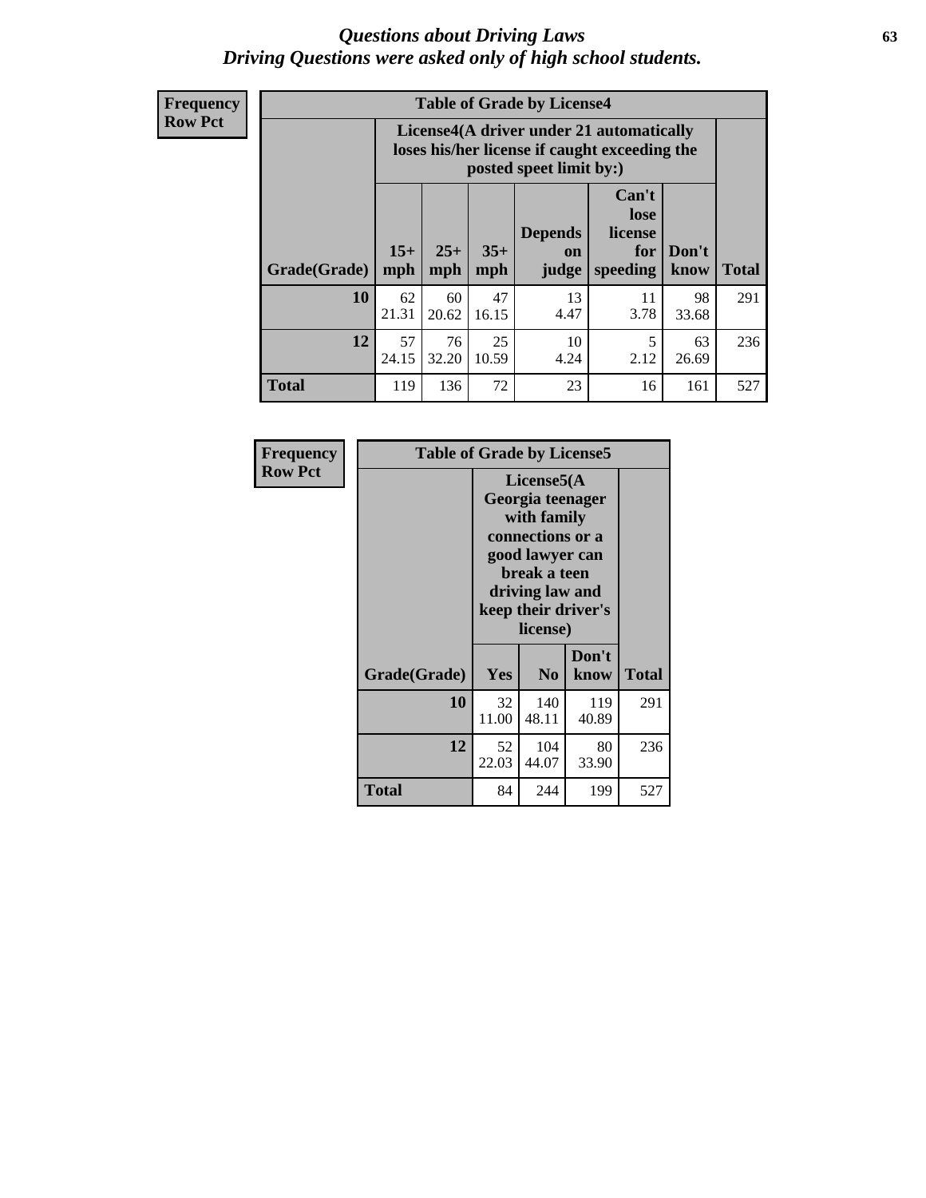# Questions about Driving Laws
## Driving Questions were asked only of high school students.

**Frequency**
**Row Pct**

**Table of Grade by License4**

| Grade(Grade) | License4(A driver under 21 automatically loses his/her license if caught exceeding the posted speet limit by:) 15+ mph | 25+ mph | 35+ mph | Depends on judge | Can't lose license for speeding | Don't know | Total |
|---|---|---|---|---|---|---|---|
| **10** | 62<br>21.31 | 60<br>20.62 | 47<br>16.15 | 13<br>4.47 | 11<br>3.78 | 98<br>33.68 | 291 |
| **12** | 57<br>24.15 | 76<br>32.20 | 25<br>10.59 | 10<br>4.24 | 5<br>2.12 | 63<br>26.69 | 236 |
| **Total** | 119 | 136 | 72 | 23 | 16 | 161 | 527 |

**Frequency**
**Row Pct**

**Table of Grade by License5**

| Grade(Grade) | License5(A Georgia teenager with family connections or a good lawyer can break a teen driving law and keep their driver's license) Yes | No | Don't know | Total |
|---|---|---|---|---|
| **10** | 32<br>11.00 | 140<br>48.11 | 119<br>40.89 | 291 |
| **12** | 52<br>22.03 | 104<br>44.07 | 80<br>33.90 | 236 |
| **Total** | 84 | 244 | 199 | 527 |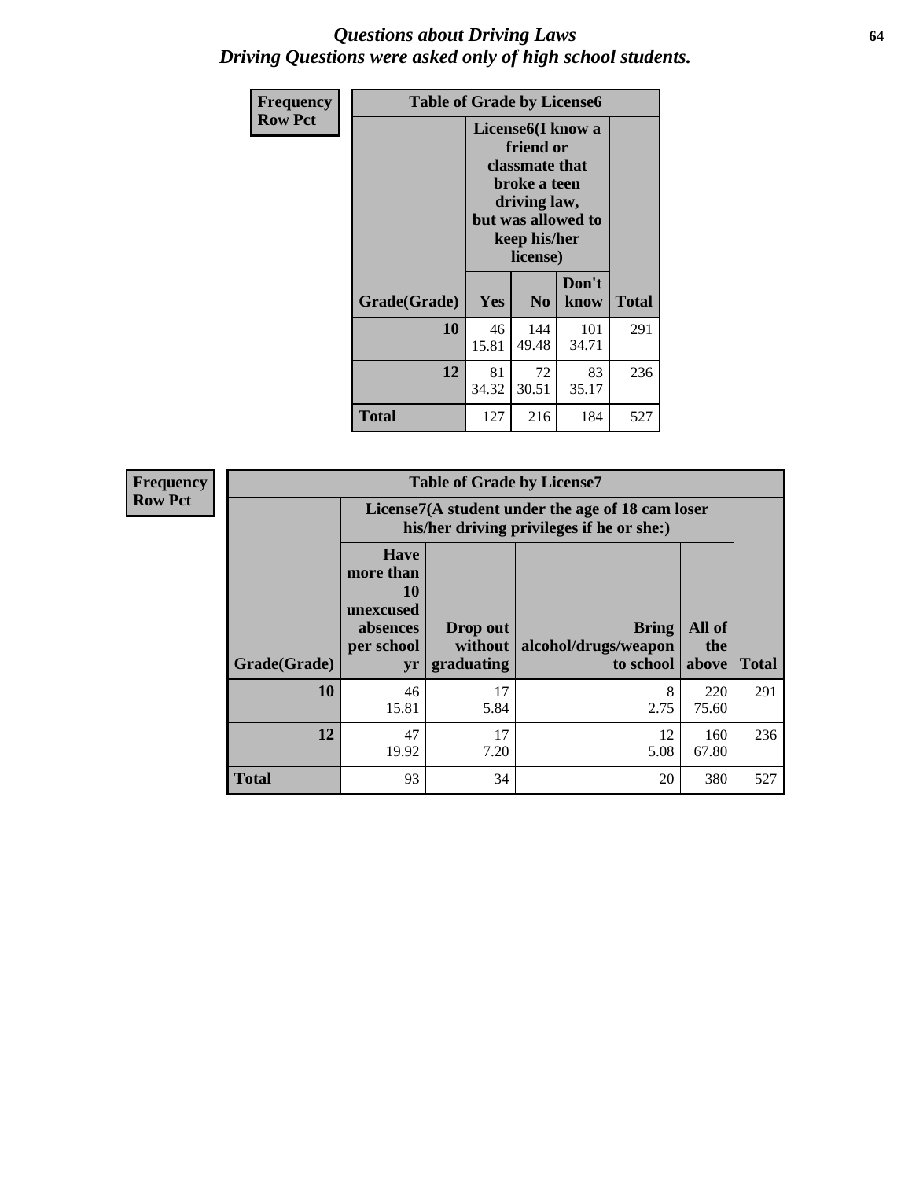# Questions about Driving Laws
## Driving Questions were asked only of high school students.

| Frequency<br>Row Pct | Table of Grade by License6 | | | |
|---|---|---|---|---|
| | License6(I know a friend or classmate that broke a teen driving law, but was allowed to keep his/her license) | | | |
| Grade(Grade) | Yes | No | Don't know | Total |
| 10 | 46<br>15.81 | 144<br>49.48 | 101<br>34.71 | 291 |
| 12 | 81<br>34.32 | 72<br>30.51 | 83<br>35.17 | 236 |
| Total | 127 | 216 | 184 | 527 |

| Frequency<br>Row Pct | Table of Grade by License7 | | | | |
|---|---|---|---|---|---|
| | License7(A student under the age of 18 cam loser his/her driving privileges if he or she:) | | | | |
| Grade(Grade) | Have more than 10 unexcused absences per school yr | Drop out without graduating | Bring alcohol/drugs/weapon to school | All of the above | Total |
| 10 | 46<br>15.81 | 17<br>5.84 | 8<br>2.75 | 220<br>75.60 | 291 |
| 12 | 47<br>19.92 | 17<br>7.20 | 12<br>5.08 | 160<br>67.80 | 236 |
| Total | 93 | 34 | 20 | 380 | 527 |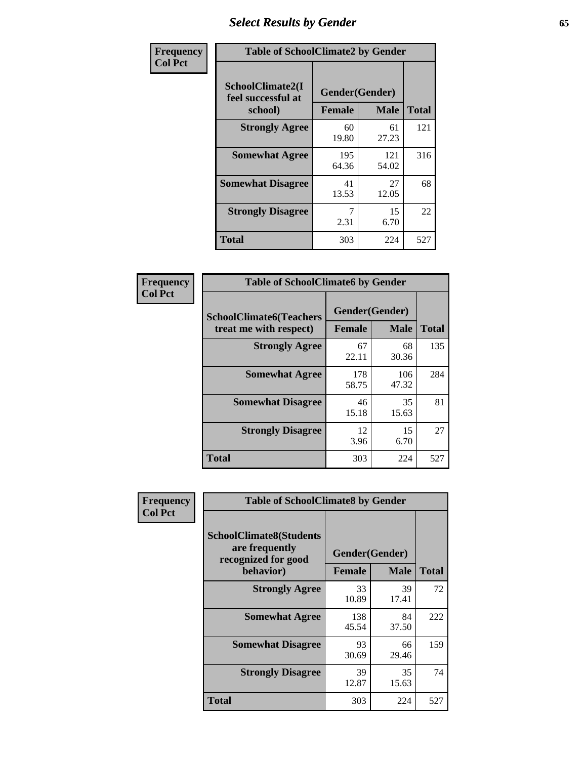# Select Results by Gender

**Frequency**
**Col Pct**

| Table of SchoolClimate2 by Gender | | | |
|---|---|---|---|
| SchoolClimate2(I feel successful at school) | Gender(Gender) | | |
| | Female | Male | Total |
| **Strongly Agree** | 60<br>19.80 | 61<br>27.23 | 121 |
| **Somewhat Agree** | 195<br>64.36 | 121<br>54.02 | 316 |
| **Somewhat Disagree** | 41<br>13.53 | 27<br>12.05 | 68 |
| **Strongly Disagree** | 7<br>2.31 | 15<br>6.70 | 22 |
| **Total** | 303 | 224 | 527 |

**Frequency**
**Col Pct**

| Table of SchoolClimate6 by Gender | | | |
|---|---|---|---|
| SchoolClimate6(Teachers treat me with respect) | Gender(Gender) | | |
| | Female | Male | Total |
| **Strongly Agree** | 67<br>22.11 | 68<br>30.36 | 135 |
| **Somewhat Agree** | 178<br>58.75 | 106<br>47.32 | 284 |
| **Somewhat Disagree** | 46<br>15.18 | 35<br>15.63 | 81 |
| **Strongly Disagree** | 12<br>3.96 | 15<br>6.70 | 27 |
| **Total** | 303 | 224 | 527 |

**Frequency**
**Col Pct**

| Table of SchoolClimate8 by Gender | | | |
|---|---|---|---|
| SchoolClimate8(Students are frequently recognized for good behavior) | Gender(Gender) | | |
| | Female | Male | Total |
| **Strongly Agree** | 33<br>10.89 | 39<br>17.41 | 72 |
| **Somewhat Agree** | 138<br>45.54 | 84<br>37.50 | 222 |
| **Somewhat Disagree** | 93<br>30.69 | 66<br>29.46 | 159 |
| **Strongly Disagree** | 39<br>12.87 | 35<br>15.63 | 74 |
| **Total** | 303 | 224 | 527 |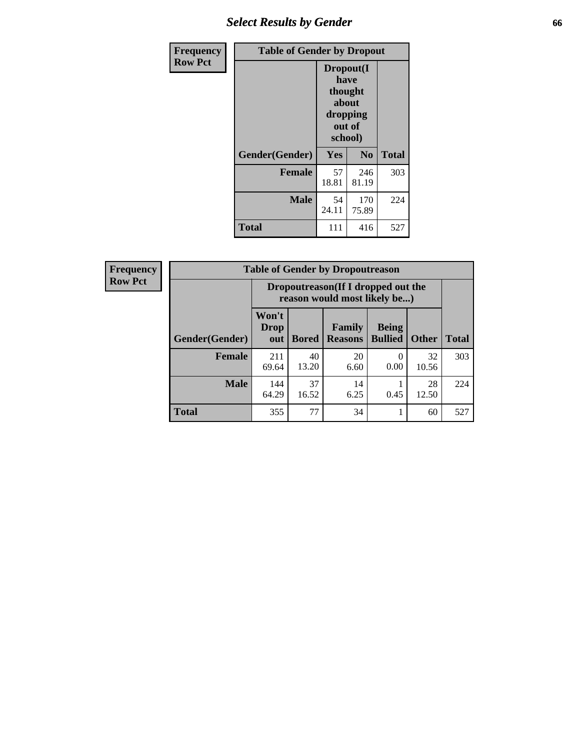## Select Results by Gender

| Frequency Row Pct | | | |
|---|---|---|---|
| **Table of Gender by Dropout** | | | |
| | **Dropout(I have thought about dropping out of school)** | | |
| **Gender(Gender)** | **Yes** | **No** | **Total** |
| **Female** | 57<br>18.81 | 246<br>81.19 | 303 |
| **Male** | 54<br>24.11 | 170<br>75.89 | 224 |
| **Total** | 111 | 416 | 527 |

| Frequency Row Pct | | | | | | |
|---|---|---|---|---|---|---|
| **Table of Gender by Dropoutreason** | | | | | | |
| | **Dropoutreason(If I dropped out the reason would most likely be...)** | | | | | |
| **Gender(Gender)** | **Won't Drop out** | **Bored** | **Family Reasons** | **Being Bullied** | **Other** | **Total** |
| **Female** | 211<br>69.64 | 40<br>13.20 | 20<br>6.60 | 0<br>0.00 | 32<br>10.56 | 303 |
| **Male** | 144<br>64.29 | 37<br>16.52 | 14<br>6.25 | 1<br>0.45 | 28<br>12.50 | 224 |
| **Total** | 355 | 77 | 34 | 1 | 60 | 527 |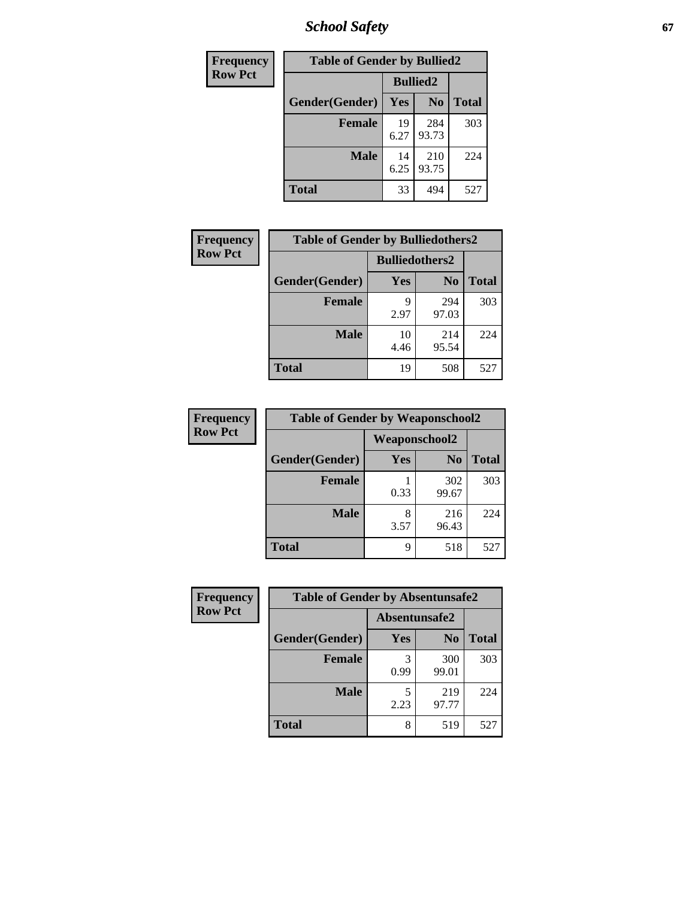| Frequency<br>Row Pct |
|---|

| Table of Gender by Bullied2 | | | |
|---|---|---|---|
| | Bullied2 | | |
| Gender(Gender) | Yes | No | Total |
| Female | 19<br>6.27 | 284<br>93.73 | 303 |
| Male | 14<br>6.25 | 210<br>93.75 | 224 |
| Total | 33 | 494 | 527 |

| Frequency<br>Row Pct |
|---|

| Table of Gender by Bulliedothers2 | | | |
|---|---|---|---|
| | Bulliedothers2 | | |
| Gender(Gender) | Yes | No | Total |
| Female | 9<br>2.97 | 294<br>97.03 | 303 |
| Male | 10<br>4.46 | 214<br>95.54 | 224 |
| Total | 19 | 508 | 527 |

| Frequency<br>Row Pct |
|---|

| Table of Gender by Weaponschool2 | | | |
|---|---|---|---|
| | Weaponschool2 | | |
| Gender(Gender) | Yes | No | Total |
| Female | 1<br>0.33 | 302<br>99.67 | 303 |
| Male | 8<br>3.57 | 216<br>96.43 | 224 |
| Total | 9 | 518 | 527 |

| Frequency<br>Row Pct |
|---|

| Table of Gender by Absentunsafe2 | | | |
|---|---|---|---|
| | Absentunsafe2 | | |
| Gender(Gender) | Yes | No | Total |
| Female | 3<br>0.99 | 300<br>99.01 | 303 |
| Male | 5<br>2.23 | 219<br>97.77 | 224 |
| Total | 8 | 519 | 527 |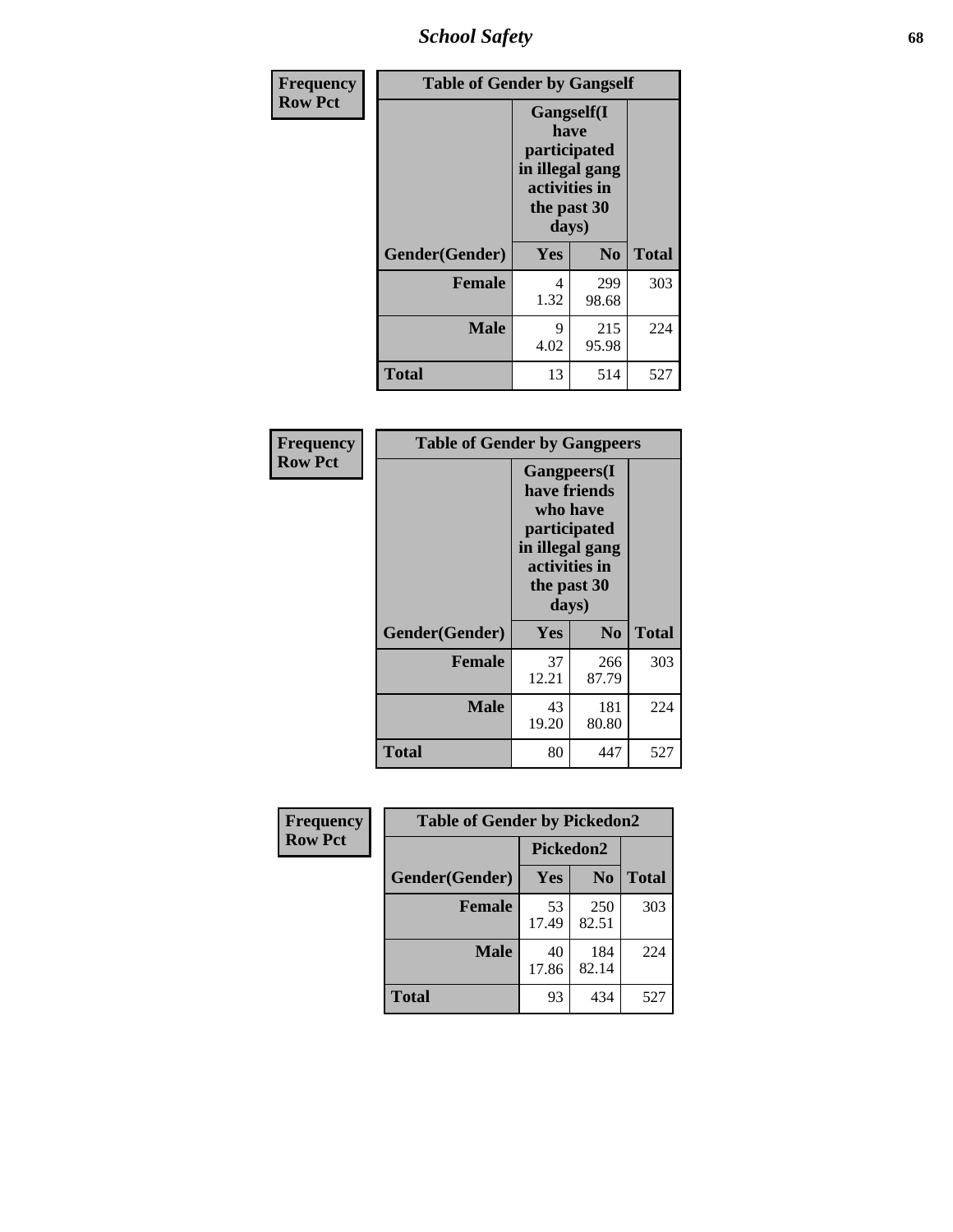| Frequency Row Pct | Table of Gender by Gangself | | |
|---|---|---|---|
| | Gangself(I have participated in illegal gang activities in the past 30 days) | | |
| Gender(Gender) | Yes | No | Total |
| Female | 4<br>1.32 | 299<br>98.68 | 303 |
| Male | 9<br>4.02 | 215<br>95.98 | 224 |
| Total | 13 | 514 | 527 |

| Frequency Row Pct | Table of Gender by Gangpeers | | |
|---|---|---|---|
| | Gangpeers(I have friends who have participated in illegal gang activities in the past 30 days) | | |
| Gender(Gender) | Yes | No | Total |
| Female | 37<br>12.21 | 266<br>87.79 | 303 |
| Male | 43<br>19.20 | 181<br>80.80 | 224 |
| Total | 80 | 447 | 527 |

| Frequency Row Pct | Table of Gender by Pickedon2 | | |
|---|---|---|---|
| | Pickedon2 | | |
| Gender(Gender) | Yes | No | Total |
| Female | 53<br>17.49 | 250<br>82.51 | 303 |
| Male | 40<br>17.86 | 184<br>82.14 | 224 |
| Total | 93 | 434 | 527 |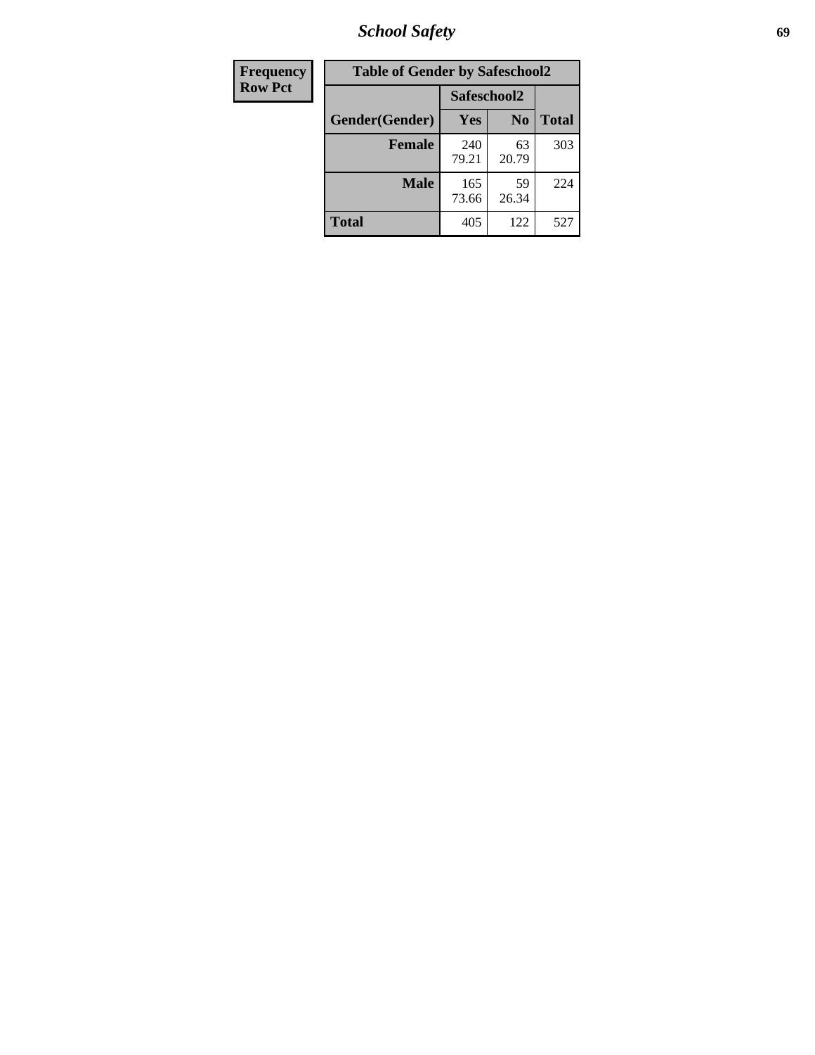| Frequency<br>Row Pct |
|---|

**Table of Gender by Safeschool2**

| Gender(Gender) | Safeschool2 Yes | No | Total |
|---|---|---|---|
| Female | 240<br>79.21 | 63<br>20.79 | 303 |
| Male | 165<br>73.66 | 59<br>26.34 | 224 |
| Total | 405 | 122 | 527 |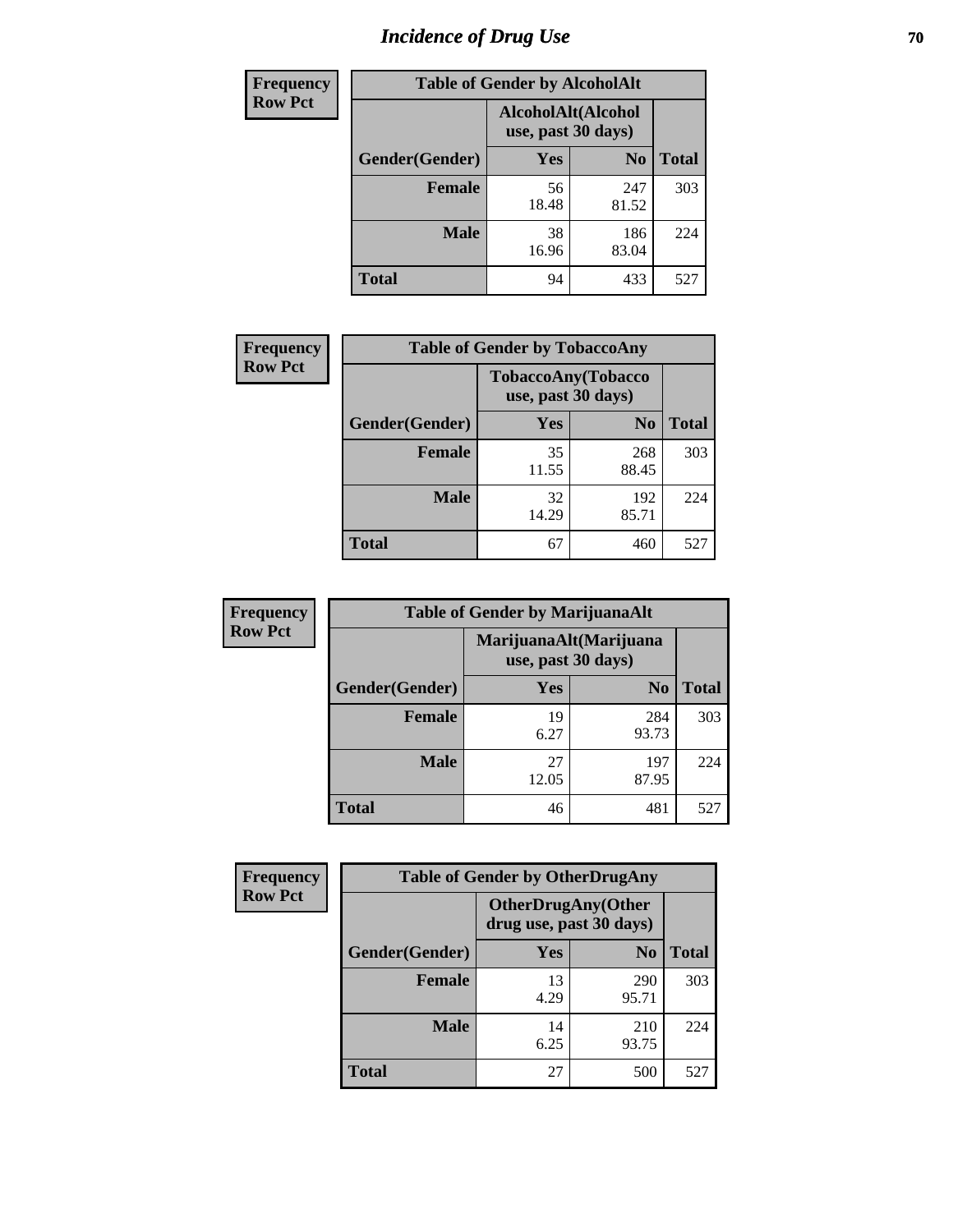# Incidence of Drug Use

**Frequency**
**Row Pct**

| Table of Gender by AlcoholAlt | | | |
|---|---|---|---|
| | AlcoholAlt(Alcohol use, past 30 days) | | |
| Gender(Gender) | Yes | No | Total |
| Female | 56<br>18.48 | 247<br>81.52 | 303 |
| Male | 38<br>16.96 | 186<br>83.04 | 224 |
| Total | 94 | 433 | 527 |

**Frequency**
**Row Pct**

| Table of Gender by TobaccoAny | | | |
|---|---|---|---|
| | TobaccoAny(Tobacco use, past 30 days) | | |
| Gender(Gender) | Yes | No | Total |
| Female | 35<br>11.55 | 268<br>88.45 | 303 |
| Male | 32<br>14.29 | 192<br>85.71 | 224 |
| Total | 67 | 460 | 527 |

**Frequency**
**Row Pct**

| Table of Gender by MarijuanaAlt | | | |
|---|---|---|---|
| | MarijuanaAlt(Marijuana use, past 30 days) | | |
| Gender(Gender) | Yes | No | Total |
| Female | 19<br>6.27 | 284<br>93.73 | 303 |
| Male | 27<br>12.05 | 197<br>87.95 | 224 |
| Total | 46 | 481 | 527 |

**Frequency**
**Row Pct**

| Table of Gender by OtherDrugAny | | | |
|---|---|---|---|
| | OtherDrugAny(Other drug use, past 30 days) | | |
| Gender(Gender) | Yes | No | Total |
| Female | 13<br>4.29 | 290<br>95.71 | 303 |
| Male | 14<br>6.25 | 210<br>93.75 | 224 |
| Total | 27 | 500 | 527 |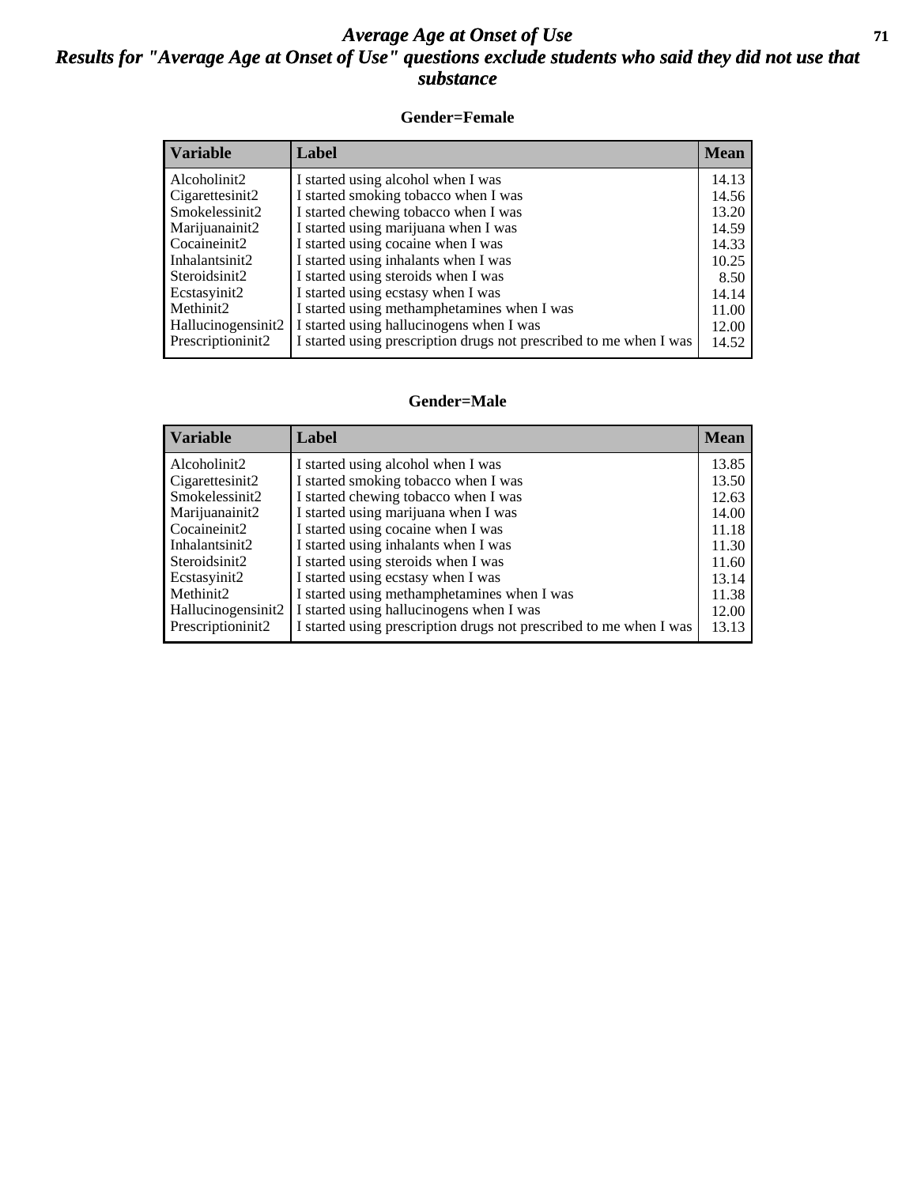# *Average Age at Onset of Use*
## *Results for "Average Age at Onset of Use" questions exclude students who said they did not use that substance*

### Gender=Female

| Variable | Label | Mean |
|---|---|---|
| Alcoholinit2 | I started using alcohol when I was | 14.13 |
| Cigarettesinit2 | I started smoking tobacco when I was | 14.56 |
| Smokelessinit2 | I started chewing tobacco when I was | 13.20 |
| Marijuanainit2 | I started using marijuana when I was | 14.59 |
| Cocaineinit2 | I started using cocaine when I was | 14.33 |
| Inhalantsinit2 | I started using inhalants when I was | 10.25 |
| Steroidsinit2 | I started using steroids when I was | 8.50 |
| Ecstasyinit2 | I started using ecstasy when I was | 14.14 |
| Methinit2 | I started using methamphetamines when I was | 11.00 |
| Hallucinogensinit2 | I started using hallucinogens when I was | 12.00 |
| Prescriptioninit2 | I started using prescription drugs not prescribed to me when I was | 14.52 |

### Gender=Male

| Variable | Label | Mean |
|---|---|---|
| Alcoholinit2 | I started using alcohol when I was | 13.85 |
| Cigarettesinit2 | I started smoking tobacco when I was | 13.50 |
| Smokelessinit2 | I started chewing tobacco when I was | 12.63 |
| Marijuanainit2 | I started using marijuana when I was | 14.00 |
| Cocaineinit2 | I started using cocaine when I was | 11.18 |
| Inhalantsinit2 | I started using inhalants when I was | 11.30 |
| Steroidsinit2 | I started using steroids when I was | 11.60 |
| Ecstasyinit2 | I started using ecstasy when I was | 13.14 |
| Methinit2 | I started using methamphetamines when I was | 11.38 |
| Hallucinogensinit2 | I started using hallucinogens when I was | 12.00 |
| Prescriptioninit2 | I started using prescription drugs not prescribed to me when I was | 13.13 |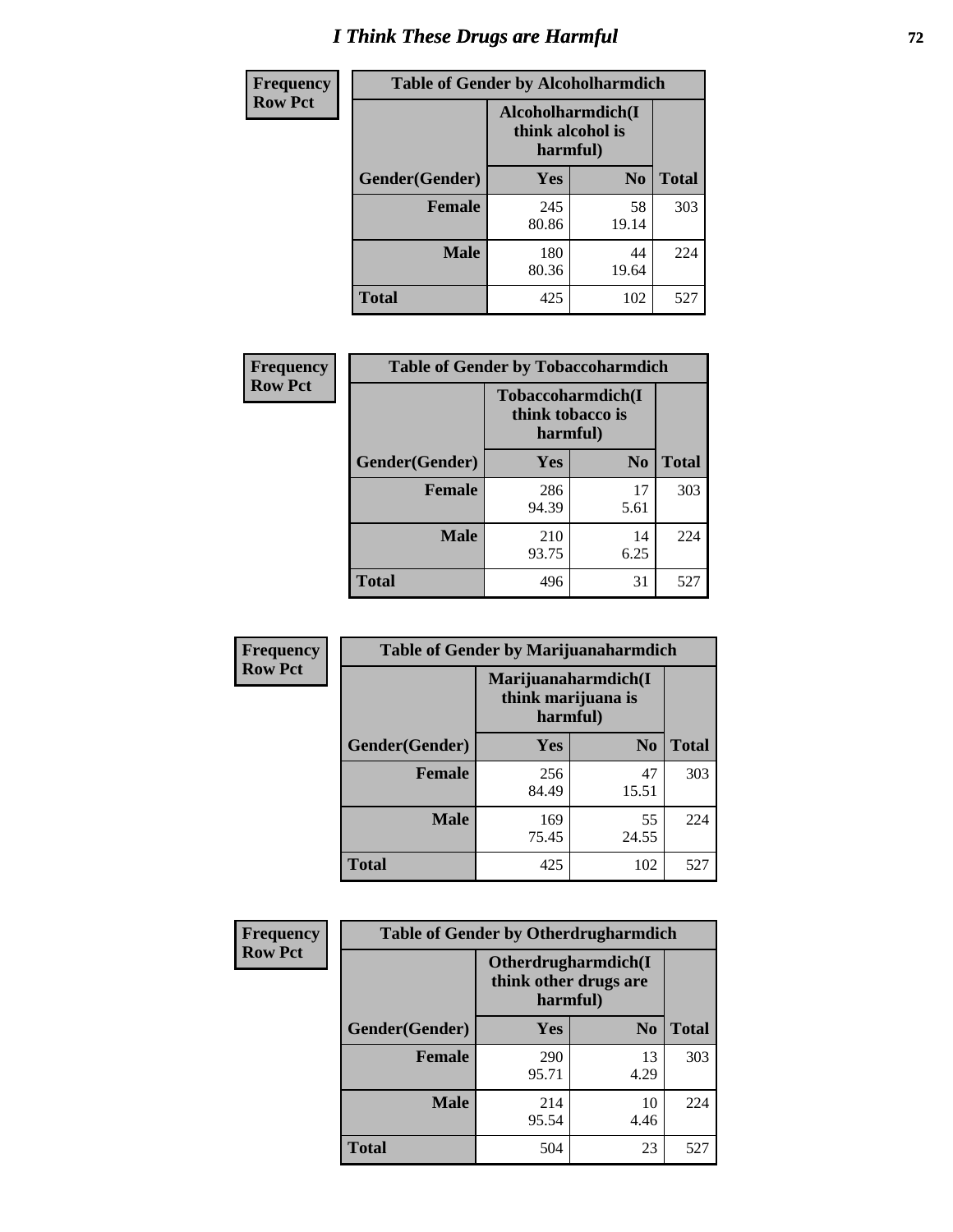# I Think These Drugs are Harmful

| Frequency Row Pct | Table of Gender by Alcoholharmdich | | |
|---|---|---|---|
| | Alcoholharmdich(I think alcohol is harmful) | | |
| Gender(Gender) | Yes | No | Total |
| Female | 245<br>80.86 | 58<br>19.14 | 303 |
| Male | 180<br>80.36 | 44<br>19.64 | 224 |
| Total | 425 | 102 | 527 |

| Frequency Row Pct | Table of Gender by Tobaccoharmdich | | |
|---|---|---|---|
| | Tobaccoharmdich(I think tobacco is harmful) | | |
| Gender(Gender) | Yes | No | Total |
| Female | 286<br>94.39 | 17<br>5.61 | 303 |
| Male | 210<br>93.75 | 14<br>6.25 | 224 |
| Total | 496 | 31 | 527 |

| Frequency Row Pct | Table of Gender by Marijuanaharmdich | | |
|---|---|---|---|
| | Marijuanaharmdich(I think marijuana is harmful) | | |
| Gender(Gender) | Yes | No | Total |
| Female | 256<br>84.49 | 47<br>15.51 | 303 |
| Male | 169<br>75.45 | 55<br>24.55 | 224 |
| Total | 425 | 102 | 527 |

| Frequency Row Pct | Table of Gender by Otherdrugharmdich | | |
|---|---|---|---|
| | Otherdrugharmdich(I think other drugs are harmful) | | |
| Gender(Gender) | Yes | No | Total |
| Female | 290<br>95.71 | 13<br>4.29 | 303 |
| Male | 214<br>95.54 | 10<br>4.46 | 224 |
| Total | 504 | 23 | 527 |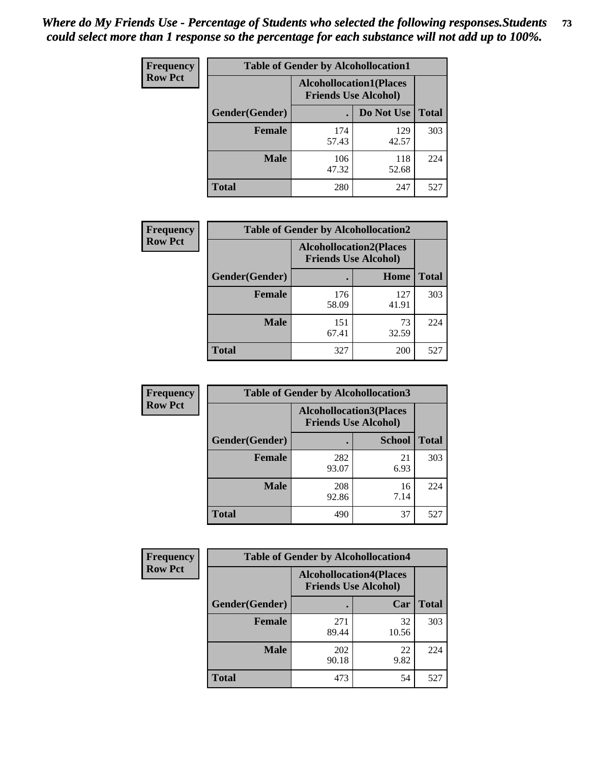*Where do My Friends Use - Percentage of Students who selected the following responses.Students could select more than 1 response so the percentage for each substance will not add up to 100%.*

**Frequency**
**Row Pct**

| Table of Gender by Alcohollocation1 | | | |
|---|---|---|---|
| | Alcohollocation1(Places Friends Use Alcohol) | | |
| Gender(Gender) | . | Do Not Use | Total |
| **Female** | 174<br>57.43 | 129<br>42.57 | 303 |
| **Male** | 106<br>47.32 | 118<br>52.68 | 224 |
| **Total** | 280 | 247 | 527 |

**Frequency**
**Row Pct**

| Table of Gender by Alcohollocation2 | | | |
|---|---|---|---|
| | Alcohollocation2(Places Friends Use Alcohol) | | |
| Gender(Gender) | . | Home | Total |
| **Female** | 176<br>58.09 | 127<br>41.91 | 303 |
| **Male** | 151<br>67.41 | 73<br>32.59 | 224 |
| **Total** | 327 | 200 | 527 |

**Frequency**
**Row Pct**

| Table of Gender by Alcohollocation3 | | | |
|---|---|---|---|
| | Alcohollocation3(Places Friends Use Alcohol) | | |
| Gender(Gender) | . | School | Total |
| **Female** | 282<br>93.07 | 21<br>6.93 | 303 |
| **Male** | 208<br>92.86 | 16<br>7.14 | 224 |
| **Total** | 490 | 37 | 527 |

**Frequency**
**Row Pct**

| Table of Gender by Alcohollocation4 | | | |
|---|---|---|---|
| | Alcohollocation4(Places Friends Use Alcohol) | | |
| Gender(Gender) | . | Car | Total |
| **Female** | 271<br>89.44 | 32<br>10.56 | 303 |
| **Male** | 202<br>90.18 | 22<br>9.82 | 224 |
| **Total** | 473 | 54 | 527 |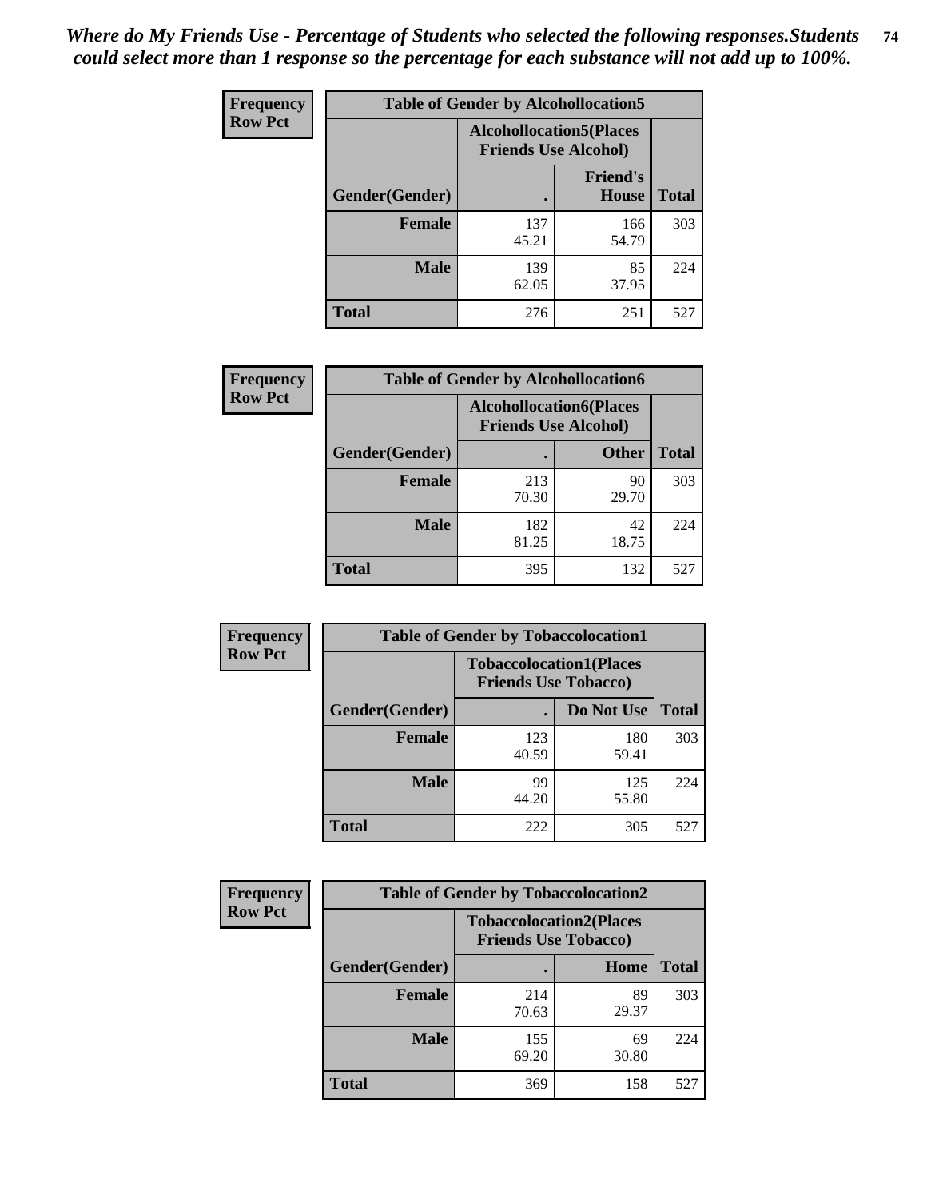*Where do My Friends Use - Percentage of Students who selected the following responses.Students could select more than 1 response so the percentage for each substance will not add up to 100%.*

**Frequency / Row Pct**

**Table of Gender by Alcohollocation5**

| Gender(Gender) | Alcohollocation5(Places Friends Use Alcohol): . | Alcohollocation5(Places Friends Use Alcohol): Friend's House | Total |
|---|---|---|---|
| **Female** | 137<br>45.21 | 166<br>54.79 | 303 |
| **Male** | 139<br>62.05 | 85<br>37.95 | 224 |
| **Total** | 276 | 251 | 527 |

**Frequency / Row Pct**

**Table of Gender by Alcohollocation6**

| Gender(Gender) | Alcohollocation6(Places Friends Use Alcohol): . | Alcohollocation6(Places Friends Use Alcohol): Other | Total |
|---|---|---|---|
| **Female** | 213<br>70.30 | 90<br>29.70 | 303 |
| **Male** | 182<br>81.25 | 42<br>18.75 | 224 |
| **Total** | 395 | 132 | 527 |

**Frequency / Row Pct**

**Table of Gender by Tobaccolocation1**

| Gender(Gender) | Tobaccolocation1(Places Friends Use Tobacco): . | Tobaccolocation1(Places Friends Use Tobacco): Do Not Use | Total |
|---|---|---|---|
| **Female** | 123<br>40.59 | 180<br>59.41 | 303 |
| **Male** | 99<br>44.20 | 125<br>55.80 | 224 |
| **Total** | 222 | 305 | 527 |

**Frequency / Row Pct**

**Table of Gender by Tobaccolocation2**

| Gender(Gender) | Tobaccolocation2(Places Friends Use Tobacco): . | Tobaccolocation2(Places Friends Use Tobacco): Home | Total |
|---|---|---|---|
| **Female** | 214<br>70.63 | 89<br>29.37 | 303 |
| **Male** | 155<br>69.20 | 69<br>30.80 | 224 |
| **Total** | 369 | 158 | 527 |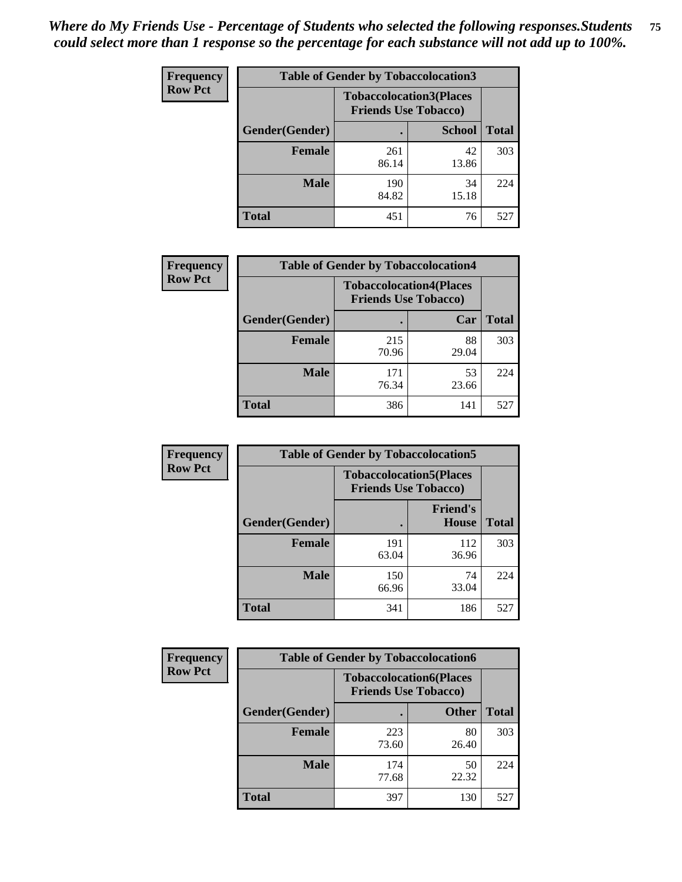*Where do My Friends Use - Percentage of Students who selected the following responses.Students could select more than 1 response so the percentage for each substance will not add up to 100%.*

**Frequency**
**Row Pct**

| Table of Gender by Tobaccolocation3 | | | |
|---|---|---|---|
| | Tobaccolocation3(Places Friends Use Tobacco) | | |
| Gender(Gender) | . | School | Total |
| Female | 261<br>86.14 | 42<br>13.86 | 303 |
| Male | 190<br>84.82 | 34<br>15.18 | 224 |
| Total | 451 | 76 | 527 |

**Frequency**
**Row Pct**

| Table of Gender by Tobaccolocation4 | | | |
|---|---|---|---|
| | Tobaccolocation4(Places Friends Use Tobacco) | | |
| Gender(Gender) | . | Car | Total |
| Female | 215<br>70.96 | 88<br>29.04 | 303 |
| Male | 171<br>76.34 | 53<br>23.66 | 224 |
| Total | 386 | 141 | 527 |

**Frequency**
**Row Pct**

| Table of Gender by Tobaccolocation5 | | | |
|---|---|---|---|
| | Tobaccolocation5(Places Friends Use Tobacco) | | |
| Gender(Gender) | . | Friend's House | Total |
| Female | 191<br>63.04 | 112<br>36.96 | 303 |
| Male | 150<br>66.96 | 74<br>33.04 | 224 |
| Total | 341 | 186 | 527 |

**Frequency**
**Row Pct**

| Table of Gender by Tobaccolocation6 | | | |
|---|---|---|---|
| | Tobaccolocation6(Places Friends Use Tobacco) | | |
| Gender(Gender) | . | Other | Total |
| Female | 223<br>73.60 | 80<br>26.40 | 303 |
| Male | 174<br>77.68 | 50<br>22.32 | 224 |
| Total | 397 | 130 | 527 |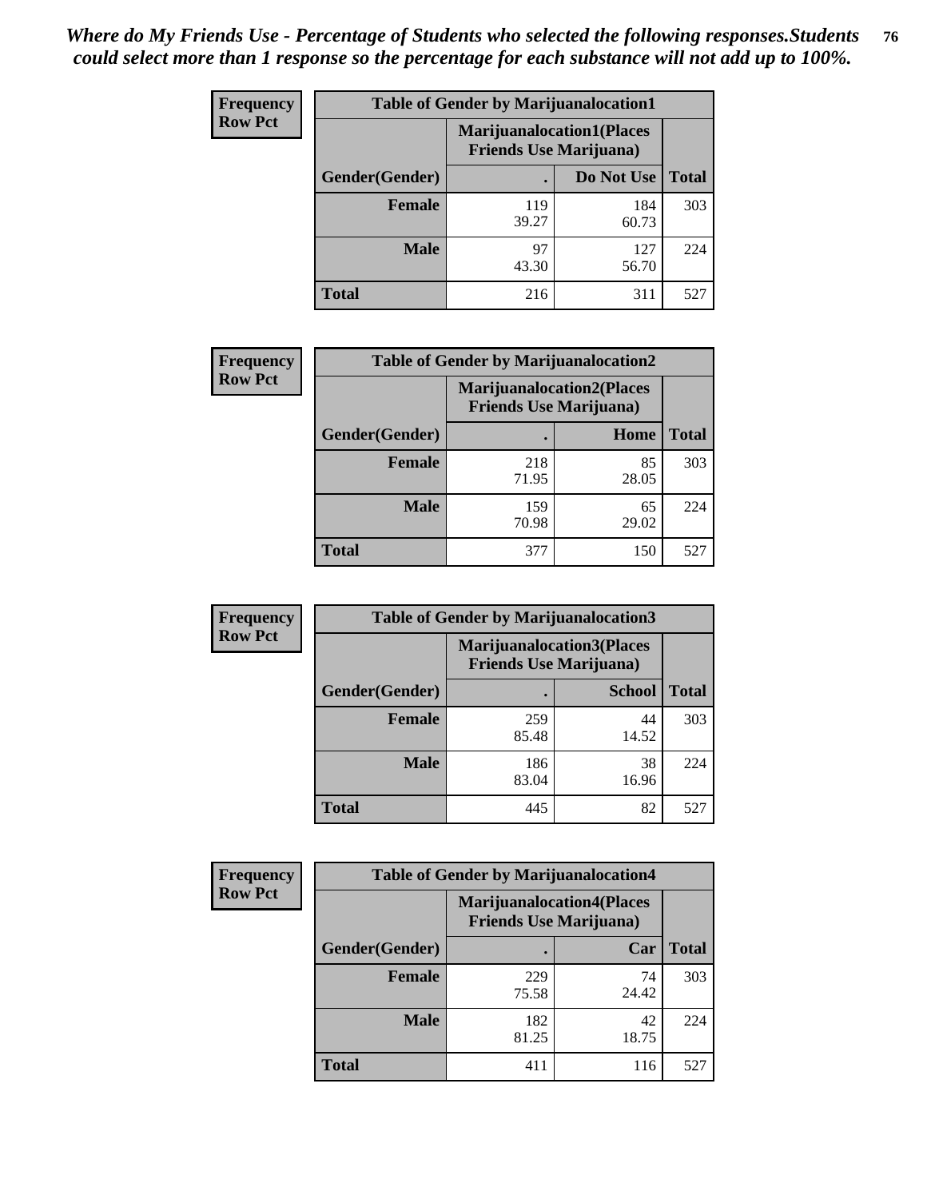*Where do My Friends Use - Percentage of Students who selected the following responses.Students could select more than 1 response so the percentage for each substance will not add up to 100%.*

**Frequency**
**Row Pct**

| Table of Gender by Marijuanalocation1 | | | |
|---|---|---|---|
| | Marijuanalocation1(Places Friends Use Marijuana) | | |
| Gender(Gender) | . | Do Not Use | Total |
| **Female** | 119<br>39.27 | 184<br>60.73 | 303 |
| **Male** | 97<br>43.30 | 127<br>56.70 | 224 |
| **Total** | 216 | 311 | 527 |

**Frequency**
**Row Pct**

| Table of Gender by Marijuanalocation2 | | | |
|---|---|---|---|
| | Marijuanalocation2(Places Friends Use Marijuana) | | |
| Gender(Gender) | . | Home | Total |
| **Female** | 218<br>71.95 | 85<br>28.05 | 303 |
| **Male** | 159<br>70.98 | 65<br>29.02 | 224 |
| **Total** | 377 | 150 | 527 |

**Frequency**
**Row Pct**

| Table of Gender by Marijuanalocation3 | | | |
|---|---|---|---|
| | Marijuanalocation3(Places Friends Use Marijuana) | | |
| Gender(Gender) | . | School | Total |
| **Female** | 259<br>85.48 | 44<br>14.52 | 303 |
| **Male** | 186<br>83.04 | 38<br>16.96 | 224 |
| **Total** | 445 | 82 | 527 |

**Frequency**
**Row Pct**

| Table of Gender by Marijuanalocation4 | | | |
|---|---|---|---|
| | Marijuanalocation4(Places Friends Use Marijuana) | | |
| Gender(Gender) | . | Car | Total |
| **Female** | 229<br>75.58 | 74<br>24.42 | 303 |
| **Male** | 182<br>81.25 | 42<br>18.75 | 224 |
| **Total** | 411 | 116 | 527 |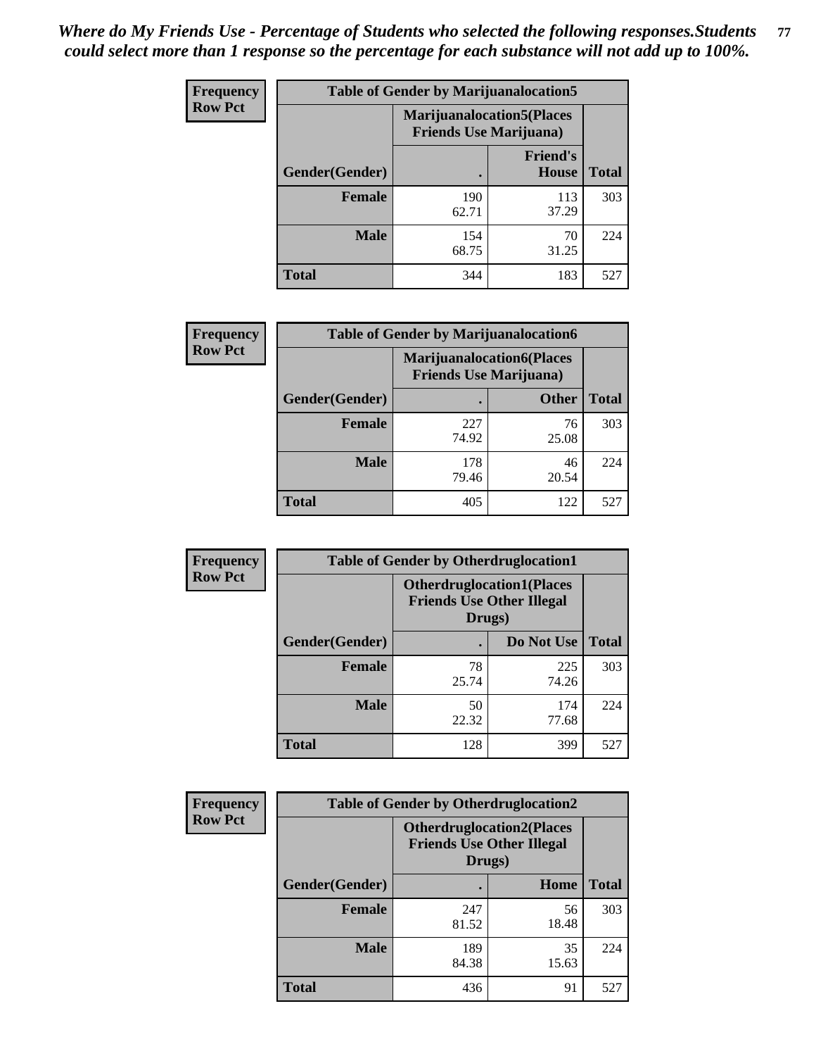*Where do My Friends Use - Percentage of Students who selected the following responses.Students could select more than 1 response so the percentage for each substance will not add up to 100%.*

**Frequency**
**Row Pct**

| Table of Gender by Marijuanalocation5 | | | |
|---|---|---|---|
| | Marijuanalocation5(Places Friends Use Marijuana) | | |
| Gender(Gender) | . | Friend's House | Total |
| **Female** | 190<br>62.71 | 113<br>37.29 | 303 |
| **Male** | 154<br>68.75 | 70<br>31.25 | 224 |
| **Total** | 344 | 183 | 527 |

**Frequency**
**Row Pct**

| Table of Gender by Marijuanalocation6 | | | |
|---|---|---|---|
| | Marijuanalocation6(Places Friends Use Marijuana) | | |
| Gender(Gender) | . | Other | Total |
| **Female** | 227<br>74.92 | 76<br>25.08 | 303 |
| **Male** | 178<br>79.46 | 46<br>20.54 | 224 |
| **Total** | 405 | 122 | 527 |

**Frequency**
**Row Pct**

| Table of Gender by Otherdruglocation1 | | | |
|---|---|---|---|
| | Otherdruglocation1(Places Friends Use Other Illegal Drugs) | | |
| Gender(Gender) | . | Do Not Use | Total |
| **Female** | 78<br>25.74 | 225<br>74.26 | 303 |
| **Male** | 50<br>22.32 | 174<br>77.68 | 224 |
| **Total** | 128 | 399 | 527 |

**Frequency**
**Row Pct**

| Table of Gender by Otherdruglocation2 | | | |
|---|---|---|---|
| | Otherdruglocation2(Places Friends Use Other Illegal Drugs) | | |
| Gender(Gender) | . | Home | Total |
| **Female** | 247<br>81.52 | 56<br>18.48 | 303 |
| **Male** | 189<br>84.38 | 35<br>15.63 | 224 |
| **Total** | 436 | 91 | 527 |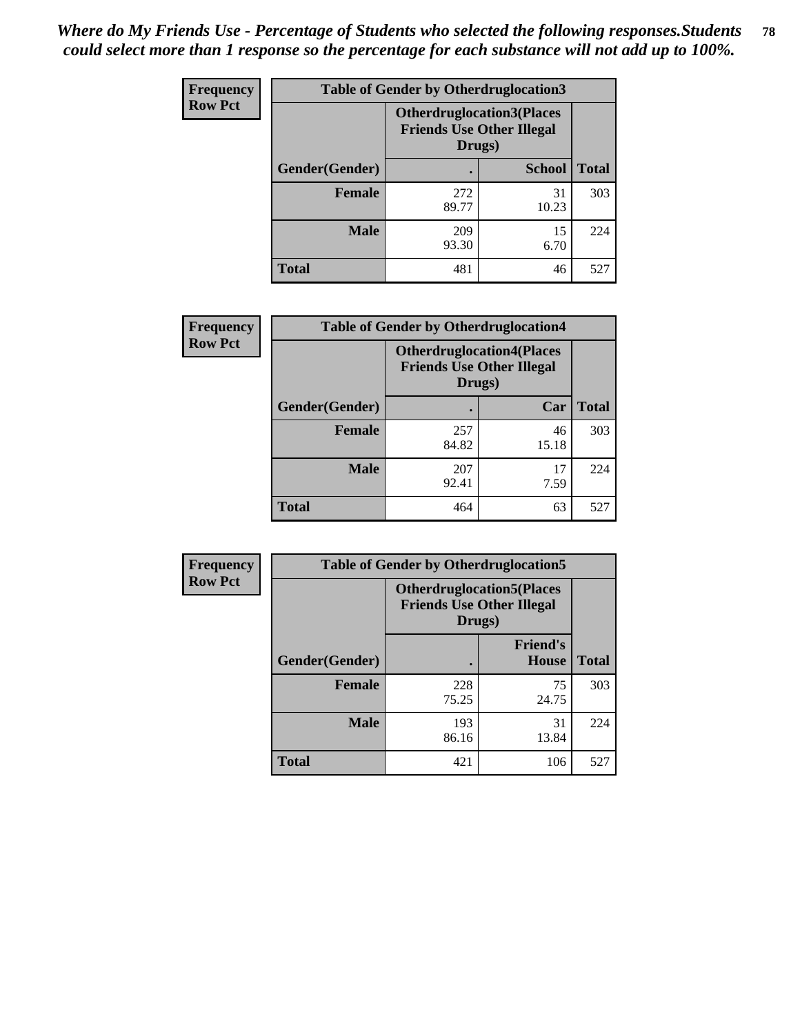*Where do My Friends Use - Percentage of Students who selected the following responses.Students could select more than 1 response so the percentage for each substance will not add up to 100%.*

**Frequency**
**Row Pct**

**Table of Gender by Otherdruglocation3**

| Gender(Gender) | Otherdruglocation3(Places Friends Use Other Illegal Drugs) . | School | Total |
|---|---|---|---|
| **Female** | 272<br>89.77 | 31<br>10.23 | 303 |
| **Male** | 209<br>93.30 | 15<br>6.70 | 224 |
| **Total** | 481 | 46 | 527 |

**Frequency**
**Row Pct**

**Table of Gender by Otherdruglocation4**

| Gender(Gender) | Otherdruglocation4(Places Friends Use Other Illegal Drugs) . | Car | Total |
|---|---|---|---|
| **Female** | 257<br>84.82 | 46<br>15.18 | 303 |
| **Male** | 207<br>92.41 | 17<br>7.59 | 224 |
| **Total** | 464 | 63 | 527 |

**Frequency**
**Row Pct**

**Table of Gender by Otherdruglocation5**

| Gender(Gender) | Otherdruglocation5(Places Friends Use Other Illegal Drugs) . | Friend's House | Total |
|---|---|---|---|
| **Female** | 228<br>75.25 | 75<br>24.75 | 303 |
| **Male** | 193<br>86.16 | 31<br>13.84 | 224 |
| **Total** | 421 | 106 | 527 |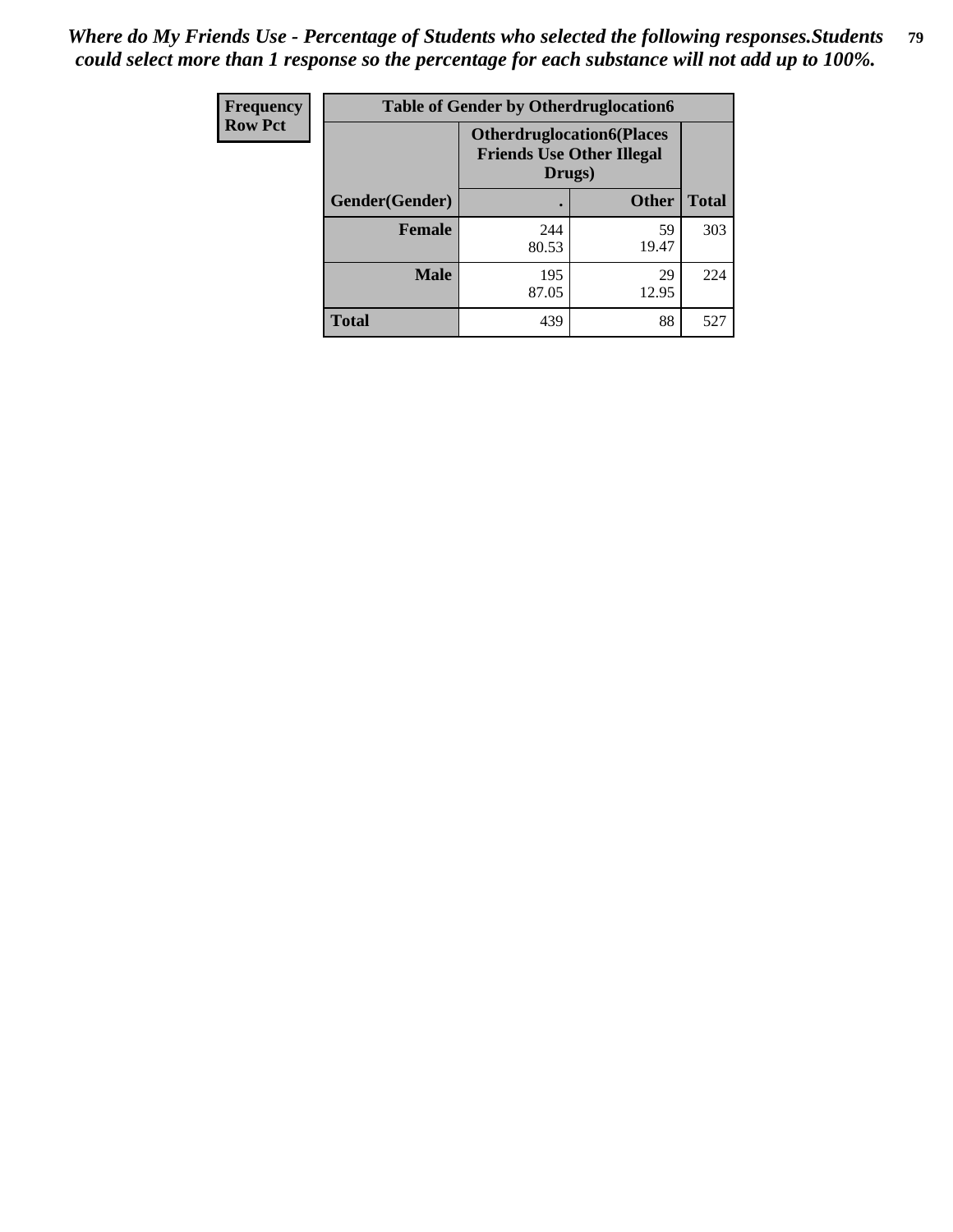*Where do My Friends Use - Percentage of Students who selected the following responses.Students could select more than 1 response so the percentage for each substance will not add up to 100%.*

| Frequency<br>Row Pct | Table of Gender by Otherdruglocation6 | | |
|---|---|---|---|
| | Otherdruglocation6(Places Friends Use Other Illegal Drugs) | | |
| Gender(Gender) | . | Other | Total |
| Female | 244<br>80.53 | 59<br>19.47 | 303 |
| Male | 195<br>87.05 | 29<br>12.95 | 224 |
| Total | 439 | 88 | 527 |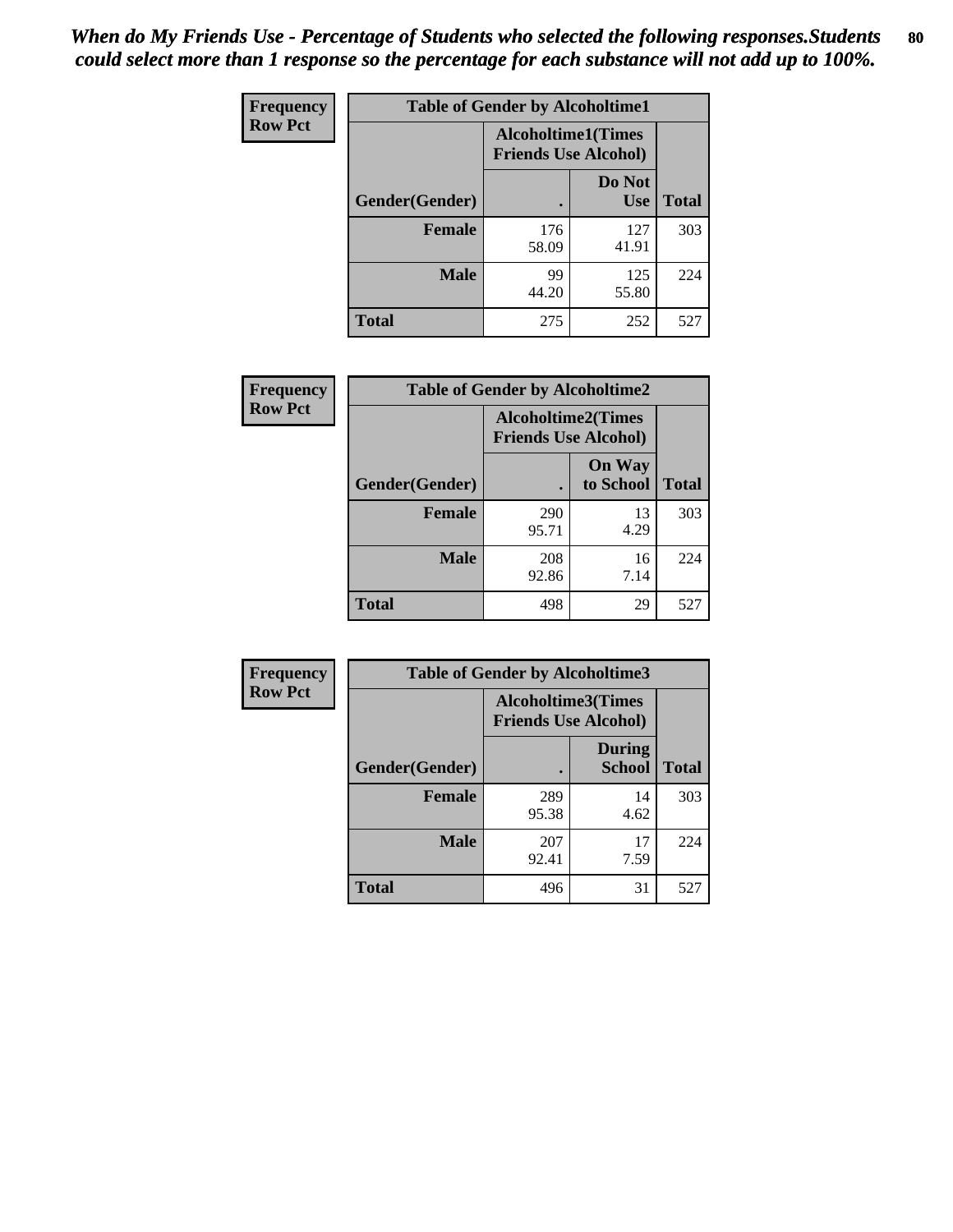*When do My Friends Use - Percentage of Students who selected the following responses.Students could select more than 1 response so the percentage for each substance will not add up to 100%.*

| Frequency Row Pct | Table of Gender by Alcoholtime1 | | |
|---|---|---|---|
| | Alcoholtime1(Times Friends Use Alcohol) | | |
| Gender(Gender) | . | Do Not Use | Total |
| Female | 176<br>58.09 | 127<br>41.91 | 303 |
| Male | 99<br>44.20 | 125<br>55.80 | 224 |
| Total | 275 | 252 | 527 |

| Frequency Row Pct | Table of Gender by Alcoholtime2 | | |
|---|---|---|---|
| | Alcoholtime2(Times Friends Use Alcohol) | | |
| Gender(Gender) | . | On Way to School | Total |
| Female | 290<br>95.71 | 13<br>4.29 | 303 |
| Male | 208<br>92.86 | 16<br>7.14 | 224 |
| Total | 498 | 29 | 527 |

| Frequency Row Pct | Table of Gender by Alcoholtime3 | | |
|---|---|---|---|
| | Alcoholtime3(Times Friends Use Alcohol) | | |
| Gender(Gender) | . | During School | Total |
| Female | 289<br>95.38 | 14<br>4.62 | 303 |
| Male | 207<br>92.41 | 17<br>7.59 | 224 |
| Total | 496 | 31 | 527 |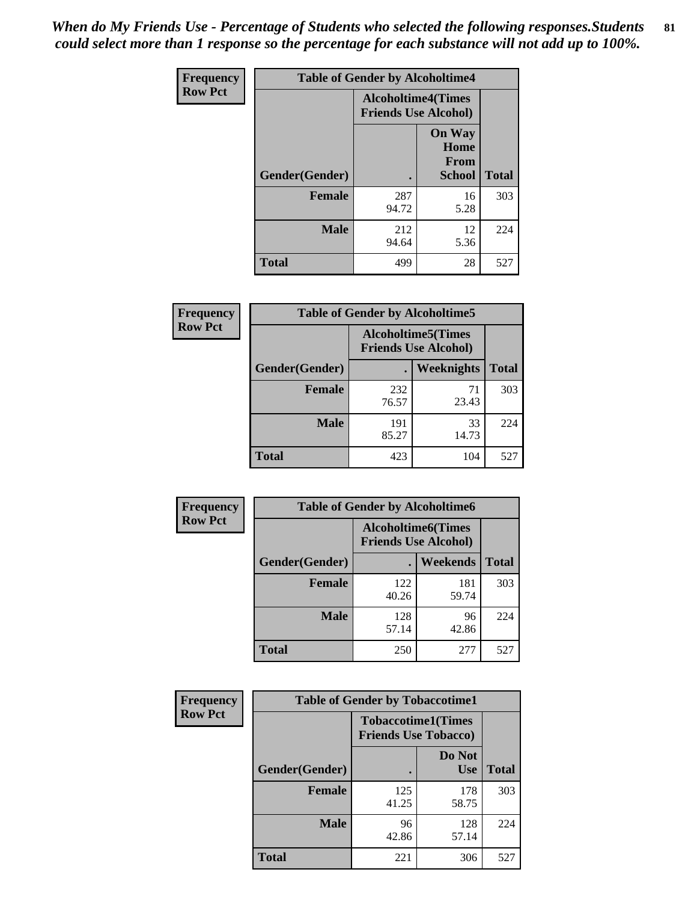*When do My Friends Use - Percentage of Students who selected the following responses.Students could select more than 1 response so the percentage for each substance will not add up to 100%.*

**Frequency Row Pct**

| Table of Gender by Alcoholtime4 | | | |
|---|---|---|---|
| | Alcoholtime4(Times Friends Use Alcohol) | | |
| Gender(Gender) | . | On Way Home From School | Total |
| **Female** | 287<br>94.72 | 16<br>5.28 | 303 |
| **Male** | 212<br>94.64 | 12<br>5.36 | 224 |
| **Total** | 499 | 28 | 527 |

**Frequency Row Pct**

| Table of Gender by Alcoholtime5 | | | |
|---|---|---|---|
| | Alcoholtime5(Times Friends Use Alcohol) | | |
| Gender(Gender) | . | Weeknights | Total |
| **Female** | 232<br>76.57 | 71<br>23.43 | 303 |
| **Male** | 191<br>85.27 | 33<br>14.73 | 224 |
| **Total** | 423 | 104 | 527 |

**Frequency Row Pct**

| Table of Gender by Alcoholtime6 | | | |
|---|---|---|---|
| | Alcoholtime6(Times Friends Use Alcohol) | | |
| Gender(Gender) | . | Weekends | Total |
| **Female** | 122<br>40.26 | 181<br>59.74 | 303 |
| **Male** | 128<br>57.14 | 96<br>42.86 | 224 |
| **Total** | 250 | 277 | 527 |

**Frequency Row Pct**

| Table of Gender by Tobaccotime1 | | | |
|---|---|---|---|
| | Tobaccotime1(Times Friends Use Tobacco) | | |
| Gender(Gender) | . | Do Not Use | Total |
| **Female** | 125<br>41.25 | 178<br>58.75 | 303 |
| **Male** | 96<br>42.86 | 128<br>57.14 | 224 |
| **Total** | 221 | 306 | 527 |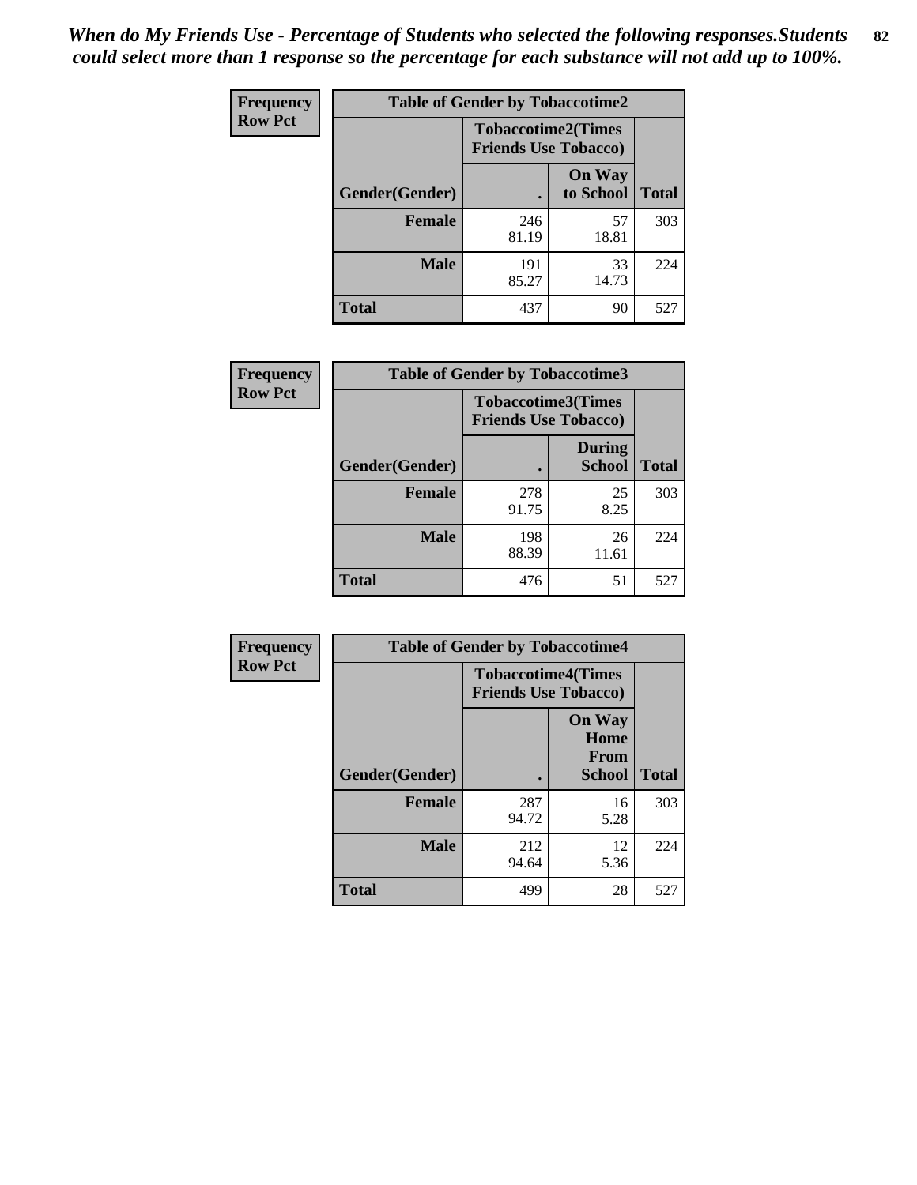*When do My Friends Use - Percentage of Students who selected the following responses.Students could select more than 1 response so the percentage for each substance will not add up to 100%.*

**Frequency**
**Row Pct**

| Table of Gender by Tobaccotime2 | | | |
|---|---|---|---|
| | Tobaccotime2(Times Friends Use Tobacco) | | |
| Gender(Gender) | . | On Way to School | Total |
| **Female** | 246<br>81.19 | 57<br>18.81 | 303 |
| **Male** | 191<br>85.27 | 33<br>14.73 | 224 |
| **Total** | 437 | 90 | 527 |

**Frequency**
**Row Pct**

| Table of Gender by Tobaccotime3 | | | |
|---|---|---|---|
| | Tobaccotime3(Times Friends Use Tobacco) | | |
| Gender(Gender) | . | During School | Total |
| **Female** | 278<br>91.75 | 25<br>8.25 | 303 |
| **Male** | 198<br>88.39 | 26<br>11.61 | 224 |
| **Total** | 476 | 51 | 527 |

**Frequency**
**Row Pct**

| Table of Gender by Tobaccotime4 | | | |
|---|---|---|---|
| | Tobaccotime4(Times Friends Use Tobacco) | | |
| Gender(Gender) | . | On Way Home From School | Total |
| **Female** | 287<br>94.72 | 16<br>5.28 | 303 |
| **Male** | 212<br>94.64 | 12<br>5.36 | 224 |
| **Total** | 499 | 28 | 527 |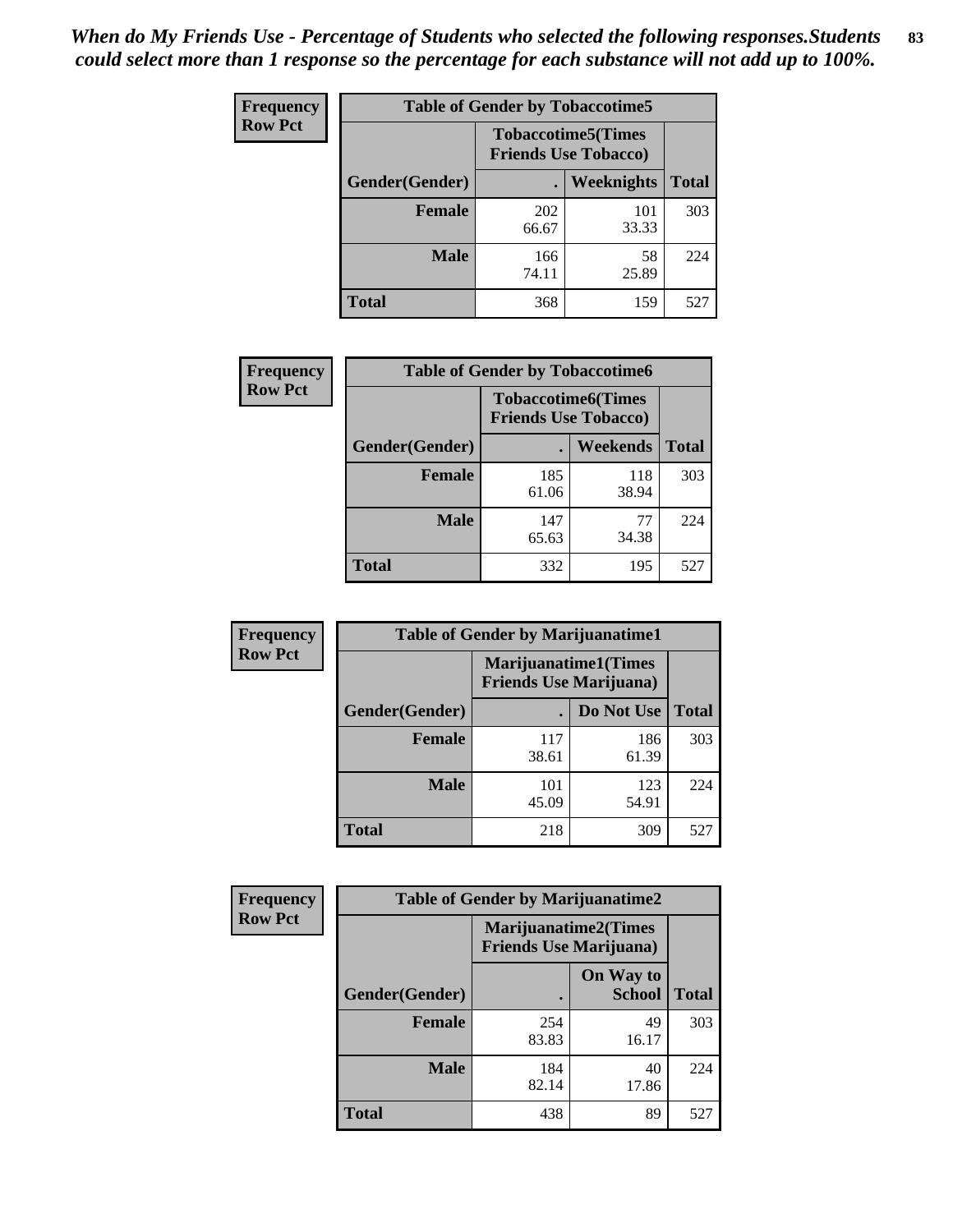*When do My Friends Use - Percentage of Students who selected the following responses.Students could select more than 1 response so the percentage for each substance will not add up to 100%.*

**Frequency**
**Row Pct**

| Table of Gender by Tobaccotime5 | | | |
|---|---|---|---|
| | Tobaccotime5(Times Friends Use Tobacco) | | |
| Gender(Gender) | . | Weeknights | Total |
| **Female** | 202<br>66.67 | 101<br>33.33 | 303 |
| **Male** | 166<br>74.11 | 58<br>25.89 | 224 |
| **Total** | 368 | 159 | 527 |

**Frequency**
**Row Pct**

| Table of Gender by Tobaccotime6 | | | |
|---|---|---|---|
| | Tobaccotime6(Times Friends Use Tobacco) | | |
| Gender(Gender) | . | Weekends | Total |
| **Female** | 185<br>61.06 | 118<br>38.94 | 303 |
| **Male** | 147<br>65.63 | 77<br>34.38 | 224 |
| **Total** | 332 | 195 | 527 |

**Frequency**
**Row Pct**

| Table of Gender by Marijuanatime1 | | | |
|---|---|---|---|
| | Marijuanatime1(Times Friends Use Marijuana) | | |
| Gender(Gender) | . | Do Not Use | Total |
| **Female** | 117<br>38.61 | 186<br>61.39 | 303 |
| **Male** | 101<br>45.09 | 123<br>54.91 | 224 |
| **Total** | 218 | 309 | 527 |

**Frequency**
**Row Pct**

| Table of Gender by Marijuanatime2 | | | |
|---|---|---|---|
| | Marijuanatime2(Times Friends Use Marijuana) | | |
| Gender(Gender) | . | On Way to School | Total |
| **Female** | 254<br>83.83 | 49<br>16.17 | 303 |
| **Male** | 184<br>82.14 | 40<br>17.86 | 224 |
| **Total** | 438 | 89 | 527 |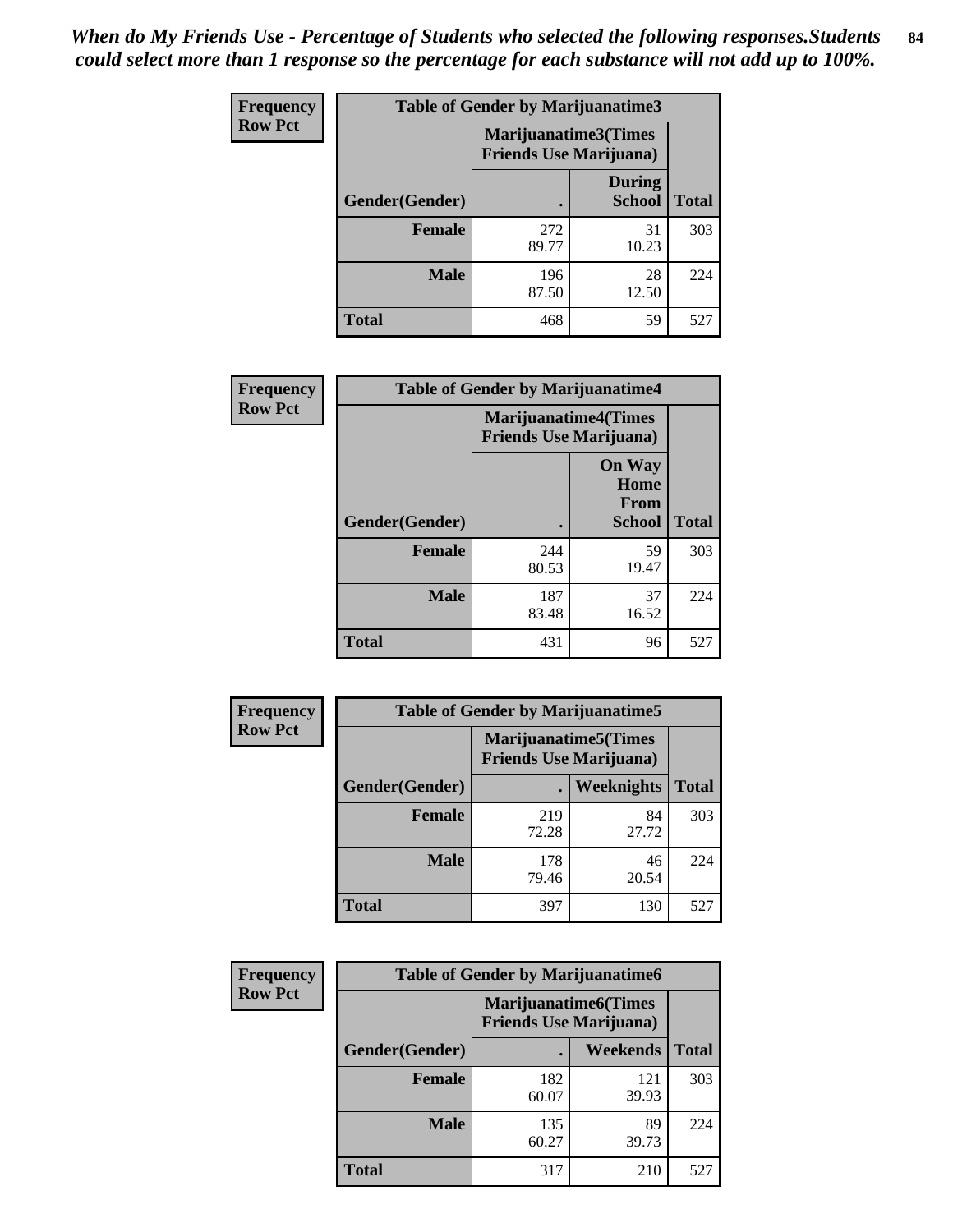*When do My Friends Use - Percentage of Students who selected the following responses.Students could select more than 1 response so the percentage for each substance will not add up to 100%.*

**Frequency**
**Row Pct**

| Table of Gender by Marijuanatime3 | | | |
|---|---|---|---|
| | Marijuanatime3(Times Friends Use Marijuana) | | |
| Gender(Gender) | . | During School | Total |
| Female | 272<br>89.77 | 31<br>10.23 | 303 |
| Male | 196<br>87.50 | 28<br>12.50 | 224 |
| Total | 468 | 59 | 527 |

**Frequency**
**Row Pct**

| Table of Gender by Marijuanatime4 | | | |
|---|---|---|---|
| | Marijuanatime4(Times Friends Use Marijuana) | | |
| Gender(Gender) | . | On Way Home From School | Total |
| Female | 244<br>80.53 | 59<br>19.47 | 303 |
| Male | 187<br>83.48 | 37<br>16.52 | 224 |
| Total | 431 | 96 | 527 |

**Frequency**
**Row Pct**

| Table of Gender by Marijuanatime5 | | | |
|---|---|---|---|
| | Marijuanatime5(Times Friends Use Marijuana) | | |
| Gender(Gender) | . | Weeknights | Total |
| Female | 219<br>72.28 | 84<br>27.72 | 303 |
| Male | 178<br>79.46 | 46<br>20.54 | 224 |
| Total | 397 | 130 | 527 |

**Frequency**
**Row Pct**

| Table of Gender by Marijuanatime6 | | | |
|---|---|---|---|
| | Marijuanatime6(Times Friends Use Marijuana) | | |
| Gender(Gender) | . | Weekends | Total |
| Female | 182<br>60.07 | 121<br>39.93 | 303 |
| Male | 135<br>60.27 | 89<br>39.73 | 224 |
| Total | 317 | 210 | 527 |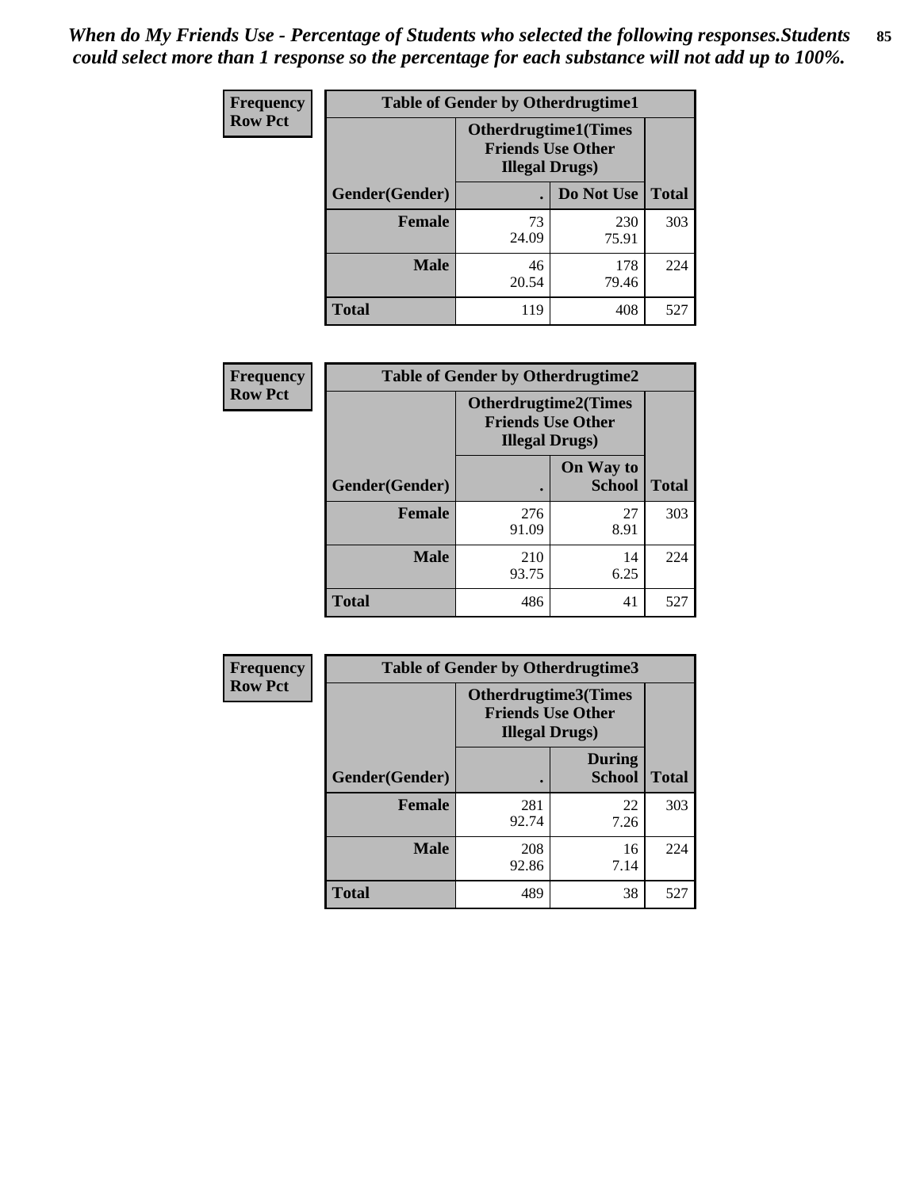*When do My Friends Use - Percentage of Students who selected the following responses.Students could select more than 1 response so the percentage for each substance will not add up to 100%.*

**Frequency**
**Row Pct**

| Table of Gender by Otherdrugtime1 | | | |
|---|---|---|---|
| | Otherdrugtime1(Times Friends Use Other Illegal Drugs) | | |
| Gender(Gender) | . | Do Not Use | Total |
| **Female** | 73<br>24.09 | 230<br>75.91 | 303 |
| **Male** | 46<br>20.54 | 178<br>79.46 | 224 |
| **Total** | 119 | 408 | 527 |

**Frequency**
**Row Pct**

| Table of Gender by Otherdrugtime2 | | | |
|---|---|---|---|
| | Otherdrugtime2(Times Friends Use Other Illegal Drugs) | | |
| Gender(Gender) | . | On Way to School | Total |
| **Female** | 276<br>91.09 | 27<br>8.91 | 303 |
| **Male** | 210<br>93.75 | 14<br>6.25 | 224 |
| **Total** | 486 | 41 | 527 |

**Frequency**
**Row Pct**

| Table of Gender by Otherdrugtime3 | | | |
|---|---|---|---|
| | Otherdrugtime3(Times Friends Use Other Illegal Drugs) | | |
| Gender(Gender) | . | During School | Total |
| **Female** | 281<br>92.74 | 22<br>7.26 | 303 |
| **Male** | 208<br>92.86 | 16<br>7.14 | 224 |
| **Total** | 489 | 38 | 527 |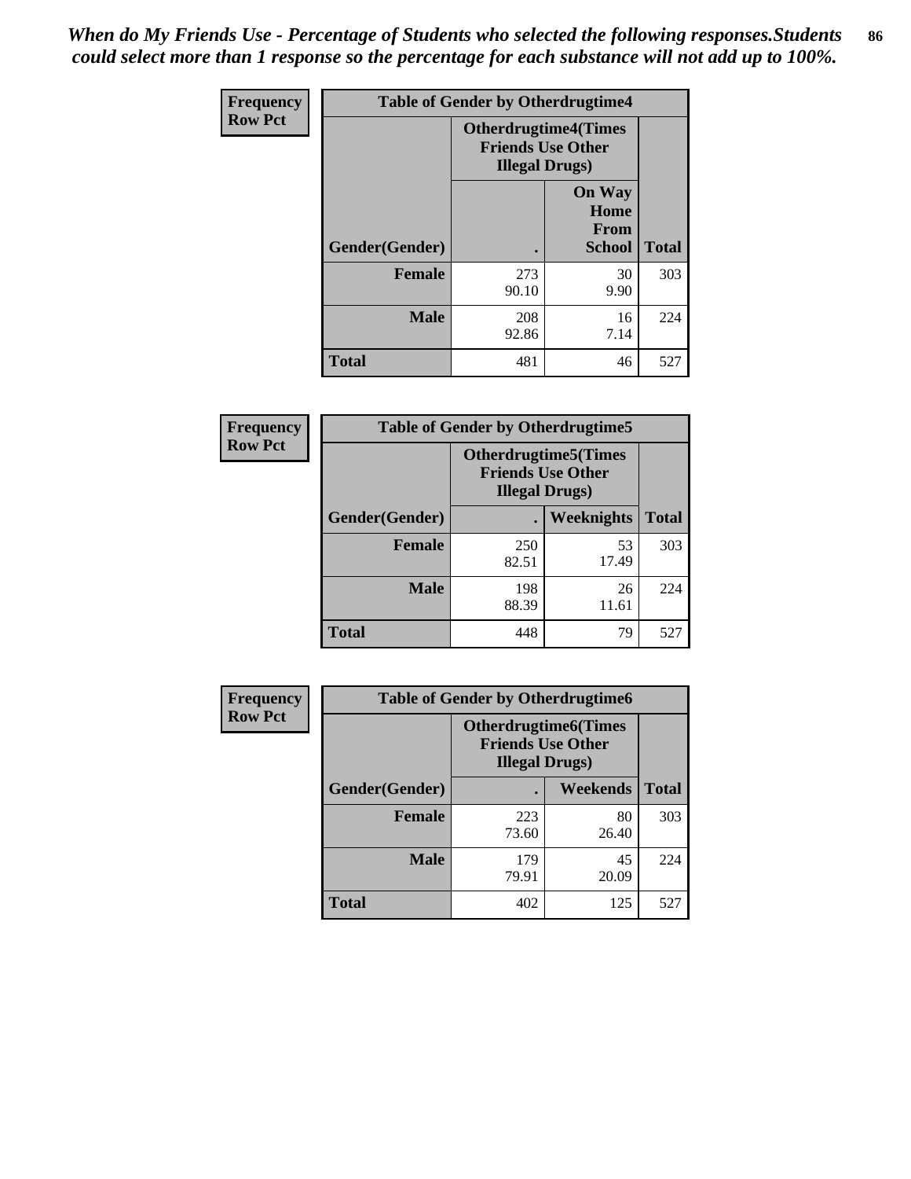*When do My Friends Use - Percentage of Students who selected the following responses.Students could select more than 1 response so the percentage for each substance will not add up to 100%.*

**Frequency**
**Row Pct**

| Table of Gender by Otherdrugtime4 | | | |
|---|---|---|---|
| | Otherdrugtime4(Times Friends Use Other Illegal Drugs) | | |
| Gender(Gender) | . | On Way Home From School | Total |
| Female | 273<br>90.10 | 30<br>9.90 | 303 |
| Male | 208<br>92.86 | 16<br>7.14 | 224 |
| Total | 481 | 46 | 527 |

**Frequency**
**Row Pct**

| Table of Gender by Otherdrugtime5 | | | |
|---|---|---|---|
| | Otherdrugtime5(Times Friends Use Other Illegal Drugs) | | |
| Gender(Gender) | . | Weeknights | Total |
| Female | 250<br>82.51 | 53<br>17.49 | 303 |
| Male | 198<br>88.39 | 26<br>11.61 | 224 |
| Total | 448 | 79 | 527 |

**Frequency**
**Row Pct**

| Table of Gender by Otherdrugtime6 | | | |
|---|---|---|---|
| | Otherdrugtime6(Times Friends Use Other Illegal Drugs) | | |
| Gender(Gender) | . | Weekends | Total |
| Female | 223<br>73.60 | 80<br>26.40 | 303 |
| Male | 179<br>79.91 | 45<br>20.09 | 224 |
| Total | 402 | 125 | 527 |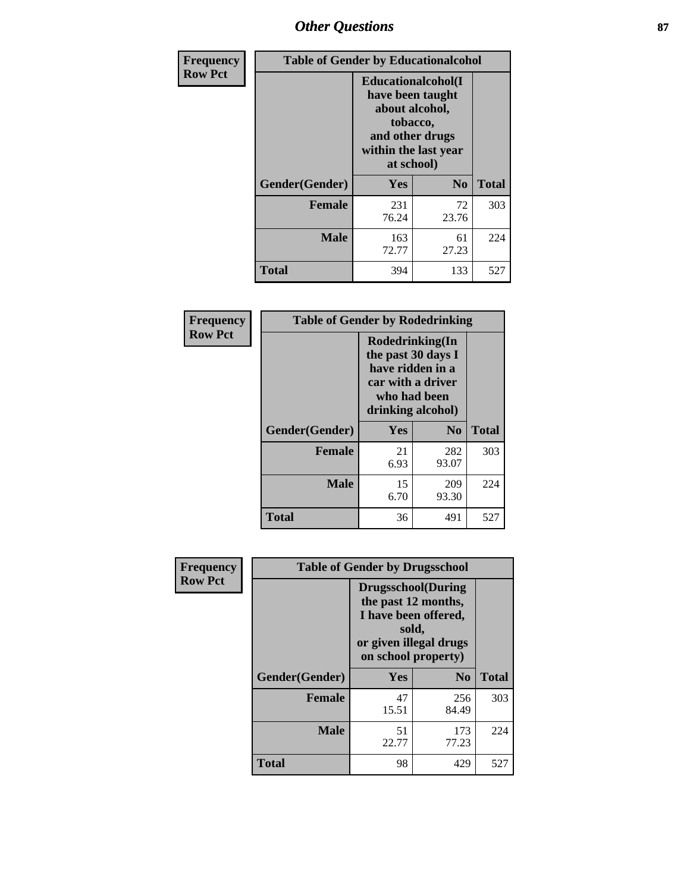# Other Questions

**Frequency**
**Row Pct**

| Table of Gender by Educationalcohol | | | |
|---|---|---|---|
| | Educationalcohol(I have been taught about alcohol, tobacco, and other drugs within the last year at school) | | |
| Gender(Gender) | Yes | No | Total |
| Female | 231<br>76.24 | 72<br>23.76 | 303 |
| Male | 163<br>72.77 | 61<br>27.23 | 224 |
| Total | 394 | 133 | 527 |

**Frequency**
**Row Pct**

| Table of Gender by Rodedrinking | | | |
|---|---|---|---|
| | Rodedrinking(In the past 30 days I have ridden in a car with a driver who had been drinking alcohol) | | |
| Gender(Gender) | Yes | No | Total |
| Female | 21<br>6.93 | 282<br>93.07 | 303 |
| Male | 15<br>6.70 | 209<br>93.30 | 224 |
| Total | 36 | 491 | 527 |

**Frequency**
**Row Pct**

| Table of Gender by Drugsschool | | | |
|---|---|---|---|
| | Drugsschool(During the past 12 months, I have been offered, sold, or given illegal drugs on school property) | | |
| Gender(Gender) | Yes | No | Total |
| Female | 47<br>15.51 | 256<br>84.49 | 303 |
| Male | 51<br>22.77 | 173<br>77.23 | 224 |
| Total | 98 | 429 | 527 |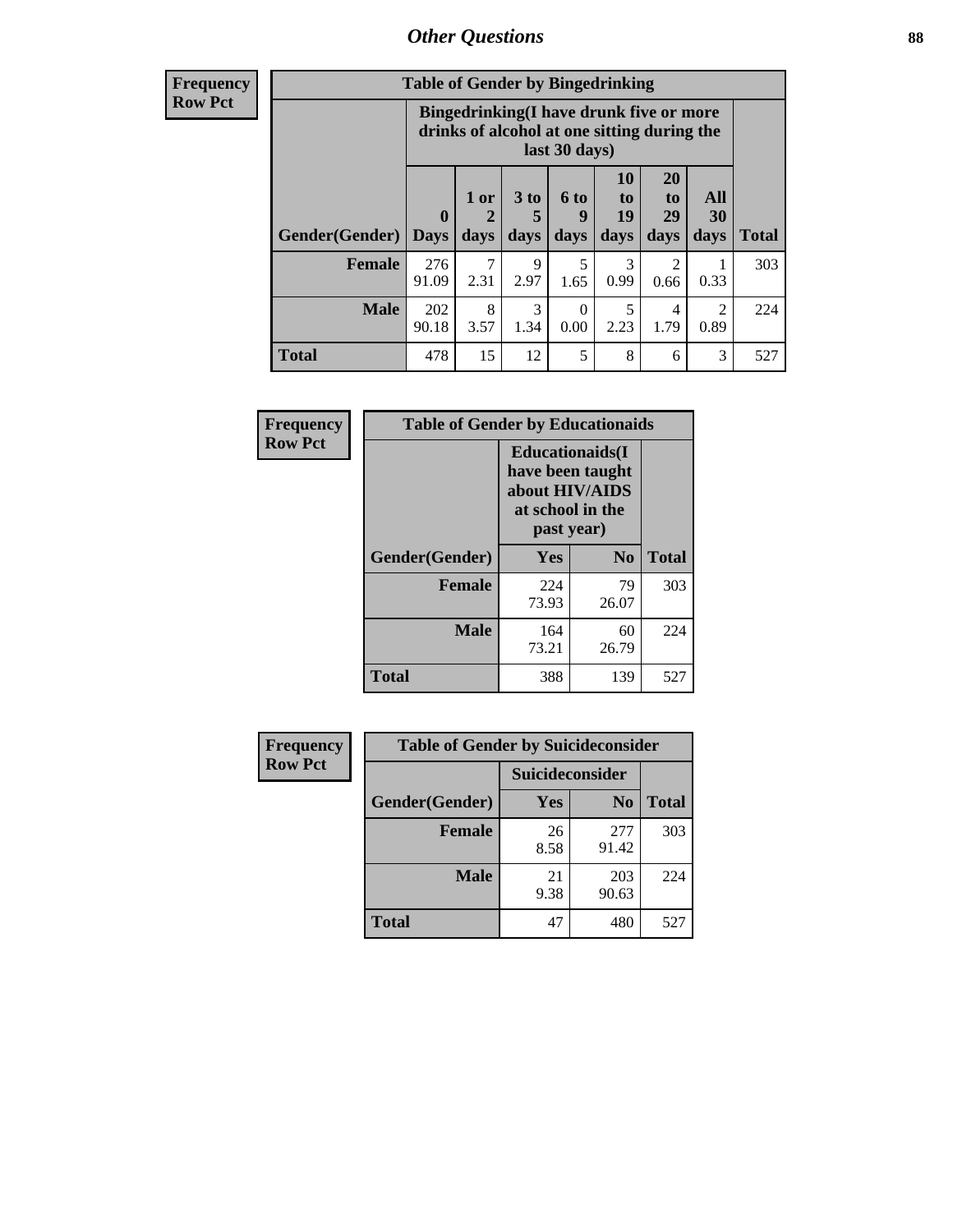# Other Questions

**Frequency**
**Row Pct**

| Table of Gender by Bingedrinking | | | | | | | | |
|---|---|---|---|---|---|---|---|---|
| | Bingedrinking(I have drunk five or more drinks of alcohol at one sitting during the last 30 days) | | | | | | | |
| Gender(Gender) | 0 Days | 1 or 2 days | 3 to 5 days | 6 to 9 days | 10 to 19 days | 20 to 29 days | All 30 days | Total |
| Female | 276<br>91.09 | 7<br>2.31 | 9<br>2.97 | 5<br>1.65 | 3<br>0.99 | 2<br>0.66 | 1<br>0.33 | 303 |
| Male | 202<br>90.18 | 8<br>3.57 | 3<br>1.34 | 0<br>0.00 | 5<br>2.23 | 4<br>1.79 | 2<br>0.89 | 224 |
| Total | 478 | 15 | 12 | 5 | 8 | 6 | 3 | 527 |

**Frequency**
**Row Pct**

| Table of Gender by Educationaids | | | |
|---|---|---|---|
| | Educationaids(I have been taught about HIV/AIDS at school in the past year) | | |
| Gender(Gender) | Yes | No | Total |
| Female | 224<br>73.93 | 79<br>26.07 | 303 |
| Male | 164<br>73.21 | 60<br>26.79 | 224 |
| Total | 388 | 139 | 527 |

**Frequency**
**Row Pct**

| Table of Gender by Suicideconsider | | | |
|---|---|---|---|
| | Suicideconsider | | |
| Gender(Gender) | Yes | No | Total |
| Female | 26<br>8.58 | 277<br>91.42 | 303 |
| Male | 21<br>9.38 | 203<br>90.63 | 224 |
| Total | 47 | 480 | 527 |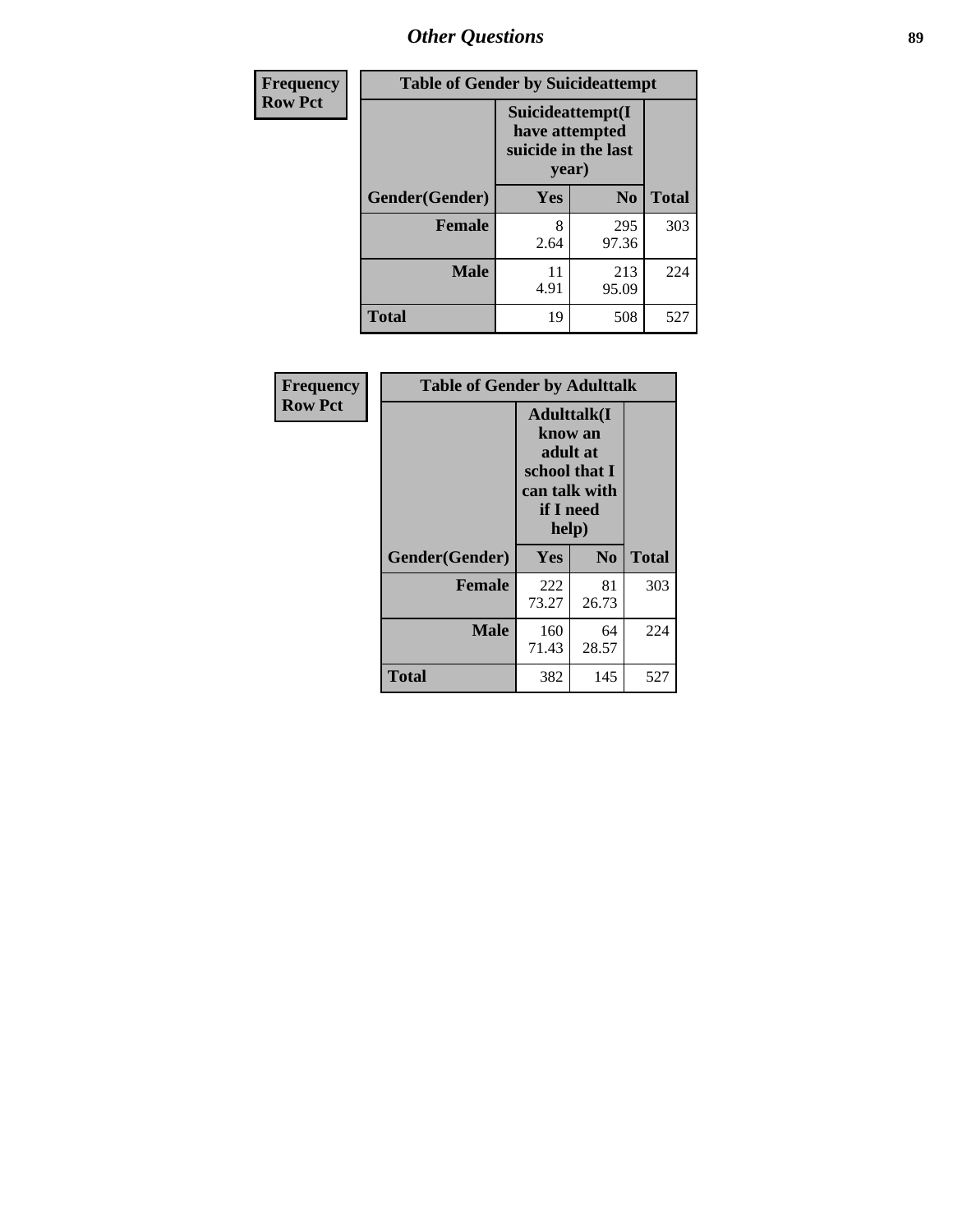## Other Questions

**Frequency**
**Row Pct**

**Table of Gender by Suicideattempt**

| Gender(Gender) | Suicideattempt(I have attempted suicide in the last year) | | Total |
|---|---|---|---|
| | Yes | No | |
| **Female** | 8<br>2.64 | 295<br>97.36 | 303 |
| **Male** | 11<br>4.91 | 213<br>95.09 | 224 |
| **Total** | 19 | 508 | 527 |

**Frequency**
**Row Pct**

**Table of Gender by Adulttalk**

| Gender(Gender) | Adulttalk(I know an adult at school that I can talk with if I need help) | | Total |
|---|---|---|---|
| | Yes | No | |
| **Female** | 222<br>73.27 | 81<br>26.73 | 303 |
| **Male** | 160<br>71.43 | 64<br>28.57 | 224 |
| **Total** | 382 | 145 | 527 |